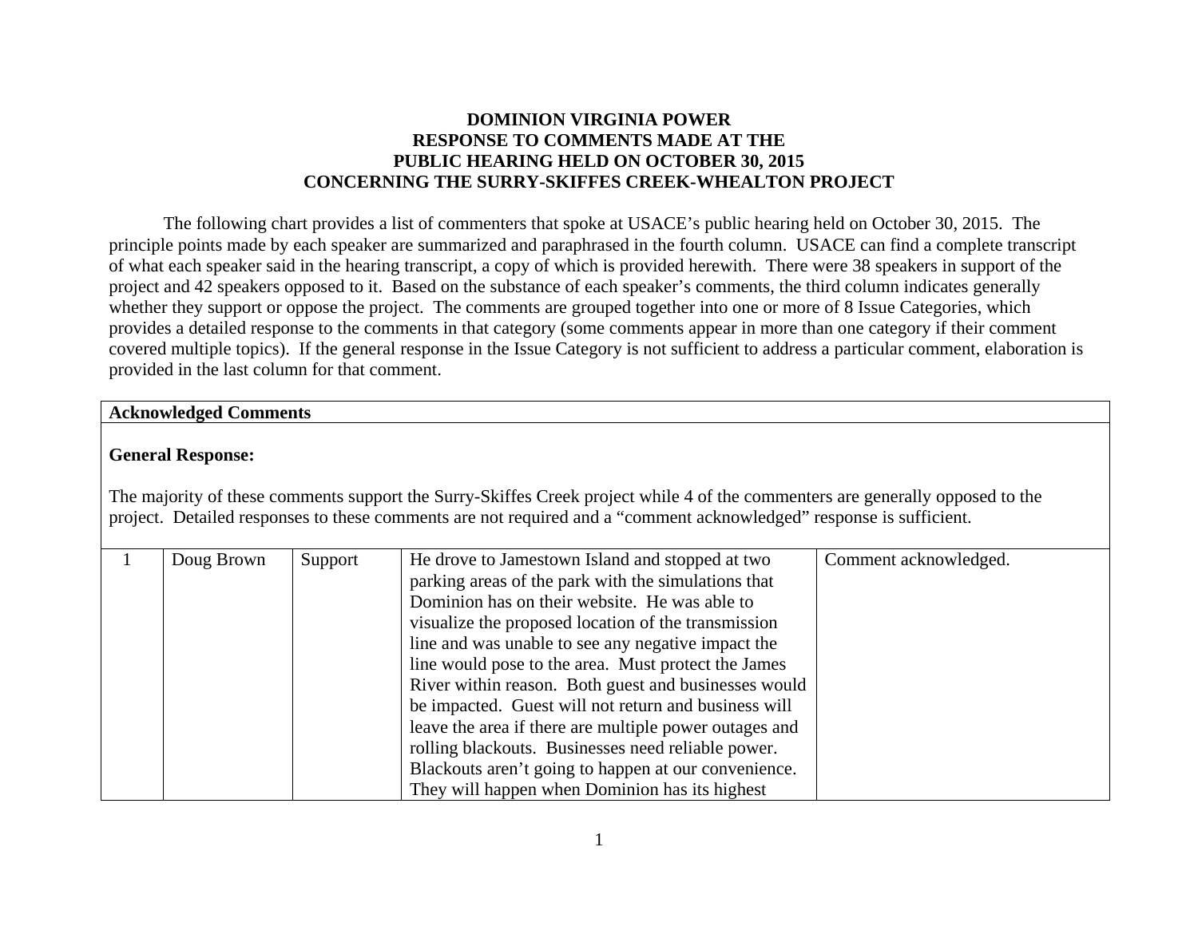# DOMINION VIRGINIA POWER
# RESPONSE TO COMMENTS MADE AT THE
# PUBLIC HEARING HELD ON OCTOBER 30, 2015
# CONCERNING THE SURRY-SKIFFES CREEK-WHEALTON PROJECT

The following chart provides a list of commenters that spoke at USACE's public hearing held on October 30, 2015. The principle points made by each speaker are summarized and paraphrased in the fourth column. USACE can find a complete transcript of what each speaker said in the hearing transcript, a copy of which is provided herewith. There were 38 speakers in support of the project and 42 speakers opposed to it. Based on the substance of each speaker's comments, the third column indicates generally whether they support or oppose the project. The comments are grouped together into one or more of 8 Issue Categories, which provides a detailed response to the comments in that category (some comments appear in more than one category if their comment covered multiple topics). If the general response in the Issue Category is not sufficient to address a particular comment, elaboration is provided in the last column for that comment.

| **Acknowledged Comments** | | | | |
|---|---|---|---|---|
| **General Response:**<br><br>The majority of these comments support the Surry-Skiffes Creek project while 4 of the commenters are generally opposed to the project. Detailed responses to these comments are not required and a "comment acknowledged" response is sufficient. | | | | |
| 1 | Doug Brown | Support | He drove to Jamestown Island and stopped at two parking areas of the park with the simulations that Dominion has on their website. He was able to visualize the proposed location of the transmission line and was unable to see any negative impact the line would pose to the area. Must protect the James River within reason. Both guest and businesses would be impacted. Guest will not return and business will leave the area if there are multiple power outages and rolling blackouts. Businesses need reliable power. Blackouts aren't going to happen at our convenience. They will happen when Dominion has its highest | Comment acknowledged. |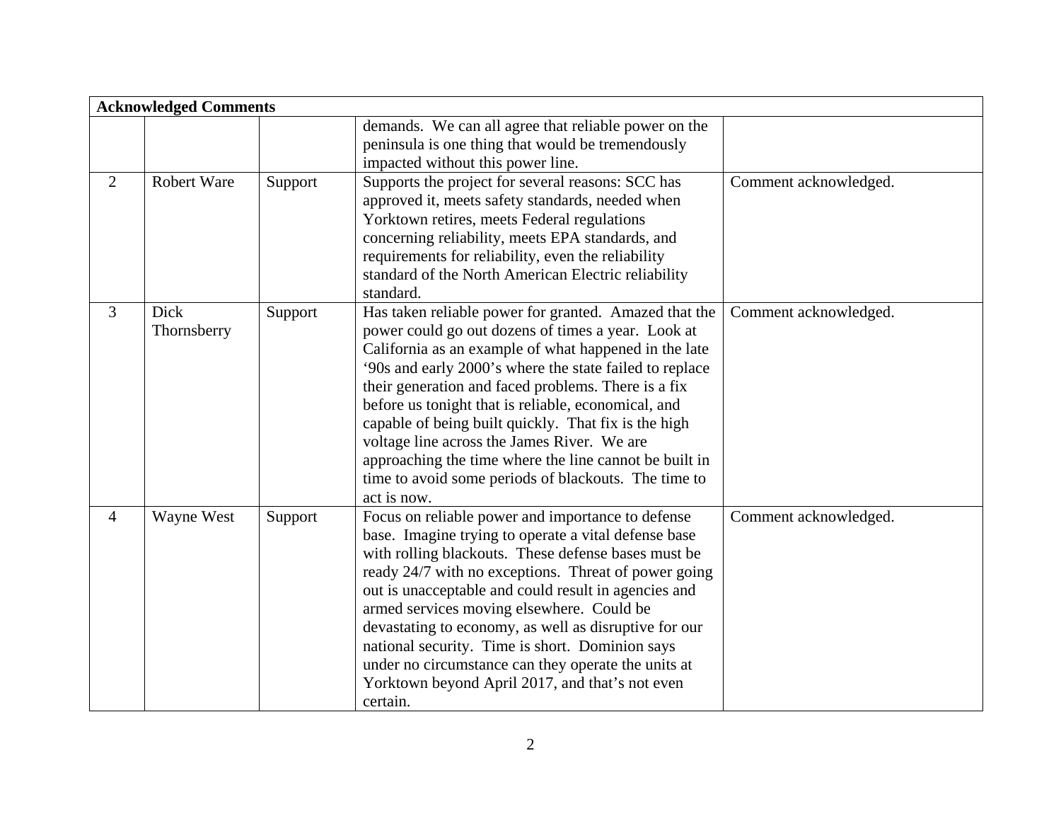| Acknowledged Comments | | | | |
|---|---|---|---|---|
| | | | demands. We can all agree that reliable power on the peninsula is one thing that would be tremendously impacted without this power line. | |
| 2 | Robert Ware | Support | Supports the project for several reasons: SCC has approved it, meets safety standards, needed when Yorktown retires, meets Federal regulations concerning reliability, meets EPA standards, and requirements for reliability, even the reliability standard of the North American Electric reliability standard. | Comment acknowledged. |
| 3 | Dick Thornsberry | Support | Has taken reliable power for granted. Amazed that the power could go out dozens of times a year. Look at California as an example of what happened in the late '90s and early 2000's where the state failed to replace their generation and faced problems. There is a fix before us tonight that is reliable, economical, and capable of being built quickly. That fix is the high voltage line across the James River. We are approaching the time where the line cannot be built in time to avoid some periods of blackouts. The time to act is now. | Comment acknowledged. |
| 4 | Wayne West | Support | Focus on reliable power and importance to defense base. Imagine trying to operate a vital defense base with rolling blackouts. These defense bases must be ready 24/7 with no exceptions. Threat of power going out is unacceptable and could result in agencies and armed services moving elsewhere. Could be devastating to economy, as well as disruptive for our national security. Time is short. Dominion says under no circumstance can they operate the units at Yorktown beyond April 2017, and that's not even certain. | Comment acknowledged. |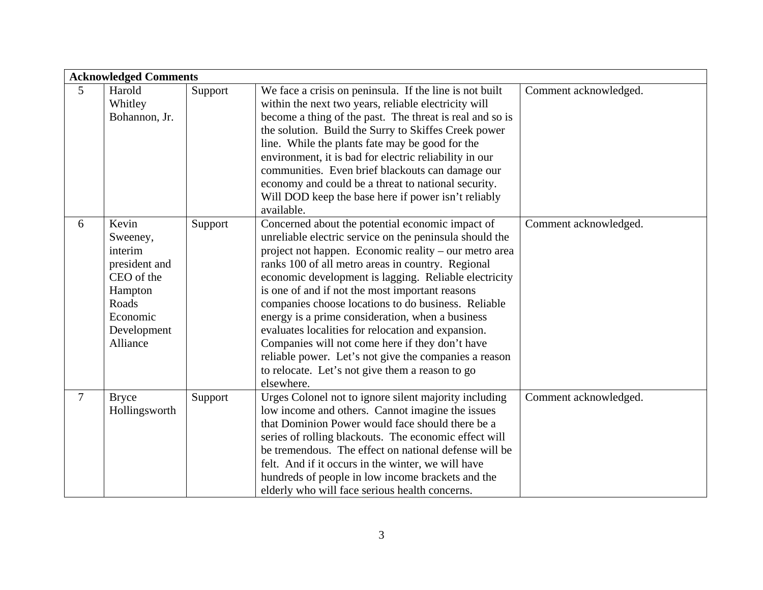| Acknowledged Comments | | | | |
|---|---|---|---|---|
| 5 | Harold Whitley Bohannon, Jr. | Support | We face a crisis on peninsula. If the line is not built within the next two years, reliable electricity will become a thing of the past. The threat is real and so is the solution. Build the Surry to Skiffes Creek power line. While the plants fate may be good for the environment, it is bad for electric reliability in our communities. Even brief blackouts can damage our economy and could be a threat to national security. Will DOD keep the base here if power isn't reliably available. | Comment acknowledged. |
| 6 | Kevin Sweeney, interim president and CEO of the Hampton Roads Economic Development Alliance | Support | Concerned about the potential economic impact of unreliable electric service on the peninsula should the project not happen. Economic reality – our metro area ranks 100 of all metro areas in country. Regional economic development is lagging. Reliable electricity is one of and if not the most important reasons companies choose locations to do business. Reliable energy is a prime consideration, when a business evaluates localities for relocation and expansion. Companies will not come here if they don't have reliable power. Let's not give the companies a reason to relocate. Let's not give them a reason to go elsewhere. | Comment acknowledged. |
| 7 | Bryce Hollingsworth | Support | Urges Colonel not to ignore silent majority including low income and others. Cannot imagine the issues that Dominion Power would face should there be a series of rolling blackouts. The economic effect will be tremendous. The effect on national defense will be felt. And if it occurs in the winter, we will have hundreds of people in low income brackets and the elderly who will face serious health concerns. | Comment acknowledged. |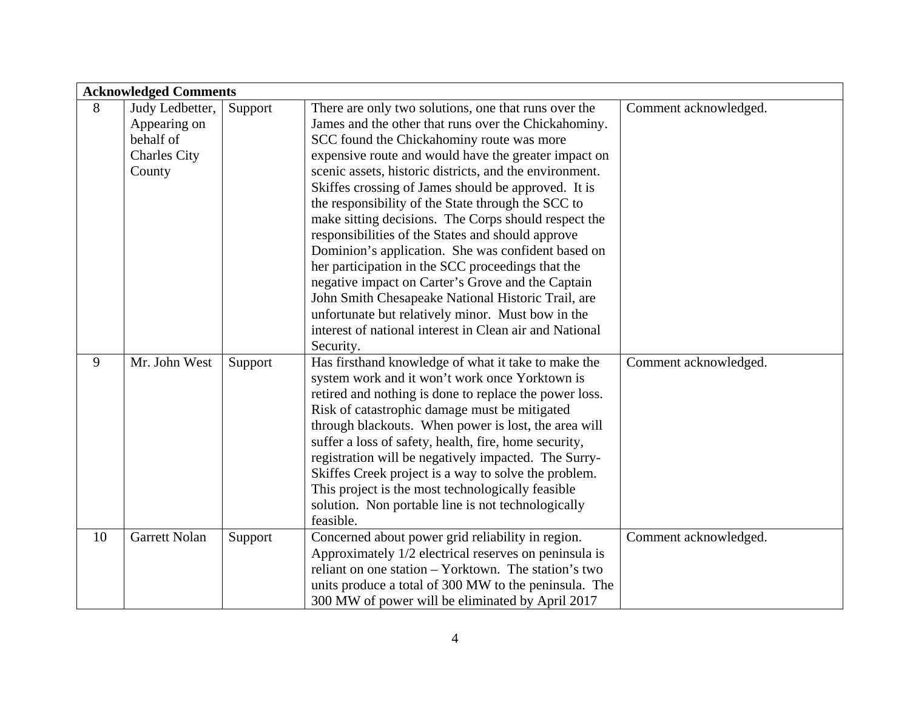| **Acknowledged Comments** | | | | |
|---|---|---|---|---|
| 8 | Judy Ledbetter, Appearing on behalf of Charles City County | Support | There are only two solutions, one that runs over the James and the other that runs over the Chickahominy. SCC found the Chickahominy route was more expensive route and would have the greater impact on scenic assets, historic districts, and the environment. Skiffes crossing of James should be approved. It is the responsibility of the State through the SCC to make sitting decisions. The Corps should respect the responsibilities of the States and should approve Dominion's application. She was confident based on her participation in the SCC proceedings that the negative impact on Carter's Grove and the Captain John Smith Chesapeake National Historic Trail, are unfortunate but relatively minor. Must bow in the interest of national interest in Clean air and National Security. | Comment acknowledged. |
| 9 | Mr. John West | Support | Has firsthand knowledge of what it take to make the system work and it won't work once Yorktown is retired and nothing is done to replace the power loss. Risk of catastrophic damage must be mitigated through blackouts. When power is lost, the area will suffer a loss of safety, health, fire, home security, registration will be negatively impacted. The Surry-Skiffes Creek project is a way to solve the problem. This project is the most technologically feasible solution. Non portable line is not technologically feasible. | Comment acknowledged. |
| 10 | Garrett Nolan | Support | Concerned about power grid reliability in region. Approximately 1/2 electrical reserves on peninsula is reliant on one station – Yorktown. The station's two units produce a total of 300 MW to the peninsula. The 300 MW of power will be eliminated by April 2017 | Comment acknowledged. |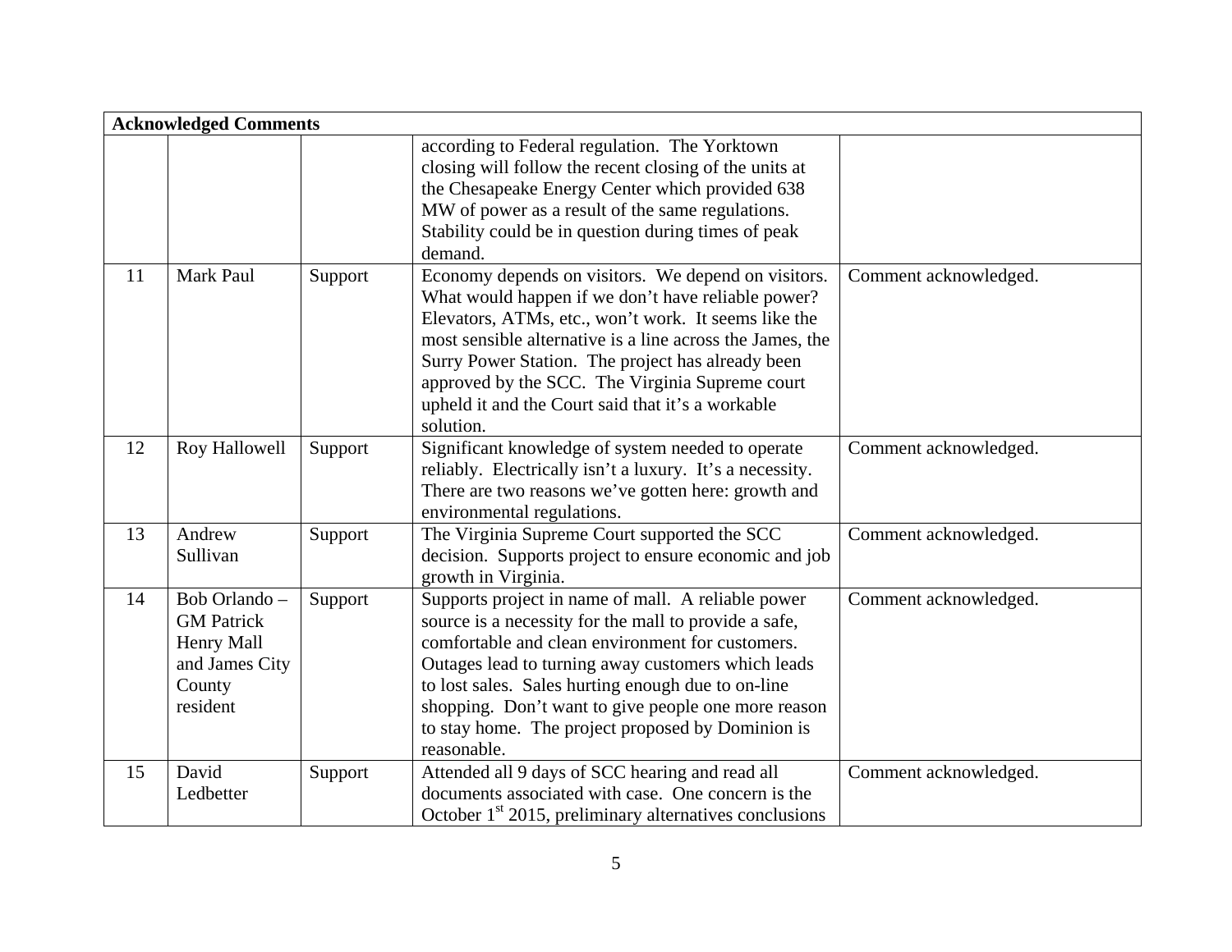| Acknowledged Comments | | | | |
|---|---|---|---|---|
| | | | according to Federal regulation. The Yorktown closing will follow the recent closing of the units at the Chesapeake Energy Center which provided 638 MW of power as a result of the same regulations. Stability could be in question during times of peak demand. | |
| 11 | Mark Paul | Support | Economy depends on visitors. We depend on visitors. What would happen if we don't have reliable power? Elevators, ATMs, etc., won't work. It seems like the most sensible alternative is a line across the James, the Surry Power Station. The project has already been approved by the SCC. The Virginia Supreme court upheld it and the Court said that it's a workable solution. | Comment acknowledged. |
| 12 | Roy Hallowell | Support | Significant knowledge of system needed to operate reliably. Electrically isn't a luxury. It's a necessity. There are two reasons we've gotten here: growth and environmental regulations. | Comment acknowledged. |
| 13 | Andrew Sullivan | Support | The Virginia Supreme Court supported the SCC decision. Supports project to ensure economic and job growth in Virginia. | Comment acknowledged. |
| 14 | Bob Orlando – GM Patrick Henry Mall and James City County resident | Support | Supports project in name of mall. A reliable power source is a necessity for the mall to provide a safe, comfortable and clean environment for customers. Outages lead to turning away customers which leads to lost sales. Sales hurting enough due to on-line shopping. Don't want to give people one more reason to stay home. The project proposed by Dominion is reasonable. | Comment acknowledged. |
| 15 | David Ledbetter | Support | Attended all 9 days of SCC hearing and read all documents associated with case. One concern is the October 1st 2015, preliminary alternatives conclusions | Comment acknowledged. |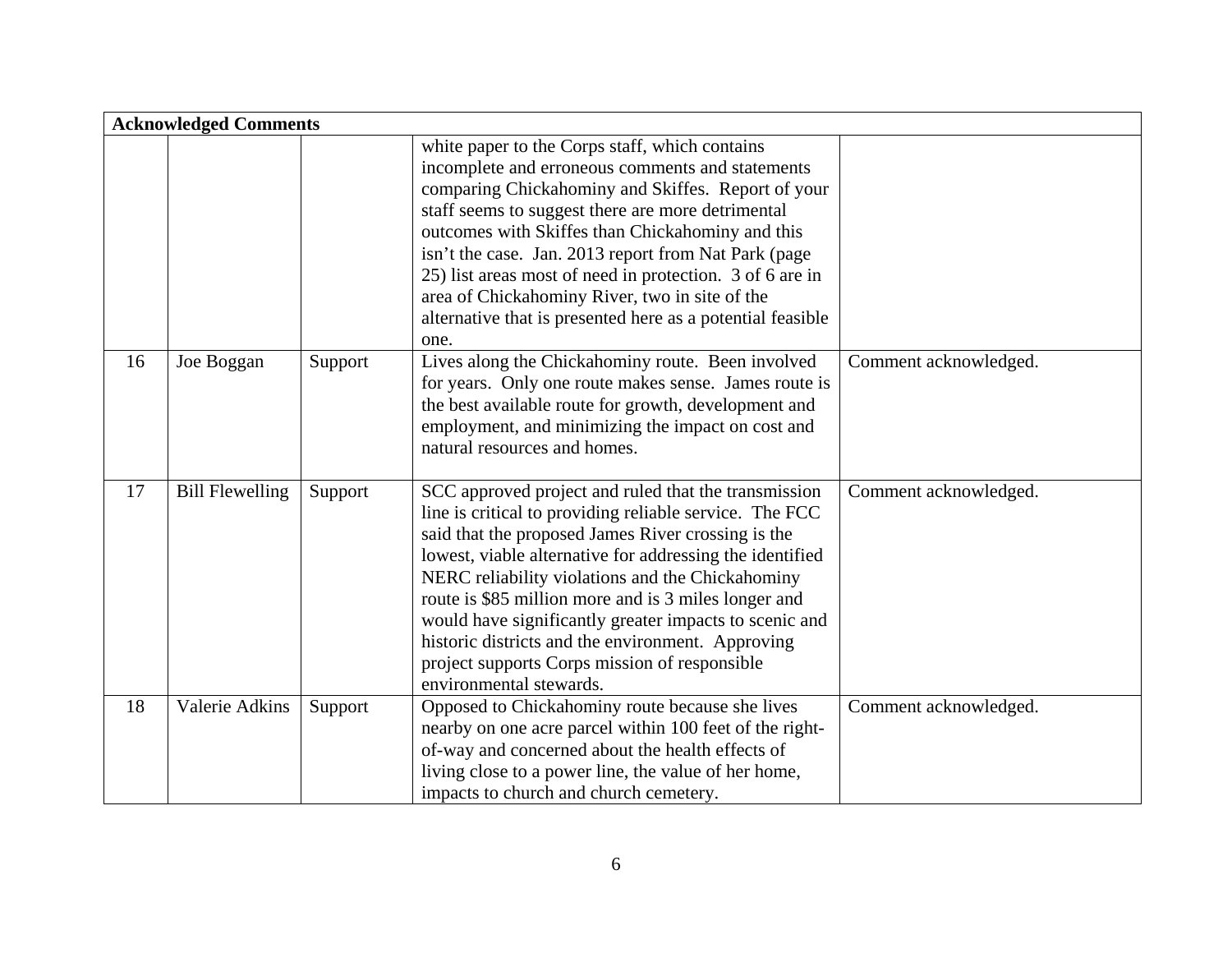| Acknowledged Comments | | | | |
|---|---|---|---|---|
| | | | white paper to the Corps staff, which contains incomplete and erroneous comments and statements comparing Chickahominy and Skiffes. Report of your staff seems to suggest there are more detrimental outcomes with Skiffes than Chickahominy and this isn't the case. Jan. 2013 report from Nat Park (page 25) list areas most of need in protection. 3 of 6 are in area of Chickahominy River, two in site of the alternative that is presented here as a potential feasible one. | |
| 16 | Joe Boggan | Support | Lives along the Chickahominy route. Been involved for years. Only one route makes sense. James route is the best available route for growth, development and employment, and minimizing the impact on cost and natural resources and homes. | Comment acknowledged. |
| 17 | Bill Flewelling | Support | SCC approved project and ruled that the transmission line is critical to providing reliable service. The FCC said that the proposed James River crossing is the lowest, viable alternative for addressing the identified NERC reliability violations and the Chickahominy route is $85 million more and is 3 miles longer and would have significantly greater impacts to scenic and historic districts and the environment. Approving project supports Corps mission of responsible environmental stewards. | Comment acknowledged. |
| 18 | Valerie Adkins | Support | Opposed to Chickahominy route because she lives nearby on one acre parcel within 100 feet of the right-of-way and concerned about the health effects of living close to a power line, the value of her home, impacts to church and church cemetery. | Comment acknowledged. |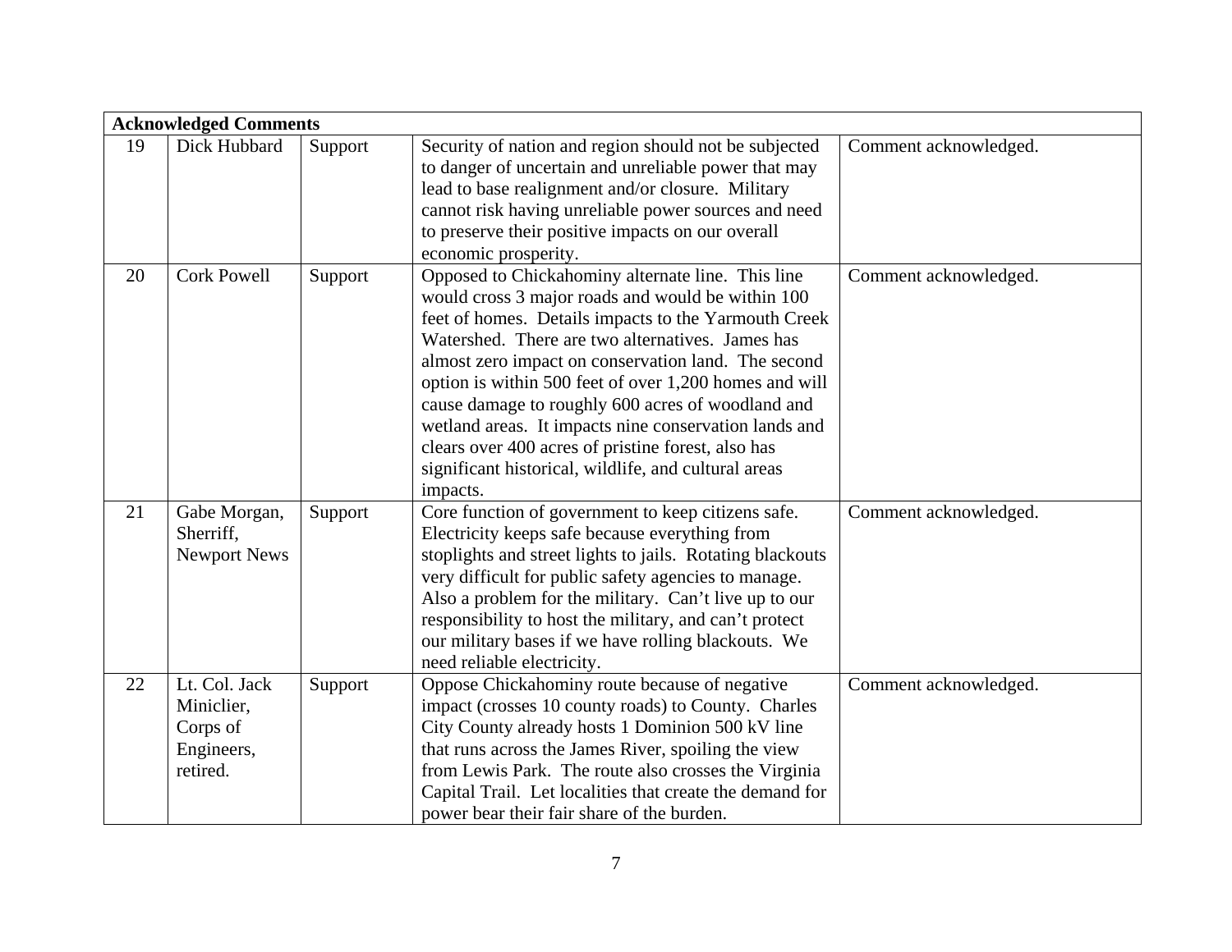| Acknowledged Comments | | | | |
|---|---|---|---|---|
| 19 | Dick Hubbard | Support | Security of nation and region should not be subjected to danger of uncertain and unreliable power that may lead to base realignment and/or closure. Military cannot risk having unreliable power sources and need to preserve their positive impacts on our overall economic prosperity. | Comment acknowledged. |
| 20 | Cork Powell | Support | Opposed to Chickahominy alternate line. This line would cross 3 major roads and would be within 100 feet of homes. Details impacts to the Yarmouth Creek Watershed. There are two alternatives. James has almost zero impact on conservation land. The second option is within 500 feet of over 1,200 homes and will cause damage to roughly 600 acres of woodland and wetland areas. It impacts nine conservation lands and clears over 400 acres of pristine forest, also has significant historical, wildlife, and cultural areas impacts. | Comment acknowledged. |
| 21 | Gabe Morgan, Sherriff, Newport News | Support | Core function of government to keep citizens safe. Electricity keeps safe because everything from stoplights and street lights to jails. Rotating blackouts very difficult for public safety agencies to manage. Also a problem for the military. Can't live up to our responsibility to host the military, and can't protect our military bases if we have rolling blackouts. We need reliable electricity. | Comment acknowledged. |
| 22 | Lt. Col. Jack Miniclier, Corps of Engineers, retired. | Support | Oppose Chickahominy route because of negative impact (crosses 10 county roads) to County. Charles City County already hosts 1 Dominion 500 kV line that runs across the James River, spoiling the view from Lewis Park. The route also crosses the Virginia Capital Trail. Let localities that create the demand for power bear their fair share of the burden. | Comment acknowledged. |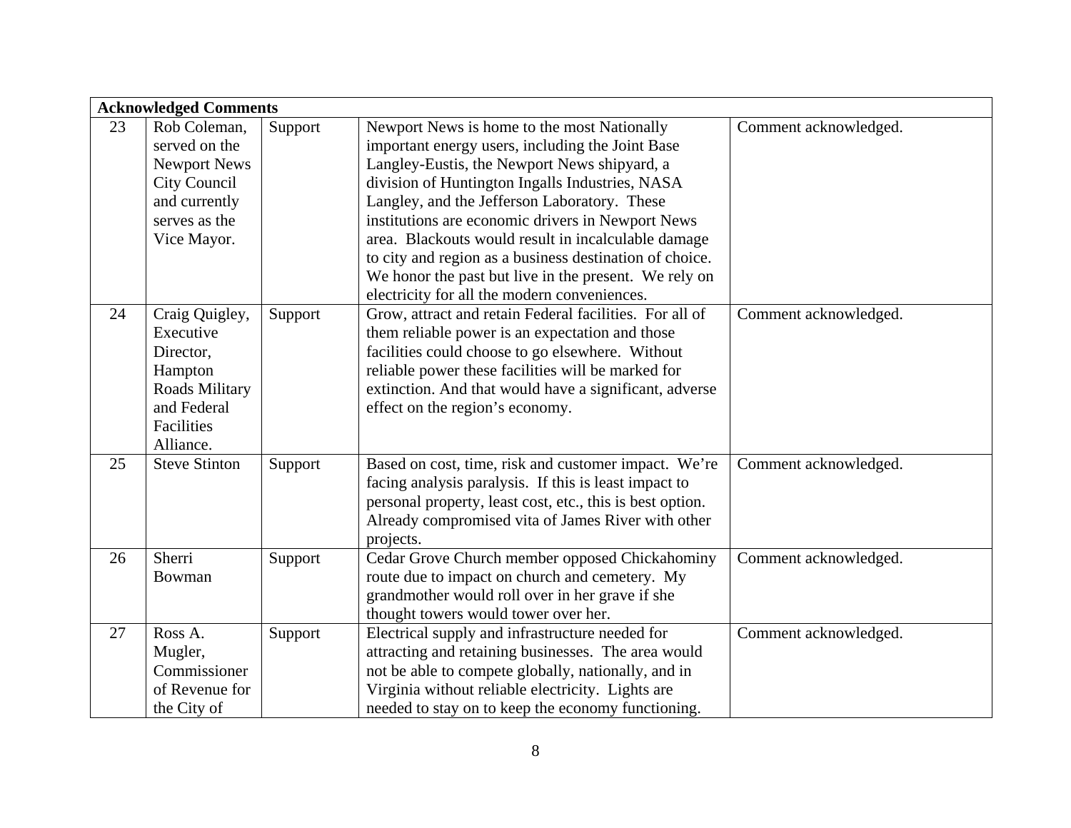| Acknowledged Comments | | | | |
|---|---|---|---|---|
| 23 | Rob Coleman, served on the Newport News City Council and currently serves as the Vice Mayor. | Support | Newport News is home to the most Nationally important energy users, including the Joint Base Langley-Eustis, the Newport News shipyard, a division of Huntington Ingalls Industries, NASA Langley, and the Jefferson Laboratory. These institutions are economic drivers in Newport News area. Blackouts would result in incalculable damage to city and region as a business destination of choice. We honor the past but live in the present. We rely on electricity for all the modern conveniences. | Comment acknowledged. |
| 24 | Craig Quigley, Executive Director, Hampton Roads Military and Federal Facilities Alliance. | Support | Grow, attract and retain Federal facilities. For all of them reliable power is an expectation and those facilities could choose to go elsewhere. Without reliable power these facilities will be marked for extinction. And that would have a significant, adverse effect on the region's economy. | Comment acknowledged. |
| 25 | Steve Stinton | Support | Based on cost, time, risk and customer impact. We're facing analysis paralysis. If this is least impact to personal property, least cost, etc., this is best option. Already compromised vita of James River with other projects. | Comment acknowledged. |
| 26 | Sherri Bowman | Support | Cedar Grove Church member opposed Chickahominy route due to impact on church and cemetery. My grandmother would roll over in her grave if she thought towers would tower over her. | Comment acknowledged. |
| 27 | Ross A. Mugler, Commissioner of Revenue for the City of | Support | Electrical supply and infrastructure needed for attracting and retaining businesses. The area would not be able to compete globally, nationally, and in Virginia without reliable electricity. Lights are needed to stay on to keep the economy functioning. | Comment acknowledged. |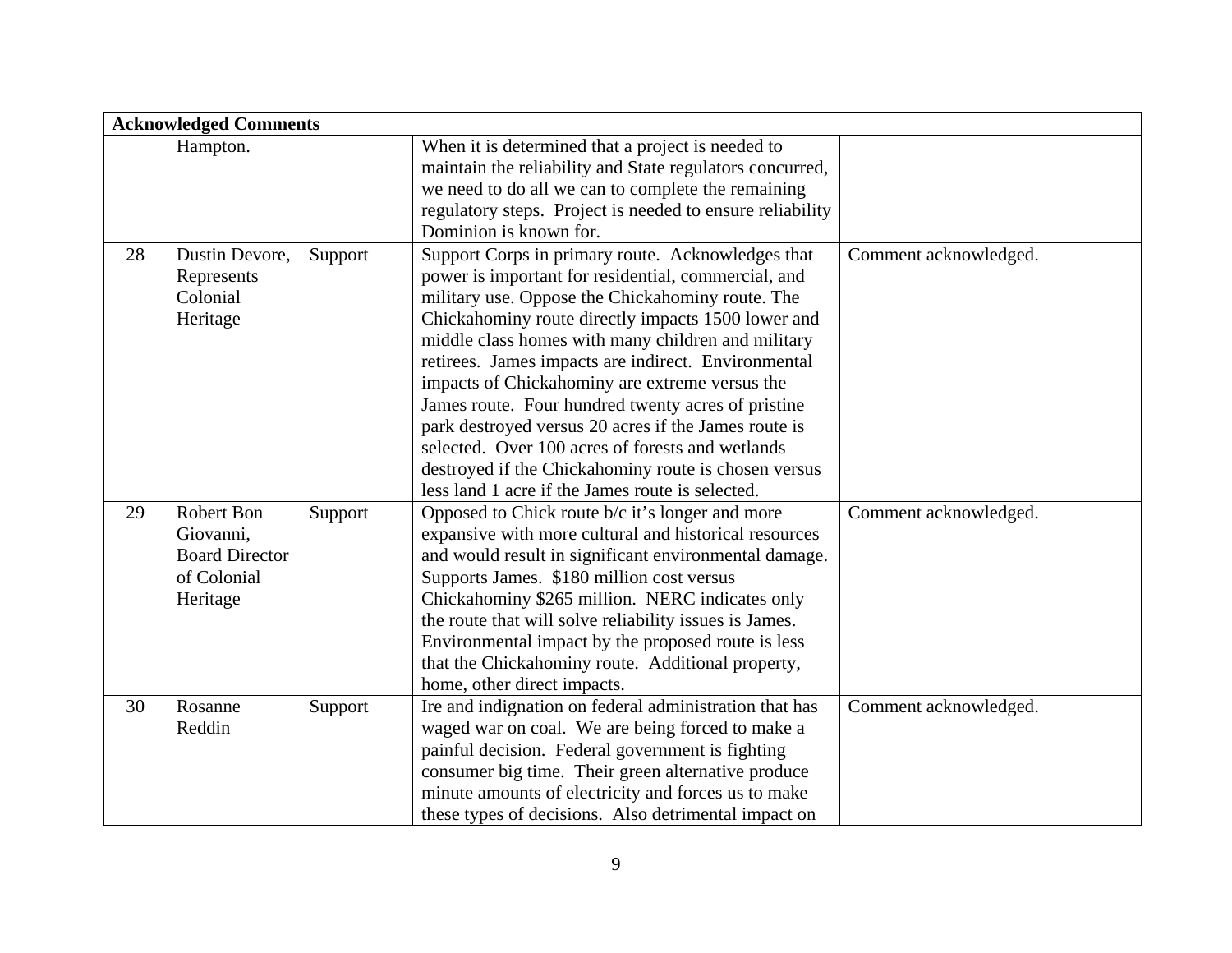| Acknowledged Comments | | | | |
|---|---|---|---|---|
| | Hampton. | | When it is determined that a project is needed to maintain the reliability and State regulators concurred, we need to do all we can to complete the remaining regulatory steps. Project is needed to ensure reliability Dominion is known for. | |
| 28 | Dustin Devore, Represents Colonial Heritage | Support | Support Corps in primary route. Acknowledges that power is important for residential, commercial, and military use. Oppose the Chickahominy route. The Chickahominy route directly impacts 1500 lower and middle class homes with many children and military retirees. James impacts are indirect. Environmental impacts of Chickahominy are extreme versus the James route. Four hundred twenty acres of pristine park destroyed versus 20 acres if the James route is selected. Over 100 acres of forests and wetlands destroyed if the Chickahominy route is chosen versus less land 1 acre if the James route is selected. | Comment acknowledged. |
| 29 | Robert Bon Giovanni, Board Director of Colonial Heritage | Support | Opposed to Chick route b/c it's longer and more expansive with more cultural and historical resources and would result in significant environmental damage. Supports James. $180 million cost versus Chickahominy $265 million. NERC indicates only the route that will solve reliability issues is James. Environmental impact by the proposed route is less that the Chickahominy route. Additional property, home, other direct impacts. | Comment acknowledged. |
| 30 | Rosanne Reddin | Support | Ire and indignation on federal administration that has waged war on coal. We are being forced to make a painful decision. Federal government is fighting consumer big time. Their green alternative produce minute amounts of electricity and forces us to make these types of decisions. Also detrimental impact on | Comment acknowledged. |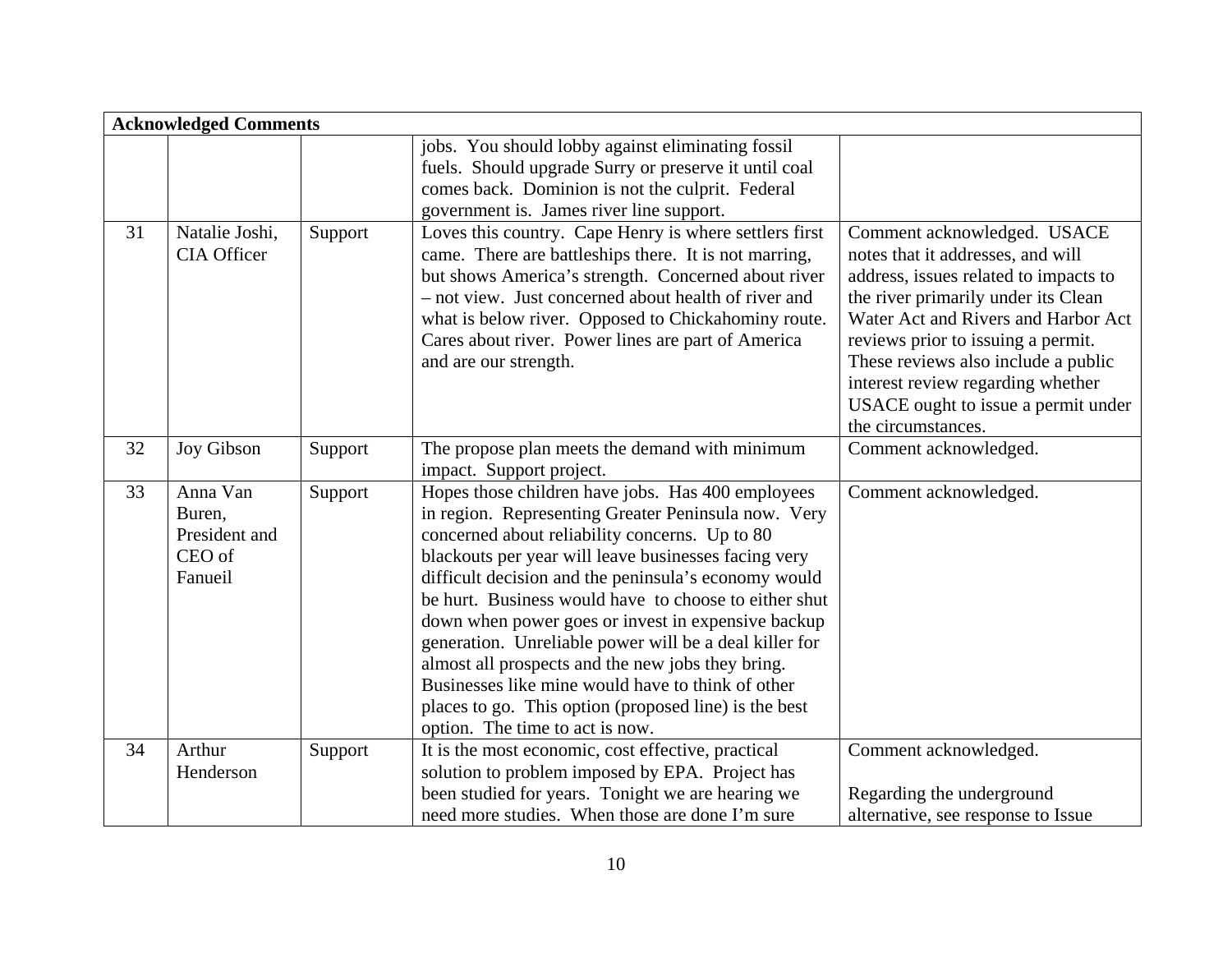| Acknowledged Comments | | | | |
|---|---|---|---|---|
| | | | jobs. You should lobby against eliminating fossil fuels. Should upgrade Surry or preserve it until coal comes back. Dominion is not the culprit. Federal government is. James river line support. | |
| 31 | Natalie Joshi, CIA Officer | Support | Loves this country. Cape Henry is where settlers first came. There are battleships there. It is not marring, but shows America's strength. Concerned about river – not view. Just concerned about health of river and what is below river. Opposed to Chickahominy route. Cares about river. Power lines are part of America and are our strength. | Comment acknowledged. USACE notes that it addresses, and will address, issues related to impacts to the river primarily under its Clean Water Act and Rivers and Harbor Act reviews prior to issuing a permit. These reviews also include a public interest review regarding whether USACE ought to issue a permit under the circumstances. |
| 32 | Joy Gibson | Support | The propose plan meets the demand with minimum impact. Support project. | Comment acknowledged. |
| 33 | Anna Van Buren, President and CEO of Fanueil | Support | Hopes those children have jobs. Has 400 employees in region. Representing Greater Peninsula now. Very concerned about reliability concerns. Up to 80 blackouts per year will leave businesses facing very difficult decision and the peninsula's economy would be hurt. Business would have to choose to either shut down when power goes or invest in expensive backup generation. Unreliable power will be a deal killer for almost all prospects and the new jobs they bring. Businesses like mine would have to think of other places to go. This option (proposed line) is the best option. The time to act is now. | Comment acknowledged. |
| 34 | Arthur Henderson | Support | It is the most economic, cost effective, practical solution to problem imposed by EPA. Project has been studied for years. Tonight we are hearing we need more studies. When those are done I'm sure | Comment acknowledged.<br><br>Regarding the underground alternative, see response to Issue |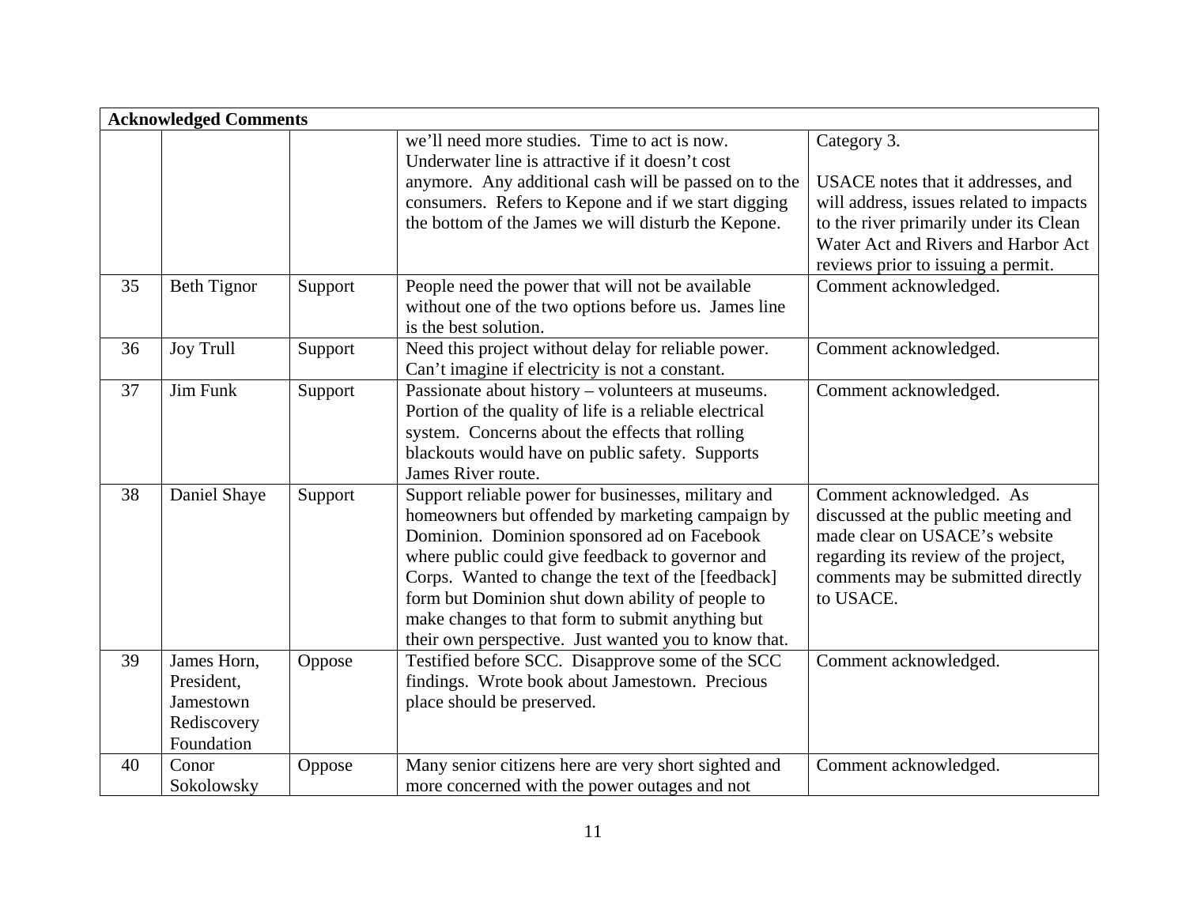| Acknowledged Comments | | | | |
|---|---|---|---|---|
| | | | we'll need more studies. Time to act is now. Underwater line is attractive if it doesn't cost anymore. Any additional cash will be passed on to the consumers. Refers to Kepone and if we start digging the bottom of the James we will disturb the Kepone. | Category 3.<br><br>USACE notes that it addresses, and will address, issues related to impacts to the river primarily under its Clean Water Act and Rivers and Harbor Act reviews prior to issuing a permit. |
| 35 | Beth Tignor | Support | People need the power that will not be available without one of the two options before us. James line is the best solution. | Comment acknowledged. |
| 36 | Joy Trull | Support | Need this project without delay for reliable power. Can't imagine if electricity is not a constant. | Comment acknowledged. |
| 37 | Jim Funk | Support | Passionate about history – volunteers at museums. Portion of the quality of life is a reliable electrical system. Concerns about the effects that rolling blackouts would have on public safety. Supports James River route. | Comment acknowledged. |
| 38 | Daniel Shaye | Support | Support reliable power for businesses, military and homeowners but offended by marketing campaign by Dominion. Dominion sponsored ad on Facebook where public could give feedback to governor and Corps. Wanted to change the text of the [feedback] form but Dominion shut down ability of people to make changes to that form to submit anything but their own perspective. Just wanted you to know that. | Comment acknowledged. As discussed at the public meeting and made clear on USACE's website regarding its review of the project, comments may be submitted directly to USACE. |
| 39 | James Horn, President, Jamestown Rediscovery Foundation | Oppose | Testified before SCC. Disapprove some of the SCC findings. Wrote book about Jamestown. Precious place should be preserved. | Comment acknowledged. |
| 40 | Conor Sokolowsky | Oppose | Many senior citizens here are very short sighted and more concerned with the power outages and not | Comment acknowledged. |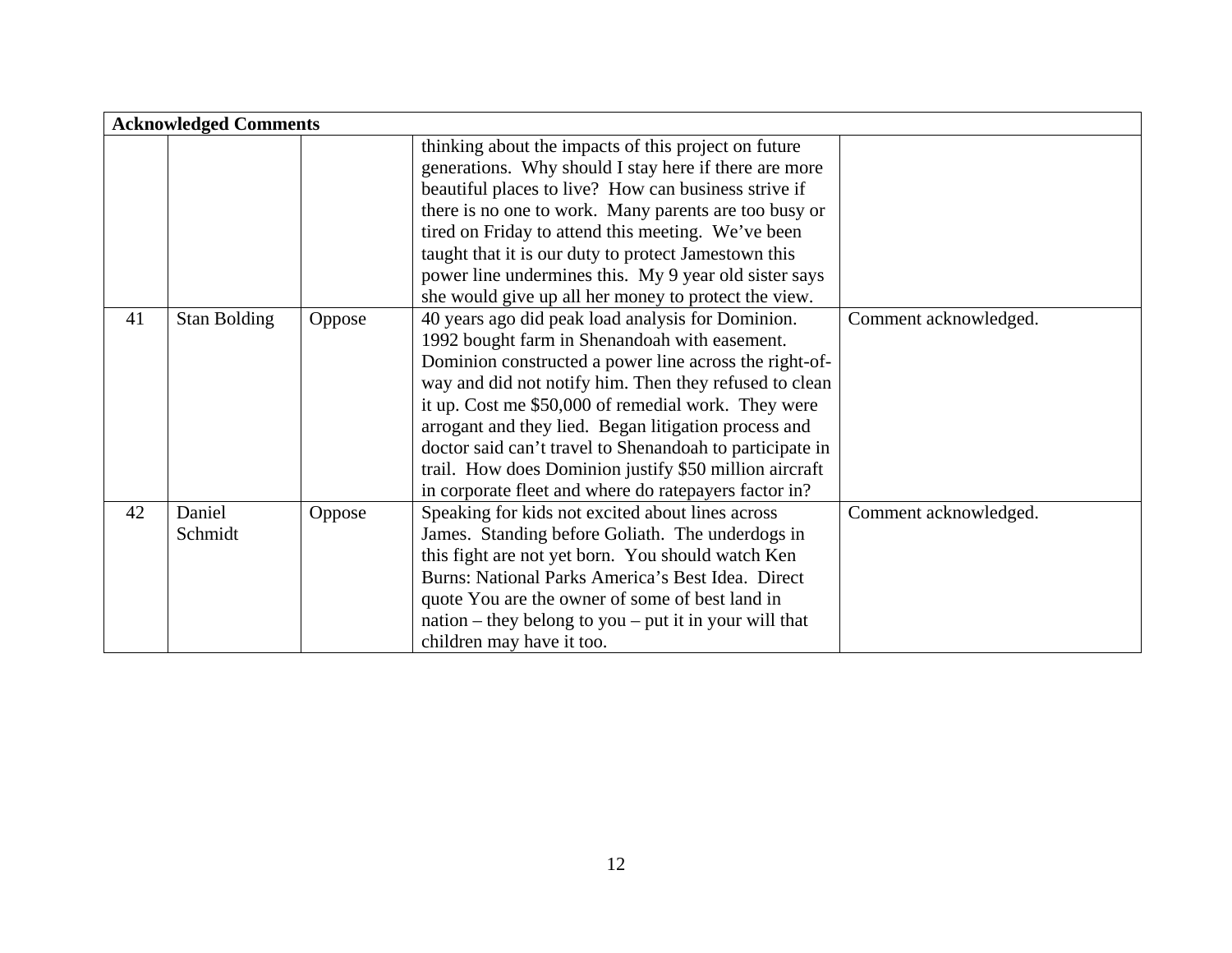| **Acknowledged Comments** | | | | |
|---|---|---|---|---|
| | | | thinking about the impacts of this project on future generations. Why should I stay here if there are more beautiful places to live? How can business strive if there is no one to work. Many parents are too busy or tired on Friday to attend this meeting. We've been taught that it is our duty to protect Jamestown this power line undermines this. My 9 year old sister says she would give up all her money to protect the view. | |
| 41 | Stan Bolding | Oppose | 40 years ago did peak load analysis for Dominion. 1992 bought farm in Shenandoah with easement. Dominion constructed a power line across the right-of-way and did not notify him. Then they refused to clean it up. Cost me $50,000 of remedial work. They were arrogant and they lied. Began litigation process and doctor said can't travel to Shenandoah to participate in trail. How does Dominion justify $50 million aircraft in corporate fleet and where do ratepayers factor in? | Comment acknowledged. |
| 42 | Daniel Schmidt | Oppose | Speaking for kids not excited about lines across James. Standing before Goliath. The underdogs in this fight are not yet born. You should watch Ken Burns: National Parks America's Best Idea. Direct quote You are the owner of some of best land in nation – they belong to you – put it in your will that children may have it too. | Comment acknowledged. |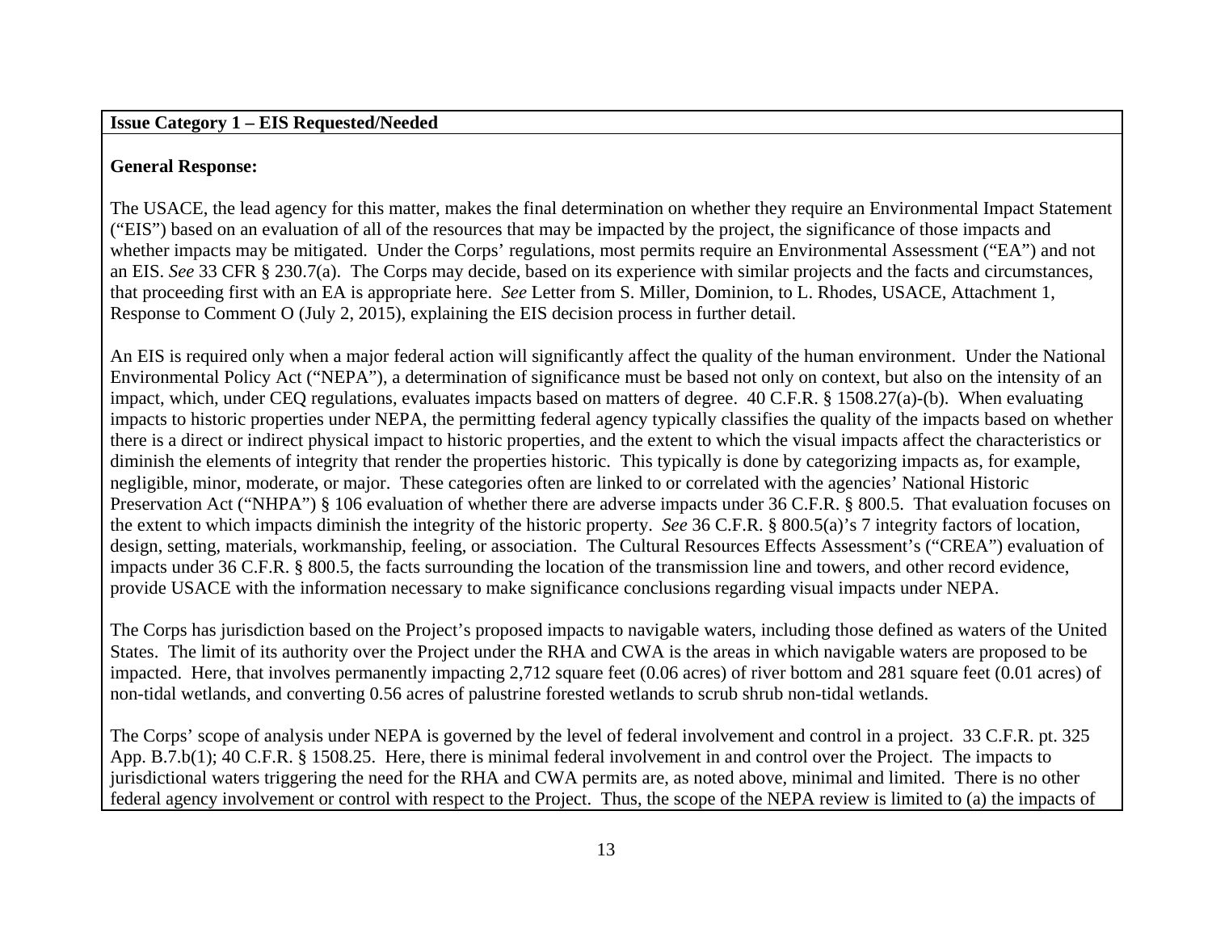**Issue Category 1 – EIS Requested/Needed**

**General Response:**

The USACE, the lead agency for this matter, makes the final determination on whether they require an Environmental Impact Statement ("EIS") based on an evaluation of all of the resources that may be impacted by the project, the significance of those impacts and whether impacts may be mitigated. Under the Corps' regulations, most permits require an Environmental Assessment ("EA") and not an EIS. *See* 33 CFR § 230.7(a). The Corps may decide, based on its experience with similar projects and the facts and circumstances, that proceeding first with an EA is appropriate here. *See* Letter from S. Miller, Dominion, to L. Rhodes, USACE, Attachment 1, Response to Comment O (July 2, 2015), explaining the EIS decision process in further detail.

An EIS is required only when a major federal action will significantly affect the quality of the human environment. Under the National Environmental Policy Act ("NEPA"), a determination of significance must be based not only on context, but also on the intensity of an impact, which, under CEQ regulations, evaluates impacts based on matters of degree. 40 C.F.R. § 1508.27(a)-(b). When evaluating impacts to historic properties under NEPA, the permitting federal agency typically classifies the quality of the impacts based on whether there is a direct or indirect physical impact to historic properties, and the extent to which the visual impacts affect the characteristics or diminish the elements of integrity that render the properties historic. This typically is done by categorizing impacts as, for example, negligible, minor, moderate, or major. These categories often are linked to or correlated with the agencies' National Historic Preservation Act ("NHPA") § 106 evaluation of whether there are adverse impacts under 36 C.F.R. § 800.5. That evaluation focuses on the extent to which impacts diminish the integrity of the historic property. *See* 36 C.F.R. § 800.5(a)'s 7 integrity factors of location, design, setting, materials, workmanship, feeling, or association. The Cultural Resources Effects Assessment's ("CREA") evaluation of impacts under 36 C.F.R. § 800.5, the facts surrounding the location of the transmission line and towers, and other record evidence, provide USACE with the information necessary to make significance conclusions regarding visual impacts under NEPA.

The Corps has jurisdiction based on the Project's proposed impacts to navigable waters, including those defined as waters of the United States. The limit of its authority over the Project under the RHA and CWA is the areas in which navigable waters are proposed to be impacted. Here, that involves permanently impacting 2,712 square feet (0.06 acres) of river bottom and 281 square feet (0.01 acres) of non-tidal wetlands, and converting 0.56 acres of palustrine forested wetlands to scrub shrub non-tidal wetlands.

The Corps' scope of analysis under NEPA is governed by the level of federal involvement and control in a project. 33 C.F.R. pt. 325 App. B.7.b(1); 40 C.F.R. § 1508.25. Here, there is minimal federal involvement in and control over the Project. The impacts to jurisdictional waters triggering the need for the RHA and CWA permits are, as noted above, minimal and limited. There is no other federal agency involvement or control with respect to the Project. Thus, the scope of the NEPA review is limited to (a) the impacts of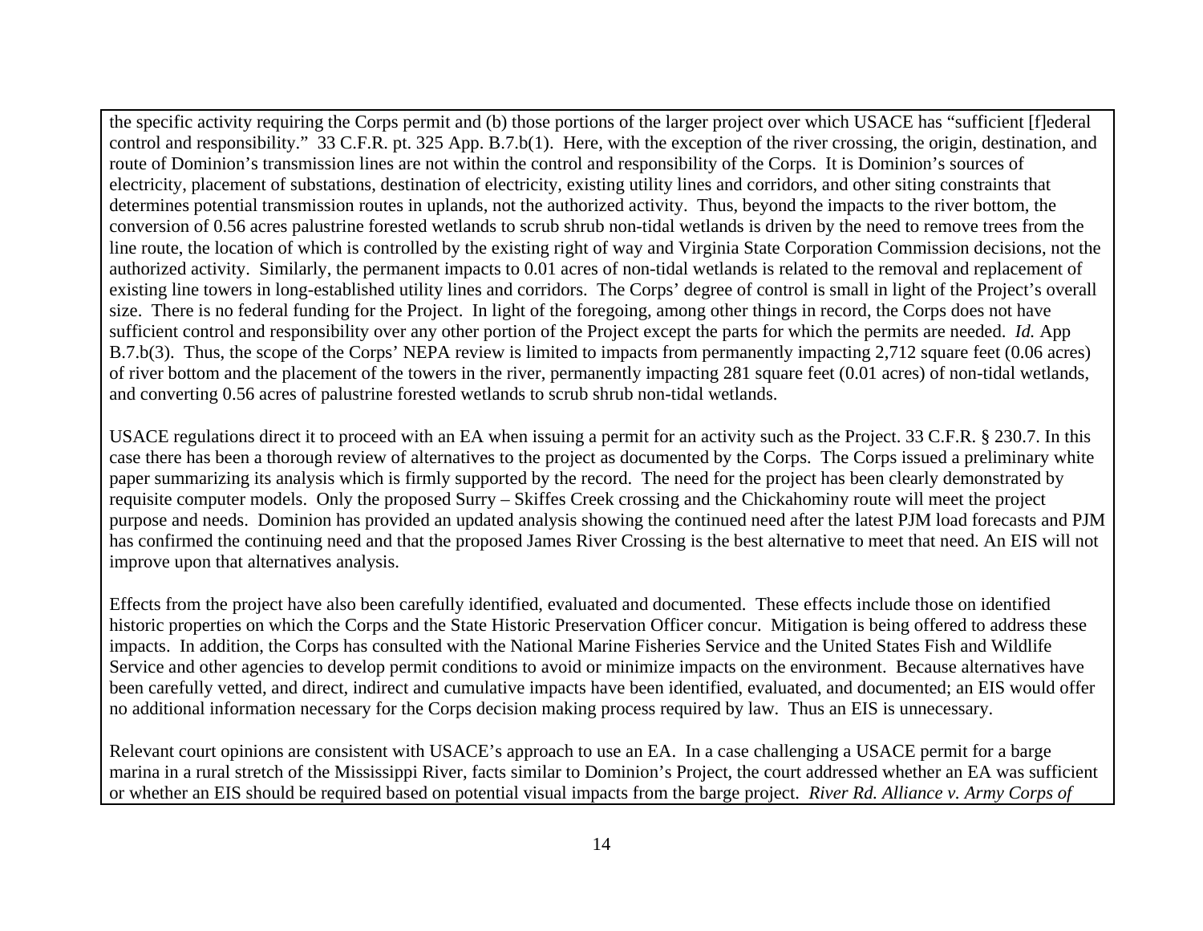the specific activity requiring the Corps permit and (b) those portions of the larger project over which USACE has "sufficient [f]ederal control and responsibility." 33 C.F.R. pt. 325 App. B.7.b(1). Here, with the exception of the river crossing, the origin, destination, and route of Dominion's transmission lines are not within the control and responsibility of the Corps. It is Dominion's sources of electricity, placement of substations, destination of electricity, existing utility lines and corridors, and other siting constraints that determines potential transmission routes in uplands, not the authorized activity. Thus, beyond the impacts to the river bottom, the conversion of 0.56 acres palustrine forested wetlands to scrub shrub non-tidal wetlands is driven by the need to remove trees from the line route, the location of which is controlled by the existing right of way and Virginia State Corporation Commission decisions, not the authorized activity. Similarly, the permanent impacts to 0.01 acres of non-tidal wetlands is related to the removal and replacement of existing line towers in long-established utility lines and corridors. The Corps' degree of control is small in light of the Project's overall size. There is no federal funding for the Project. In light of the foregoing, among other things in record, the Corps does not have sufficient control and responsibility over any other portion of the Project except the parts for which the permits are needed. *Id.* App B.7.b(3). Thus, the scope of the Corps' NEPA review is limited to impacts from permanently impacting 2,712 square feet (0.06 acres) of river bottom and the placement of the towers in the river, permanently impacting 281 square feet (0.01 acres) of non-tidal wetlands, and converting 0.56 acres of palustrine forested wetlands to scrub shrub non-tidal wetlands.

USACE regulations direct it to proceed with an EA when issuing a permit for an activity such as the Project. 33 C.F.R. § 230.7. In this case there has been a thorough review of alternatives to the project as documented by the Corps. The Corps issued a preliminary white paper summarizing its analysis which is firmly supported by the record. The need for the project has been clearly demonstrated by requisite computer models. Only the proposed Surry – Skiffes Creek crossing and the Chickahominy route will meet the project purpose and needs. Dominion has provided an updated analysis showing the continued need after the latest PJM load forecasts and PJM has confirmed the continuing need and that the proposed James River Crossing is the best alternative to meet that need. An EIS will not improve upon that alternatives analysis.

Effects from the project have also been carefully identified, evaluated and documented. These effects include those on identified historic properties on which the Corps and the State Historic Preservation Officer concur. Mitigation is being offered to address these impacts. In addition, the Corps has consulted with the National Marine Fisheries Service and the United States Fish and Wildlife Service and other agencies to develop permit conditions to avoid or minimize impacts on the environment. Because alternatives have been carefully vetted, and direct, indirect and cumulative impacts have been identified, evaluated, and documented; an EIS would offer no additional information necessary for the Corps decision making process required by law. Thus an EIS is unnecessary.

Relevant court opinions are consistent with USACE's approach to use an EA. In a case challenging a USACE permit for a barge marina in a rural stretch of the Mississippi River, facts similar to Dominion's Project, the court addressed whether an EA was sufficient or whether an EIS should be required based on potential visual impacts from the barge project. *River Rd. Alliance v. Army Corps of*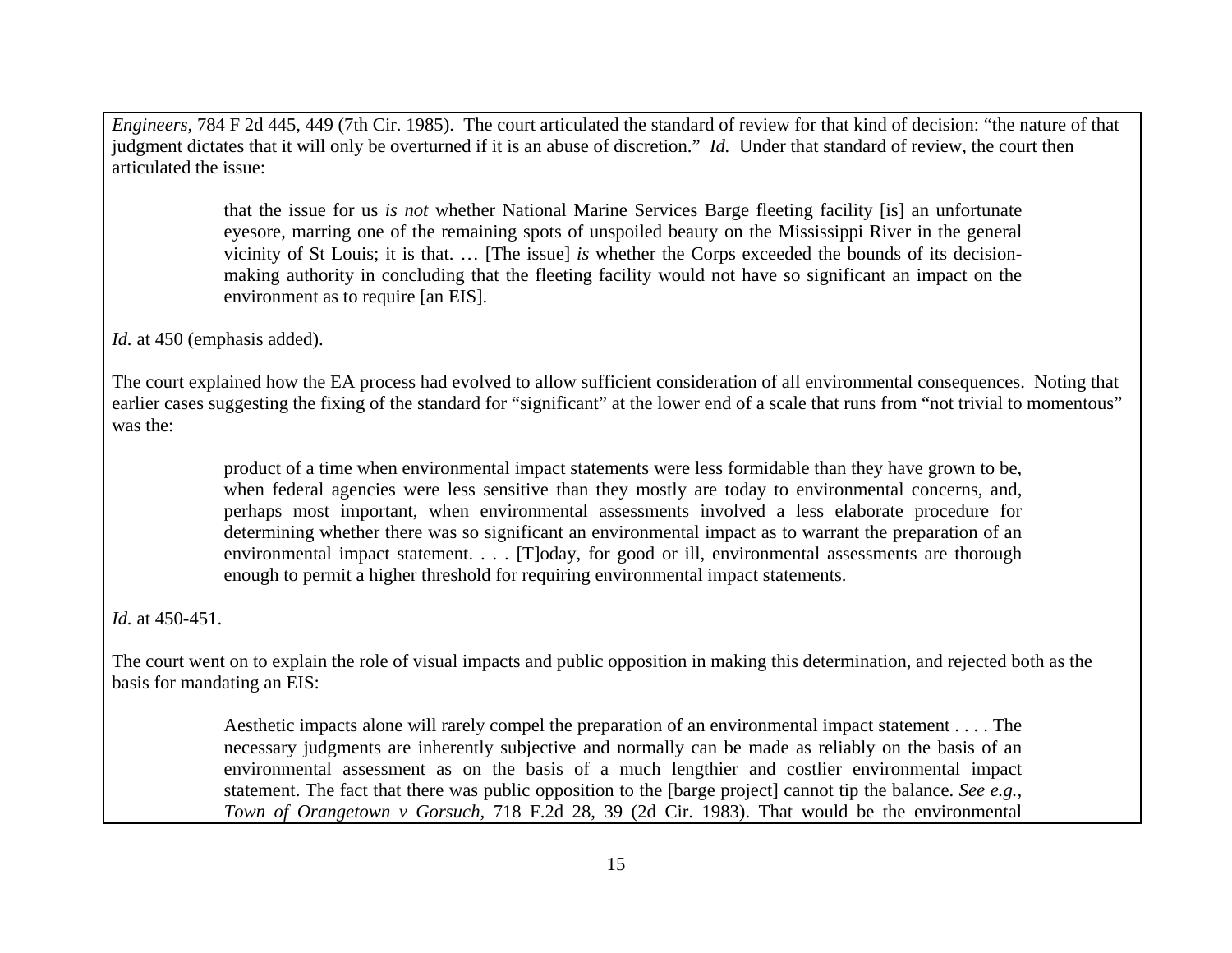*Engineers*, 784 F 2d 445, 449 (7th Cir. 1985). The court articulated the standard of review for that kind of decision: "the nature of that judgment dictates that it will only be overturned if it is an abuse of discretion." *Id.* Under that standard of review, the court then articulated the issue:

> that the issue for us *is not* whether National Marine Services Barge fleeting facility [is] an unfortunate eyesore, marring one of the remaining spots of unspoiled beauty on the Mississippi River in the general vicinity of St Louis; it is that. … [The issue] *is* whether the Corps exceeded the bounds of its decision-making authority in concluding that the fleeting facility would not have so significant an impact on the environment as to require [an EIS].

*Id.* at 450 (emphasis added).

The court explained how the EA process had evolved to allow sufficient consideration of all environmental consequences. Noting that earlier cases suggesting the fixing of the standard for "significant" at the lower end of a scale that runs from "not trivial to momentous" was the:

> product of a time when environmental impact statements were less formidable than they have grown to be, when federal agencies were less sensitive than they mostly are today to environmental concerns, and, perhaps most important, when environmental assessments involved a less elaborate procedure for determining whether there was so significant an environmental impact as to warrant the preparation of an environmental impact statement. . . . [T]oday, for good or ill, environmental assessments are thorough enough to permit a higher threshold for requiring environmental impact statements.

*Id.* at 450-451.

The court went on to explain the role of visual impacts and public opposition in making this determination, and rejected both as the basis for mandating an EIS:

> Aesthetic impacts alone will rarely compel the preparation of an environmental impact statement . . . . The necessary judgments are inherently subjective and normally can be made as reliably on the basis of an environmental assessment as on the basis of a much lengthier and costlier environmental impact statement. The fact that there was public opposition to the [barge project] cannot tip the balance. *See e.g., Town of Orangetown v Gorsuch*, 718 F.2d 28, 39 (2d Cir. 1983). That would be the environmental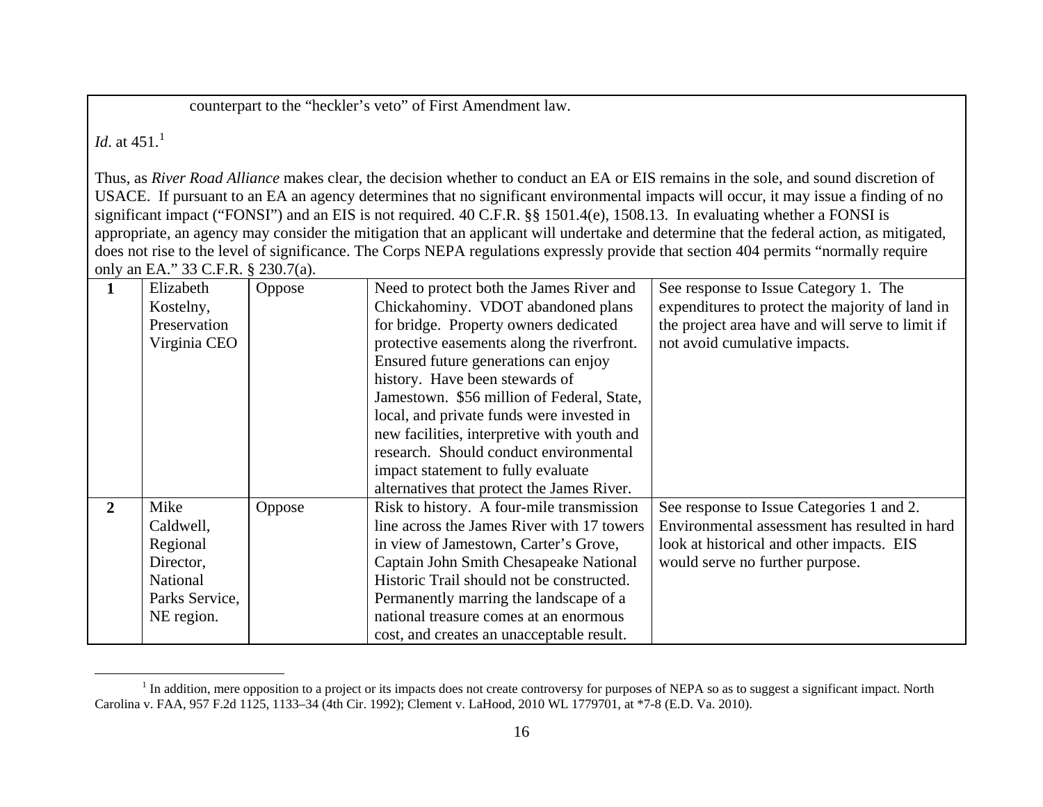counterpart to the "heckler's veto" of First Amendment law.

*Id*. at 451.[1]

Thus, as *River Road Alliance* makes clear, the decision whether to conduct an EA or EIS remains in the sole, and sound discretion of USACE. If pursuant to an EA an agency determines that no significant environmental impacts will occur, it may issue a finding of no significant impact ("FONSI") and an EIS is not required. 40 C.F.R. §§ 1501.4(e), 1508.13. In evaluating whether a FONSI is appropriate, an agency may consider the mitigation that an applicant will undertake and determine that the federal action, as mitigated, does not rise to the level of significance. The Corps NEPA regulations expressly provide that section 404 permits "normally require only an EA." 33 C.F.R. § 230.7(a).

| | | | | |
|---|---|---|---|---|
| **1** | Elizabeth Kostelny, Preservation Virginia CEO | Oppose | Need to protect both the James River and Chickahominy. VDOT abandoned plans for bridge. Property owners dedicated protective easements along the riverfront. Ensured future generations can enjoy history. Have been stewards of Jamestown. $56 million of Federal, State, local, and private funds were invested in new facilities, interpretive with youth and research. Should conduct environmental impact statement to fully evaluate alternatives that protect the James River. | See response to Issue Category 1. The expenditures to protect the majority of land in the project area have and will serve to limit if not avoid cumulative impacts. |
| **2** | Mike Caldwell, Regional Director, National Parks Service, NE region. | Oppose | Risk to history. A four-mile transmission line across the James River with 17 towers in view of Jamestown, Carter's Grove, Captain John Smith Chesapeake National Historic Trail should not be constructed. Permanently marring the landscape of a national treasure comes at an enormous cost, and creates an unacceptable result. | See response to Issue Categories 1 and 2. Environmental assessment has resulted in hard look at historical and other impacts. EIS would serve no further purpose. |

[1] In addition, mere opposition to a project or its impacts does not create controversy for purposes of NEPA so as to suggest a significant impact. North Carolina v. FAA, 957 F.2d 1125, 1133–34 (4th Cir. 1992); Clement v. LaHood, 2010 WL 1779701, at *7-8 (E.D. Va. 2010).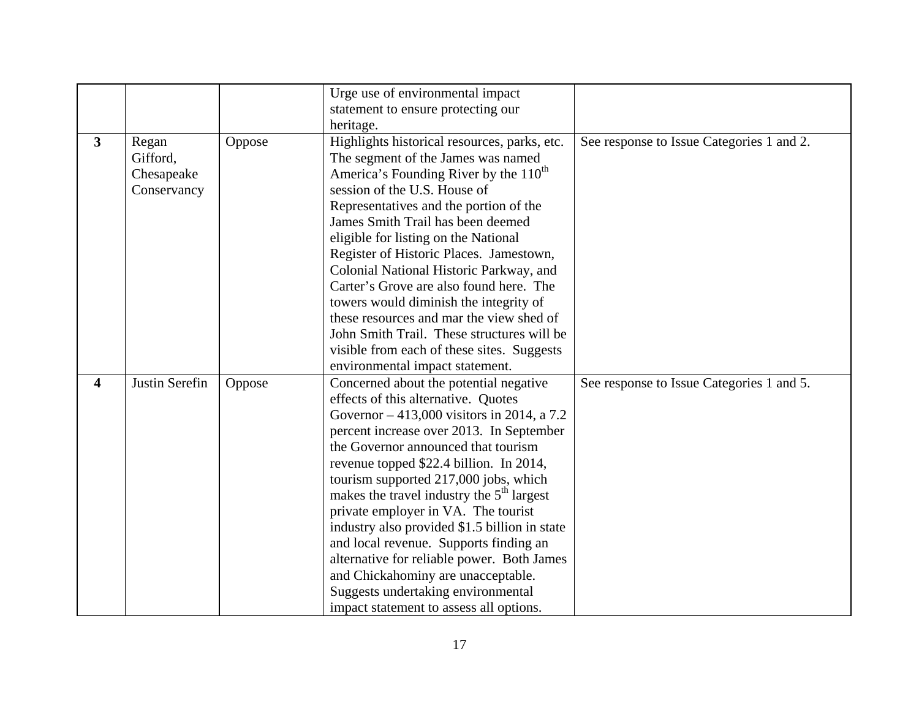| | | | | |
|---|---|---|---|---|
| | | | Urge use of environmental impact statement to ensure protecting our heritage. | |
| **3** | Regan Gifford, Chesapeake Conservancy | Oppose | Highlights historical resources, parks, etc. The segment of the James was named America's Founding River by the 110th session of the U.S. House of Representatives and the portion of the James Smith Trail has been deemed eligible for listing on the National Register of Historic Places. Jamestown, Colonial National Historic Parkway, and Carter's Grove are also found here. The towers would diminish the integrity of these resources and mar the view shed of John Smith Trail. These structures will be visible from each of these sites. Suggests environmental impact statement. | See response to Issue Categories 1 and 2. |
| **4** | Justin Serefin | Oppose | Concerned about the potential negative effects of this alternative. Quotes Governor – 413,000 visitors in 2014, a 7.2 percent increase over 2013. In September the Governor announced that tourism revenue topped $22.4 billion. In 2014, tourism supported 217,000 jobs, which makes the travel industry the 5th largest private employer in VA. The tourist industry also provided $1.5 billion in state and local revenue. Supports finding an alternative for reliable power. Both James and Chickahominy are unacceptable. Suggests undertaking environmental impact statement to assess all options. | See response to Issue Categories 1 and 5. |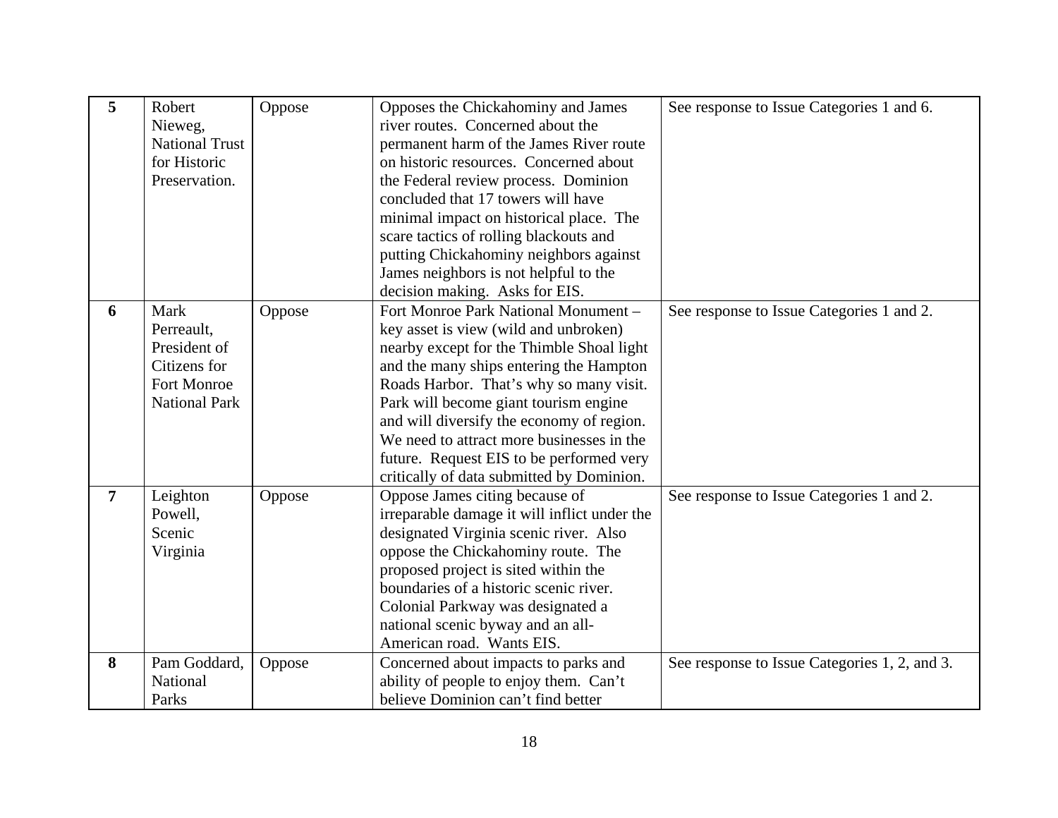| 5 | Robert Nieweg, National Trust for Historic Preservation. | Oppose | Opposes the Chickahominy and James river routes. Concerned about the permanent harm of the James River route on historic resources. Concerned about the Federal review process. Dominion concluded that 17 towers will have minimal impact on historical place. The scare tactics of rolling blackouts and putting Chickahominy neighbors against James neighbors is not helpful to the decision making. Asks for EIS. | See response to Issue Categories 1 and 6. |
|---|---|---|---|---|
| 6 | Mark Perreault, President of Citizens for Fort Monroe National Park | Oppose | Fort Monroe Park National Monument – key asset is view (wild and unbroken) nearby except for the Thimble Shoal light and the many ships entering the Hampton Roads Harbor. That's why so many visit. Park will become giant tourism engine and will diversify the economy of region. We need to attract more businesses in the future. Request EIS to be performed very critically of data submitted by Dominion. | See response to Issue Categories 1 and 2. |
| 7 | Leighton Powell, Scenic Virginia | Oppose | Oppose James citing because of irreparable damage it will inflict under the designated Virginia scenic river. Also oppose the Chickahominy route. The proposed project is sited within the boundaries of a historic scenic river. Colonial Parkway was designated a national scenic byway and an all-American road. Wants EIS. | See response to Issue Categories 1 and 2. |
| 8 | Pam Goddard, National Parks | Oppose | Concerned about impacts to parks and ability of people to enjoy them. Can't believe Dominion can't find better | See response to Issue Categories 1, 2, and 3. |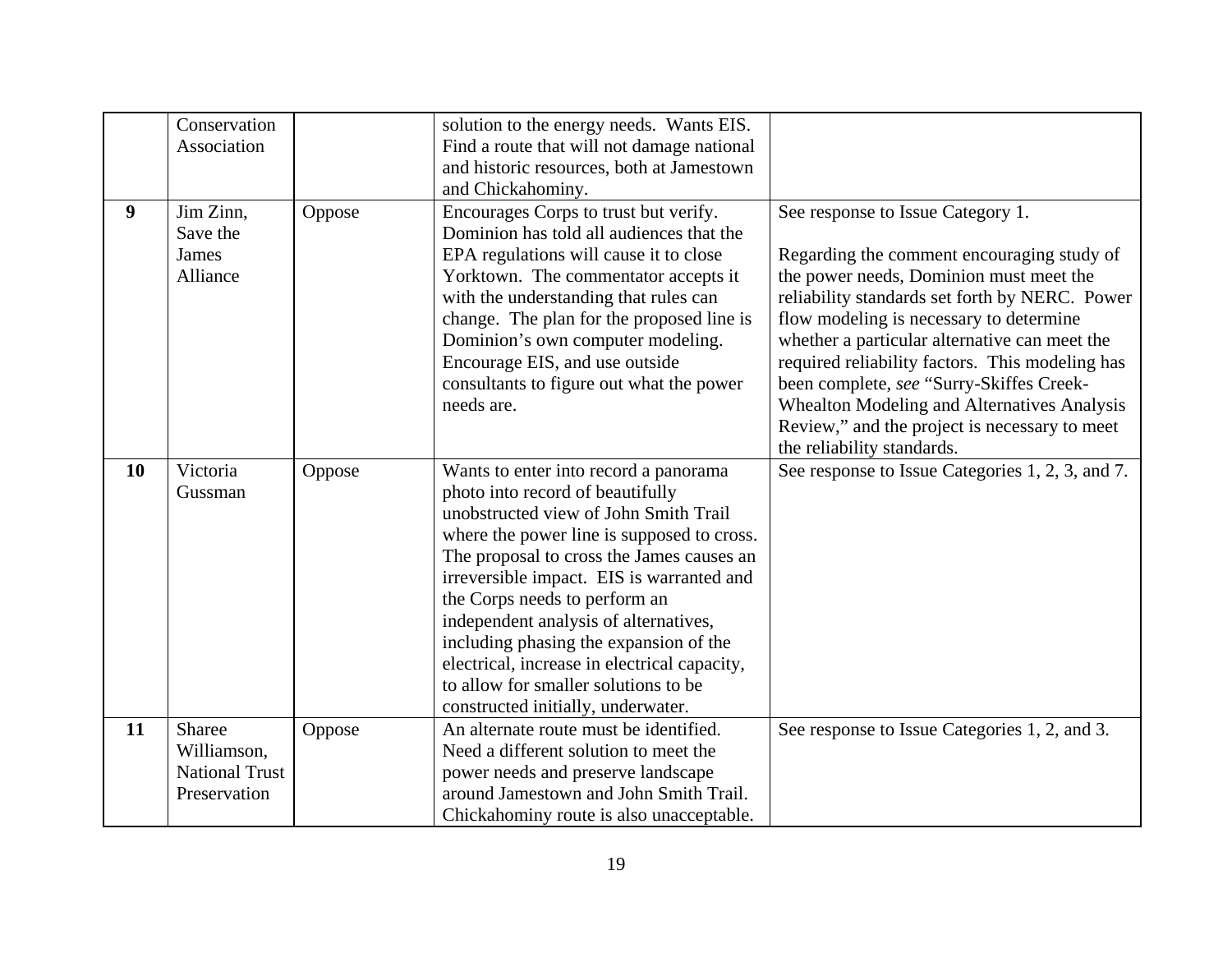| | | | | |
|---|---|---|---|---|
| | Conservation Association | | solution to the energy needs. Wants EIS. Find a route that will not damage national and historic resources, both at Jamestown and Chickahominy. | |
| **9** | Jim Zinn, Save the James Alliance | Oppose | Encourages Corps to trust but verify. Dominion has told all audiences that the EPA regulations will cause it to close Yorktown. The commentator accepts it with the understanding that rules can change. The plan for the proposed line is Dominion's own computer modeling. Encourage EIS, and use outside consultants to figure out what the power needs are. | See response to Issue Category 1.<br><br>Regarding the comment encouraging study of the power needs, Dominion must meet the reliability standards set forth by NERC. Power flow modeling is necessary to determine whether a particular alternative can meet the required reliability factors. This modeling has been complete, *see* "Surry-Skiffes Creek-Whealton Modeling and Alternatives Analysis Review," and the project is necessary to meet the reliability standards. |
| **10** | Victoria Gussman | Oppose | Wants to enter into record a panorama photo into record of beautifully unobstructed view of John Smith Trail where the power line is supposed to cross. The proposal to cross the James causes an irreversible impact. EIS is warranted and the Corps needs to perform an independent analysis of alternatives, including phasing the expansion of the electrical, increase in electrical capacity, to allow for smaller solutions to be constructed initially, underwater. | See response to Issue Categories 1, 2, 3, and 7. |
| **11** | Sharee Williamson, National Trust Preservation | Oppose | An alternate route must be identified. Need a different solution to meet the power needs and preserve landscape around Jamestown and John Smith Trail. Chickahominy route is also unacceptable. | See response to Issue Categories 1, 2, and 3. |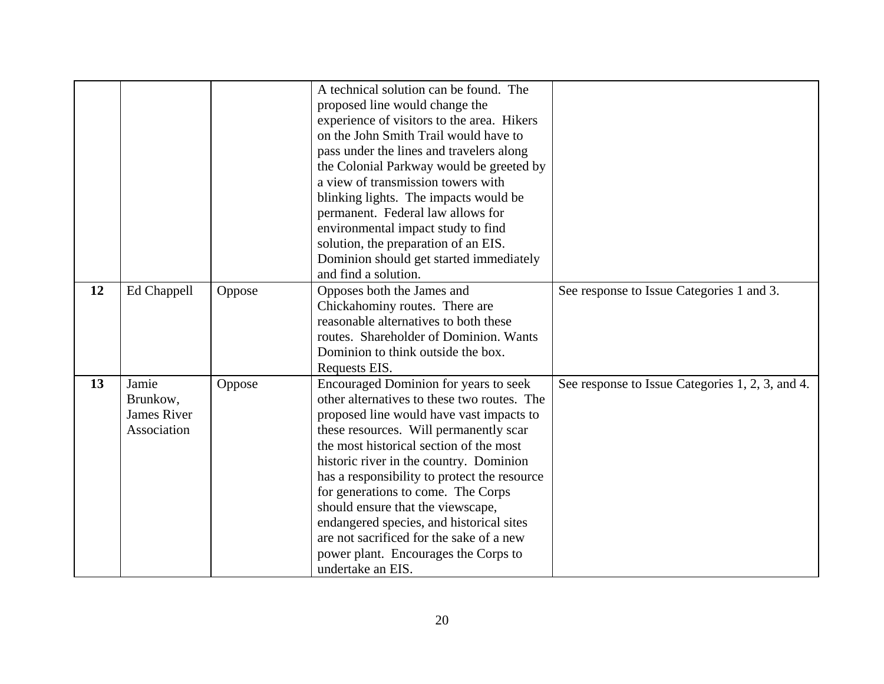| | | | | |
|---|---|---|---|---|
| | | | A technical solution can be found. The proposed line would change the experience of visitors to the area. Hikers on the John Smith Trail would have to pass under the lines and travelers along the Colonial Parkway would be greeted by a view of transmission towers with blinking lights. The impacts would be permanent. Federal law allows for environmental impact study to find solution, the preparation of an EIS. Dominion should get started immediately and find a solution. | |
| **12** | Ed Chappell | Oppose | Opposes both the James and Chickahominy routes. There are reasonable alternatives to both these routes. Shareholder of Dominion. Wants Dominion to think outside the box. Requests EIS. | See response to Issue Categories 1 and 3. |
| **13** | Jamie Brunkow, James River Association | Oppose | Encouraged Dominion for years to seek other alternatives to these two routes. The proposed line would have vast impacts to these resources. Will permanently scar the most historical section of the most historic river in the country. Dominion has a responsibility to protect the resource for generations to come. The Corps should ensure that the viewscape, endangered species, and historical sites are not sacrificed for the sake of a new power plant. Encourages the Corps to undertake an EIS. | See response to Issue Categories 1, 2, 3, and 4. |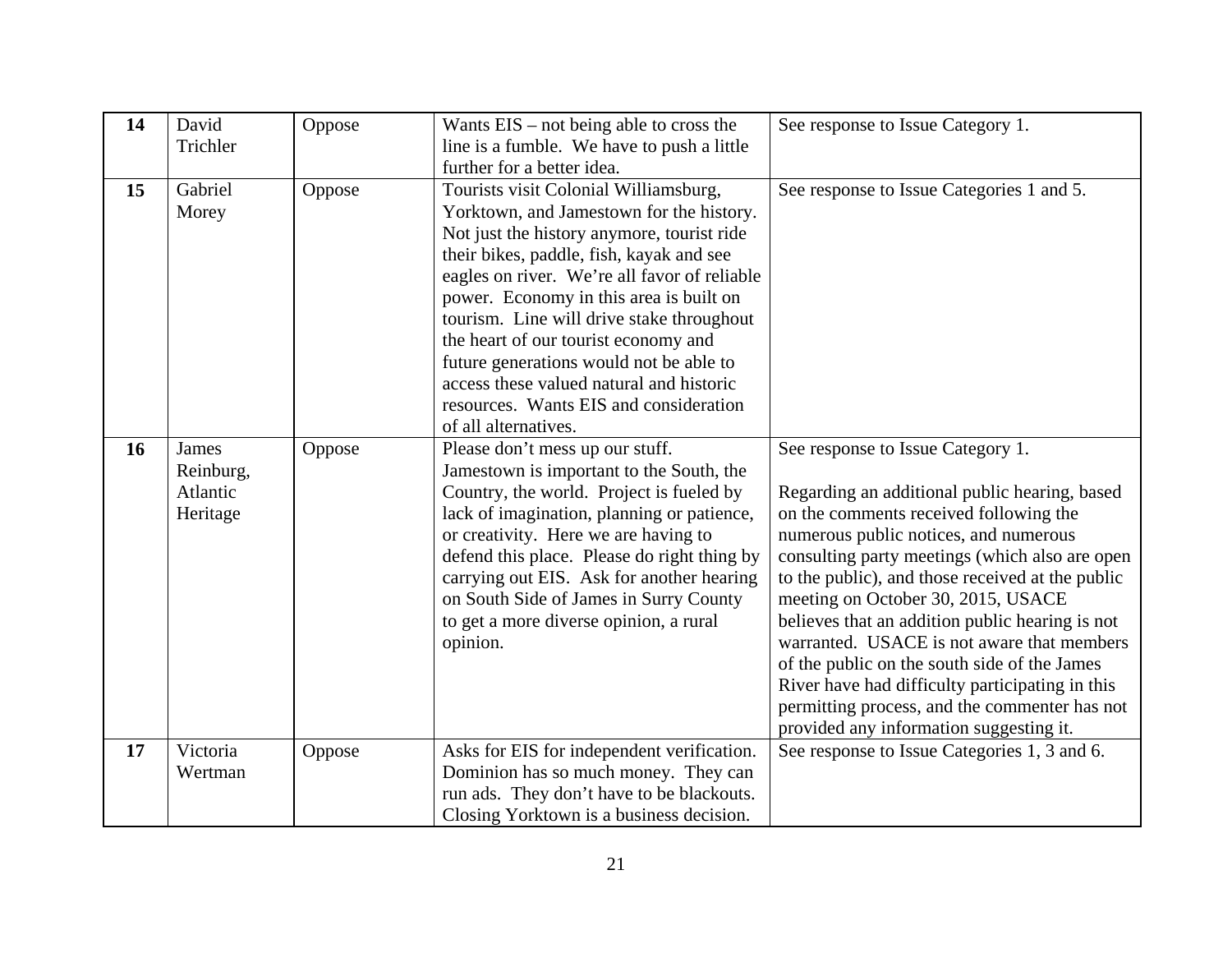| 14 | David Trichler | Oppose | Wants EIS – not being able to cross the line is a fumble. We have to push a little further for a better idea. | See response to Issue Category 1. |
|---|---|---|---|---|
| 15 | Gabriel Morey | Oppose | Tourists visit Colonial Williamsburg, Yorktown, and Jamestown for the history. Not just the history anymore, tourist ride their bikes, paddle, fish, kayak and see eagles on river. We're all favor of reliable power. Economy in this area is built on tourism. Line will drive stake throughout the heart of our tourist economy and future generations would not be able to access these valued natural and historic resources. Wants EIS and consideration of all alternatives. | See response to Issue Categories 1 and 5. |
| 16 | James Reinburg, Atlantic Heritage | Oppose | Please don't mess up our stuff. Jamestown is important to the South, the Country, the world. Project is fueled by lack of imagination, planning or patience, or creativity. Here we are having to defend this place. Please do right thing by carrying out EIS. Ask for another hearing on South Side of James in Surry County to get a more diverse opinion, a rural opinion. | See response to Issue Category 1.<br><br>Regarding an additional public hearing, based on the comments received following the numerous public notices, and numerous consulting party meetings (which also are open to the public), and those received at the public meeting on October 30, 2015, USACE believes that an addition public hearing is not warranted. USACE is not aware that members of the public on the south side of the James River have had difficulty participating in this permitting process, and the commenter has not provided any information suggesting it. |
| 17 | Victoria Wertman | Oppose | Asks for EIS for independent verification. Dominion has so much money. They can run ads. They don't have to be blackouts. Closing Yorktown is a business decision. | See response to Issue Categories 1, 3 and 6. |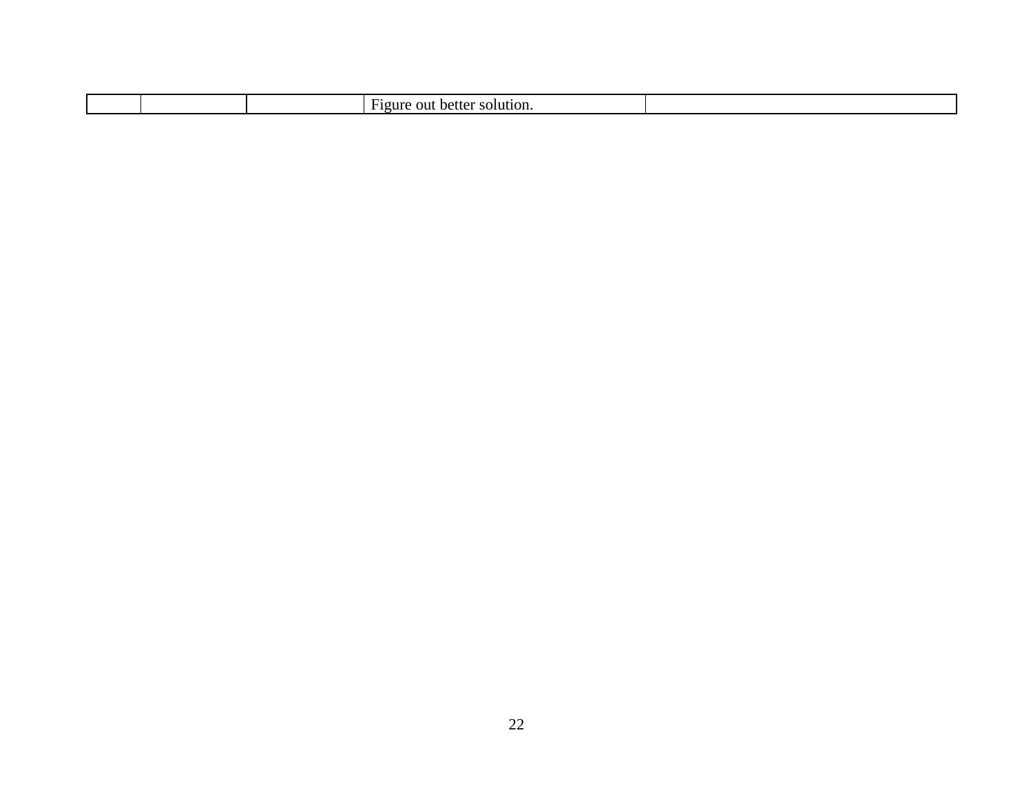| | | | | |
|---|---|---|---|---|
| | | | Figure out better solution. | |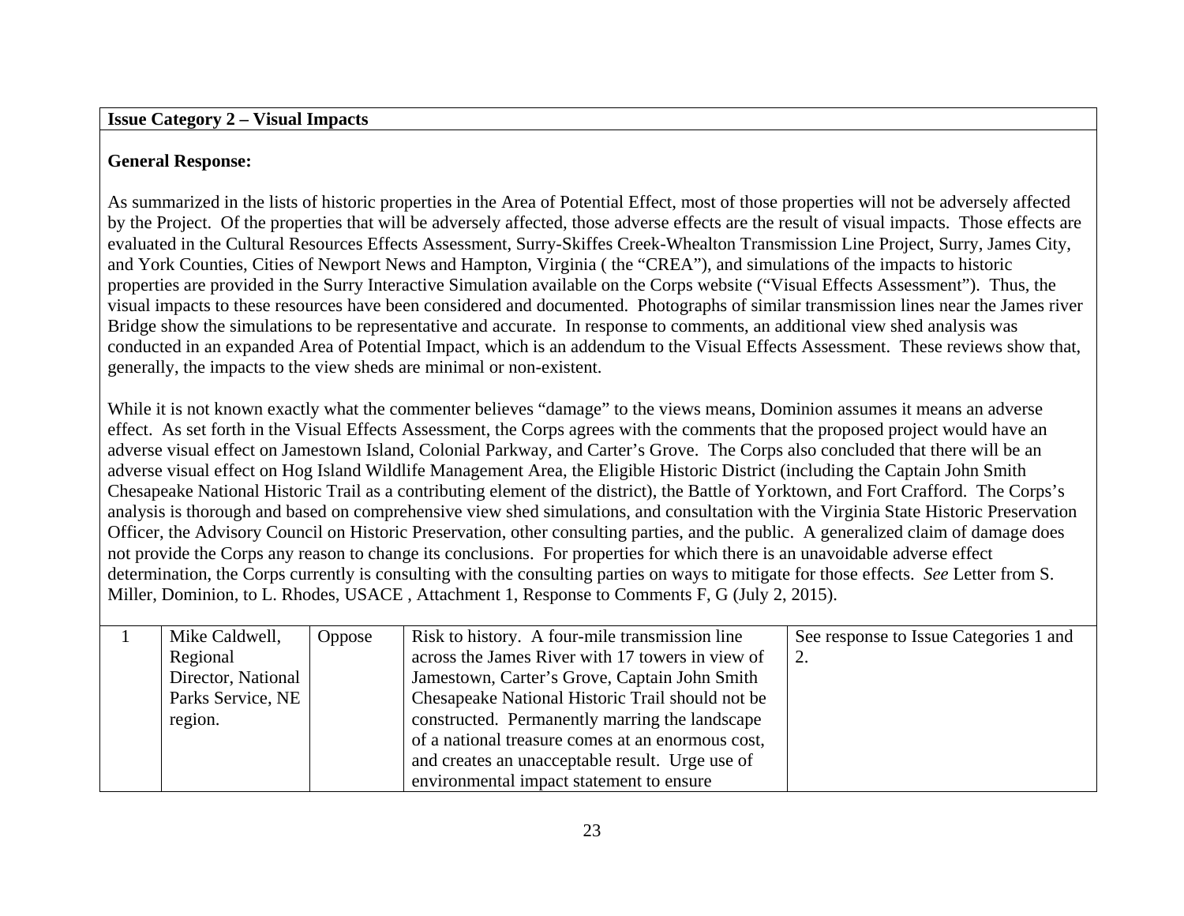**Issue Category 2 – Visual Impacts**

**General Response:**

As summarized in the lists of historic properties in the Area of Potential Effect, most of those properties will not be adversely affected by the Project. Of the properties that will be adversely affected, those adverse effects are the result of visual impacts. Those effects are evaluated in the Cultural Resources Effects Assessment, Surry-Skiffes Creek-Whealton Transmission Line Project, Surry, James City, and York Counties, Cities of Newport News and Hampton, Virginia ( the "CREA"), and simulations of the impacts to historic properties are provided in the Surry Interactive Simulation available on the Corps website ("Visual Effects Assessment"). Thus, the visual impacts to these resources have been considered and documented. Photographs of similar transmission lines near the James river Bridge show the simulations to be representative and accurate. In response to comments, an additional view shed analysis was conducted in an expanded Area of Potential Impact, which is an addendum to the Visual Effects Assessment. These reviews show that, generally, the impacts to the view sheds are minimal or non-existent.

While it is not known exactly what the commenter believes "damage" to the views means, Dominion assumes it means an adverse effect. As set forth in the Visual Effects Assessment, the Corps agrees with the comments that the proposed project would have an adverse visual effect on Jamestown Island, Colonial Parkway, and Carter's Grove. The Corps also concluded that there will be an adverse visual effect on Hog Island Wildlife Management Area, the Eligible Historic District (including the Captain John Smith Chesapeake National Historic Trail as a contributing element of the district), the Battle of Yorktown, and Fort Crafford. The Corps's analysis is thorough and based on comprehensive view shed simulations, and consultation with the Virginia State Historic Preservation Officer, the Advisory Council on Historic Preservation, other consulting parties, and the public. A generalized claim of damage does not provide the Corps any reason to change its conclusions. For properties for which there is an unavoidable adverse effect determination, the Corps currently is consulting with the consulting parties on ways to mitigate for those effects. *See* Letter from S. Miller, Dominion, to L. Rhodes, USACE , Attachment 1, Response to Comments F, G (July 2, 2015).

| | | | | |
|---|---|---|---|---|
| 1 | Mike Caldwell, Regional Director, National Parks Service, NE region. | Oppose | Risk to history. A four-mile transmission line across the James River with 17 towers in view of Jamestown, Carter's Grove, Captain John Smith Chesapeake National Historic Trail should not be constructed. Permanently marring the landscape of a national treasure comes at an enormous cost, and creates an unacceptable result. Urge use of environmental impact statement to ensure | See response to Issue Categories 1 and 2. |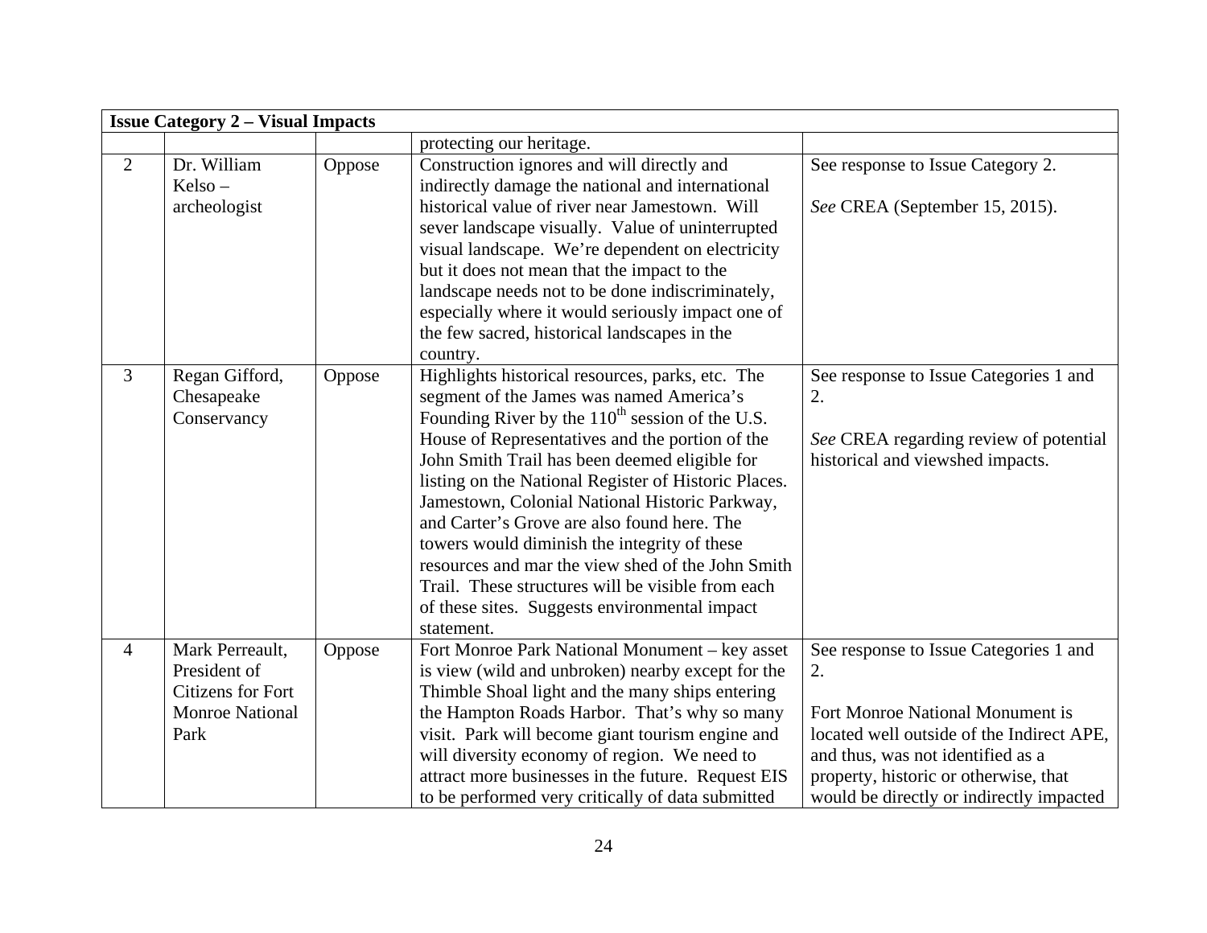| Issue Category 2 – Visual Impacts | | | | |
|---|---|---|---|---|
| | | | protecting our heritage. | |
| 2 | Dr. William Kelso – archeologist | Oppose | Construction ignores and will directly and indirectly damage the national and international historical value of river near Jamestown. Will sever landscape visually. Value of uninterrupted visual landscape. We're dependent on electricity but it does not mean that the impact to the landscape needs not to be done indiscriminately, especially where it would seriously impact one of the few sacred, historical landscapes in the country. | See response to Issue Category 2.<br><br>*See* CREA (September 15, 2015). |
| 3 | Regan Gifford, Chesapeake Conservancy | Oppose | Highlights historical resources, parks, etc. The segment of the James was named America's Founding River by the 110th session of the U.S. House of Representatives and the portion of the John Smith Trail has been deemed eligible for listing on the National Register of Historic Places. Jamestown, Colonial National Historic Parkway, and Carter's Grove are also found here. The towers would diminish the integrity of these resources and mar the view shed of the John Smith Trail. These structures will be visible from each of these sites. Suggests environmental impact statement. | See response to Issue Categories 1 and 2.<br><br>*See* CREA regarding review of potential historical and viewshed impacts. |
| 4 | Mark Perreault, President of Citizens for Fort Monroe National Park | Oppose | Fort Monroe Park National Monument – key asset is view (wild and unbroken) nearby except for the Thimble Shoal light and the many ships entering the Hampton Roads Harbor. That's why so many visit. Park will become giant tourism engine and will diversity economy of region. We need to attract more businesses in the future. Request EIS to be performed very critically of data submitted | See response to Issue Categories 1 and 2.<br><br>Fort Monroe National Monument is located well outside of the Indirect APE, and thus, was not identified as a property, historic or otherwise, that would be directly or indirectly impacted |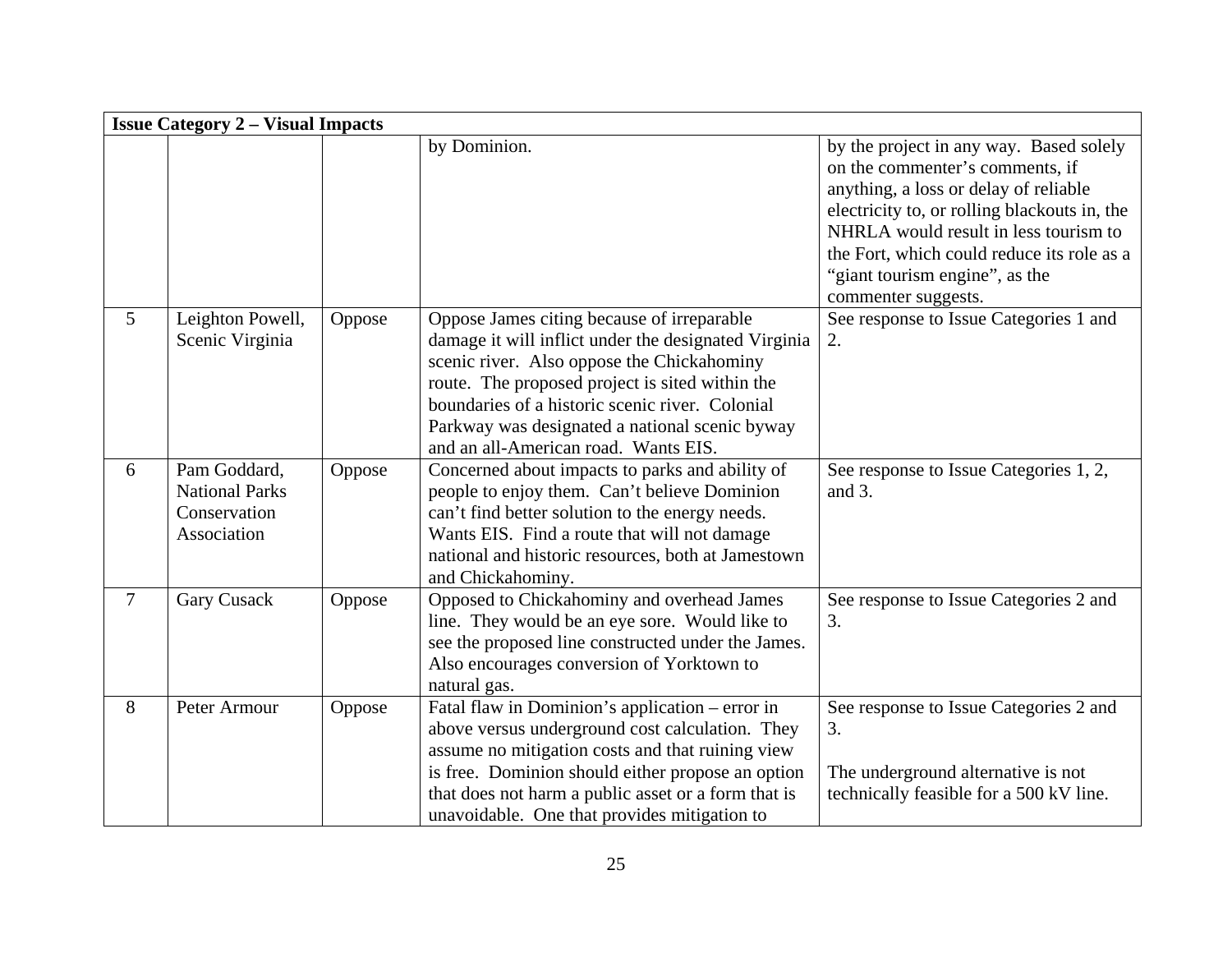| Issue Category 2 – Visual Impacts | | | | |
|---|---|---|---|---|
| | | | by Dominion. | by the project in any way. Based solely on the commenter's comments, if anything, a loss or delay of reliable electricity to, or rolling blackouts in, the NHRLA would result in less tourism to the Fort, which could reduce its role as a "giant tourism engine", as the commenter suggests. |
| 5 | Leighton Powell, Scenic Virginia | Oppose | Oppose James citing because of irreparable damage it will inflict under the designated Virginia scenic river. Also oppose the Chickahominy route. The proposed project is sited within the boundaries of a historic scenic river. Colonial Parkway was designated a national scenic byway and an all-American road. Wants EIS. | See response to Issue Categories 1 and 2. |
| 6 | Pam Goddard, National Parks Conservation Association | Oppose | Concerned about impacts to parks and ability of people to enjoy them. Can't believe Dominion can't find better solution to the energy needs. Wants EIS. Find a route that will not damage national and historic resources, both at Jamestown and Chickahominy. | See response to Issue Categories 1, 2, and 3. |
| 7 | Gary Cusack | Oppose | Opposed to Chickahominy and overhead James line. They would be an eye sore. Would like to see the proposed line constructed under the James. Also encourages conversion of Yorktown to natural gas. | See response to Issue Categories 2 and 3. |
| 8 | Peter Armour | Oppose | Fatal flaw in Dominion's application – error in above versus underground cost calculation. They assume no mitigation costs and that ruining view is free. Dominion should either propose an option that does not harm a public asset or a form that is unavoidable. One that provides mitigation to | See response to Issue Categories 2 and 3.<br><br>The underground alternative is not technically feasible for a 500 kV line. |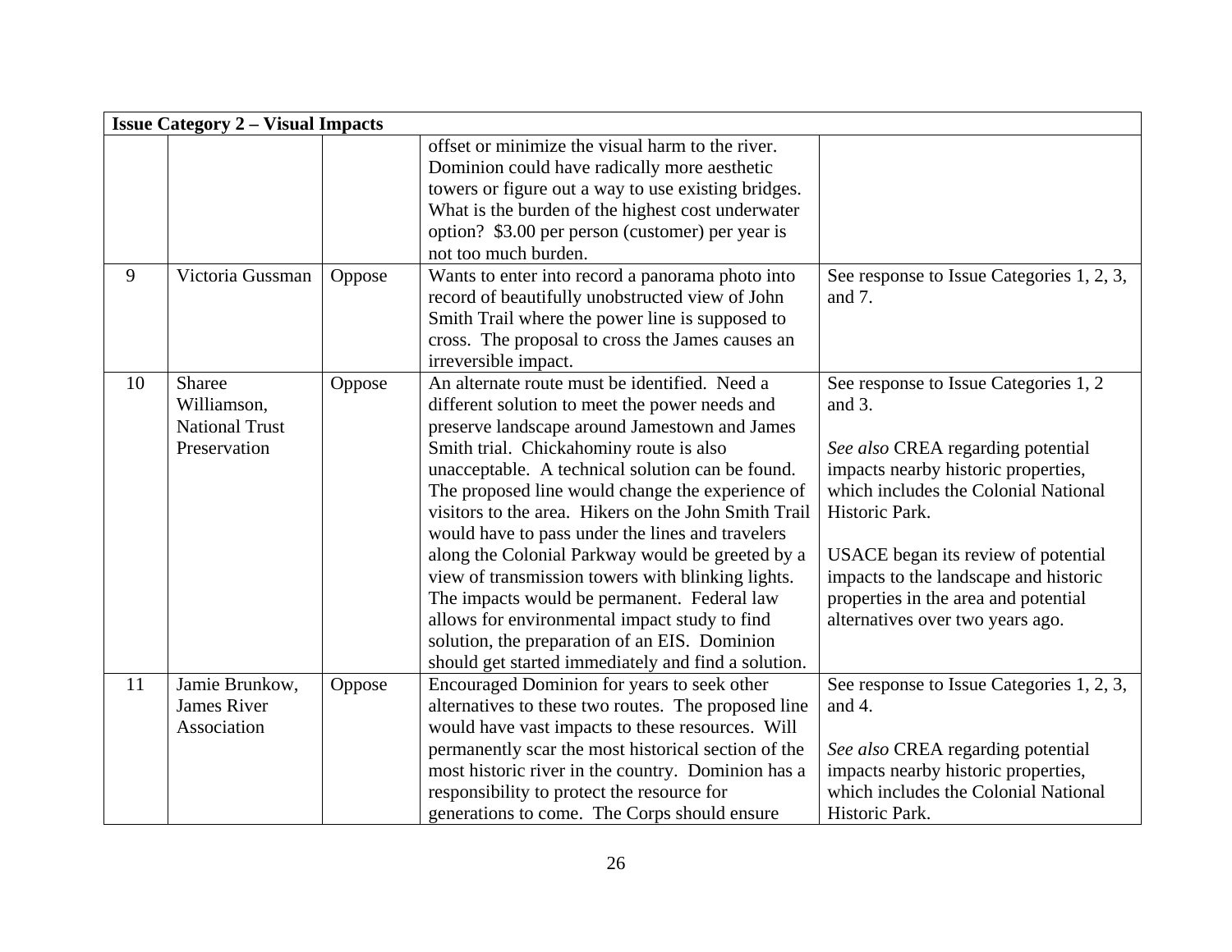| Issue Category 2 – Visual Impacts | | | | |
|---|---|---|---|---|
| | | | offset or minimize the visual harm to the river. Dominion could have radically more aesthetic towers or figure out a way to use existing bridges. What is the burden of the highest cost underwater option? $3.00 per person (customer) per year is not too much burden. | |
| 9 | Victoria Gussman | Oppose | Wants to enter into record a panorama photo into record of beautifully unobstructed view of John Smith Trail where the power line is supposed to cross. The proposal to cross the James causes an irreversible impact. | See response to Issue Categories 1, 2, 3, and 7. |
| 10 | Sharee Williamson, National Trust Preservation | Oppose | An alternate route must be identified. Need a different solution to meet the power needs and preserve landscape around Jamestown and James Smith trial. Chickahominy route is also unacceptable. A technical solution can be found. The proposed line would change the experience of visitors to the area. Hikers on the John Smith Trail would have to pass under the lines and travelers along the Colonial Parkway would be greeted by a view of transmission towers with blinking lights. The impacts would be permanent. Federal law allows for environmental impact study to find solution, the preparation of an EIS. Dominion should get started immediately and find a solution. | See response to Issue Categories 1, 2 and 3.<br><br>*See also* CREA regarding potential impacts nearby historic properties, which includes the Colonial National Historic Park.<br><br>USACE began its review of potential impacts to the landscape and historic properties in the area and potential alternatives over two years ago. |
| 11 | Jamie Brunkow, James River Association | Oppose | Encouraged Dominion for years to seek other alternatives to these two routes. The proposed line would have vast impacts to these resources. Will permanently scar the most historical section of the most historic river in the country. Dominion has a responsibility to protect the resource for generations to come. The Corps should ensure | See response to Issue Categories 1, 2, 3, and 4.<br><br>*See also* CREA regarding potential impacts nearby historic properties, which includes the Colonial National Historic Park. |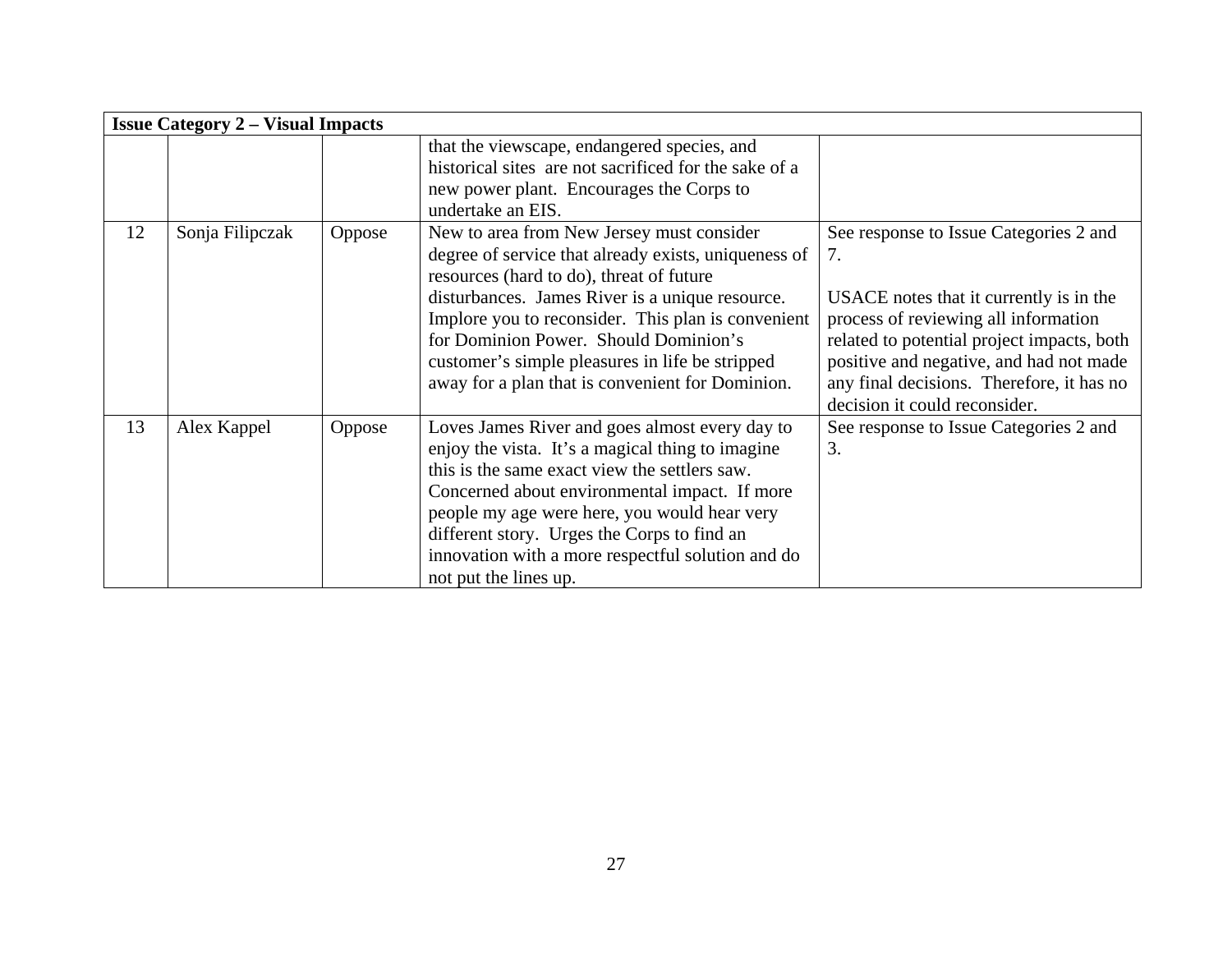| **Issue Category 2 – Visual Impacts** | | | | |
|---|---|---|---|---|
| | | | that the viewscape, endangered species, and historical sites are not sacrificed for the sake of a new power plant. Encourages the Corps to undertake an EIS. | |
| 12 | Sonja Filipczak | Oppose | New to area from New Jersey must consider degree of service that already exists, uniqueness of resources (hard to do), threat of future disturbances. James River is a unique resource. Implore you to reconsider. This plan is convenient for Dominion Power. Should Dominion's customer's simple pleasures in life be stripped away for a plan that is convenient for Dominion. | See response to Issue Categories 2 and 7.<br><br>USACE notes that it currently is in the process of reviewing all information related to potential project impacts, both positive and negative, and had not made any final decisions. Therefore, it has no decision it could reconsider. |
| 13 | Alex Kappel | Oppose | Loves James River and goes almost every day to enjoy the vista. It's a magical thing to imagine this is the same exact view the settlers saw. Concerned about environmental impact. If more people my age were here, you would hear very different story. Urges the Corps to find an innovation with a more respectful solution and do not put the lines up. | See response to Issue Categories 2 and 3. |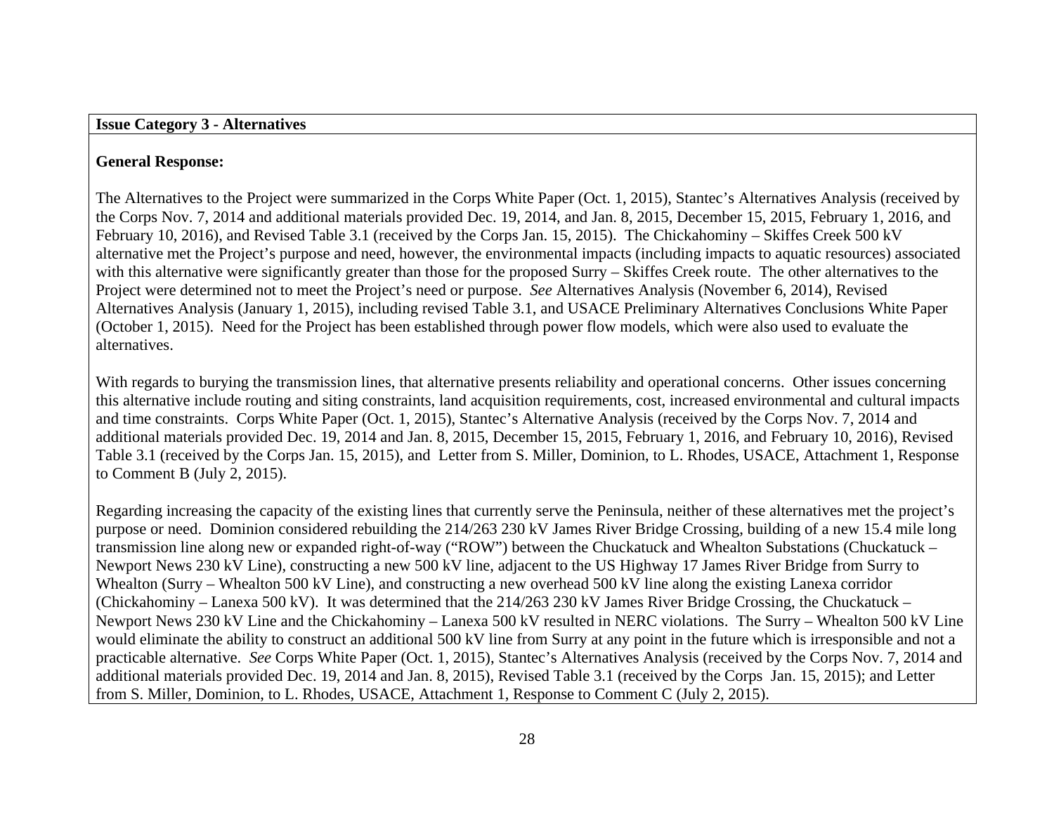**Issue Category 3 - Alternatives**

**General Response:**

The Alternatives to the Project were summarized in the Corps White Paper (Oct. 1, 2015), Stantec's Alternatives Analysis (received by the Corps Nov. 7, 2014 and additional materials provided Dec. 19, 2014, and Jan. 8, 2015, December 15, 2015, February 1, 2016, and February 10, 2016), and Revised Table 3.1 (received by the Corps Jan. 15, 2015). The Chickahominy – Skiffes Creek 500 kV alternative met the Project's purpose and need, however, the environmental impacts (including impacts to aquatic resources) associated with this alternative were significantly greater than those for the proposed Surry – Skiffes Creek route. The other alternatives to the Project were determined not to meet the Project's need or purpose. *See* Alternatives Analysis (November 6, 2014), Revised Alternatives Analysis (January 1, 2015), including revised Table 3.1, and USACE Preliminary Alternatives Conclusions White Paper (October 1, 2015). Need for the Project has been established through power flow models, which were also used to evaluate the alternatives.

With regards to burying the transmission lines, that alternative presents reliability and operational concerns. Other issues concerning this alternative include routing and siting constraints, land acquisition requirements, cost, increased environmental and cultural impacts and time constraints. Corps White Paper (Oct. 1, 2015), Stantec's Alternative Analysis (received by the Corps Nov. 7, 2014 and additional materials provided Dec. 19, 2014 and Jan. 8, 2015, December 15, 2015, February 1, 2016, and February 10, 2016), Revised Table 3.1 (received by the Corps Jan. 15, 2015), and Letter from S. Miller, Dominion, to L. Rhodes, USACE, Attachment 1, Response to Comment B (July 2, 2015).

Regarding increasing the capacity of the existing lines that currently serve the Peninsula, neither of these alternatives met the project's purpose or need. Dominion considered rebuilding the 214/263 230 kV James River Bridge Crossing, building of a new 15.4 mile long transmission line along new or expanded right-of-way ("ROW") between the Chuckatuck and Whealton Substations (Chuckatuck – Newport News 230 kV Line), constructing a new 500 kV line, adjacent to the US Highway 17 James River Bridge from Surry to Whealton (Surry – Whealton 500 kV Line), and constructing a new overhead 500 kV line along the existing Lanexa corridor (Chickahominy – Lanexa 500 kV). It was determined that the 214/263 230 kV James River Bridge Crossing, the Chuckatuck – Newport News 230 kV Line and the Chickahominy – Lanexa 500 kV resulted in NERC violations. The Surry – Whealton 500 kV Line would eliminate the ability to construct an additional 500 kV line from Surry at any point in the future which is irresponsible and not a practicable alternative. *See* Corps White Paper (Oct. 1, 2015), Stantec's Alternatives Analysis (received by the Corps Nov. 7, 2014 and additional materials provided Dec. 19, 2014 and Jan. 8, 2015), Revised Table 3.1 (received by the Corps Jan. 15, 2015); and Letter from S. Miller, Dominion, to L. Rhodes, USACE, Attachment 1, Response to Comment C (July 2, 2015).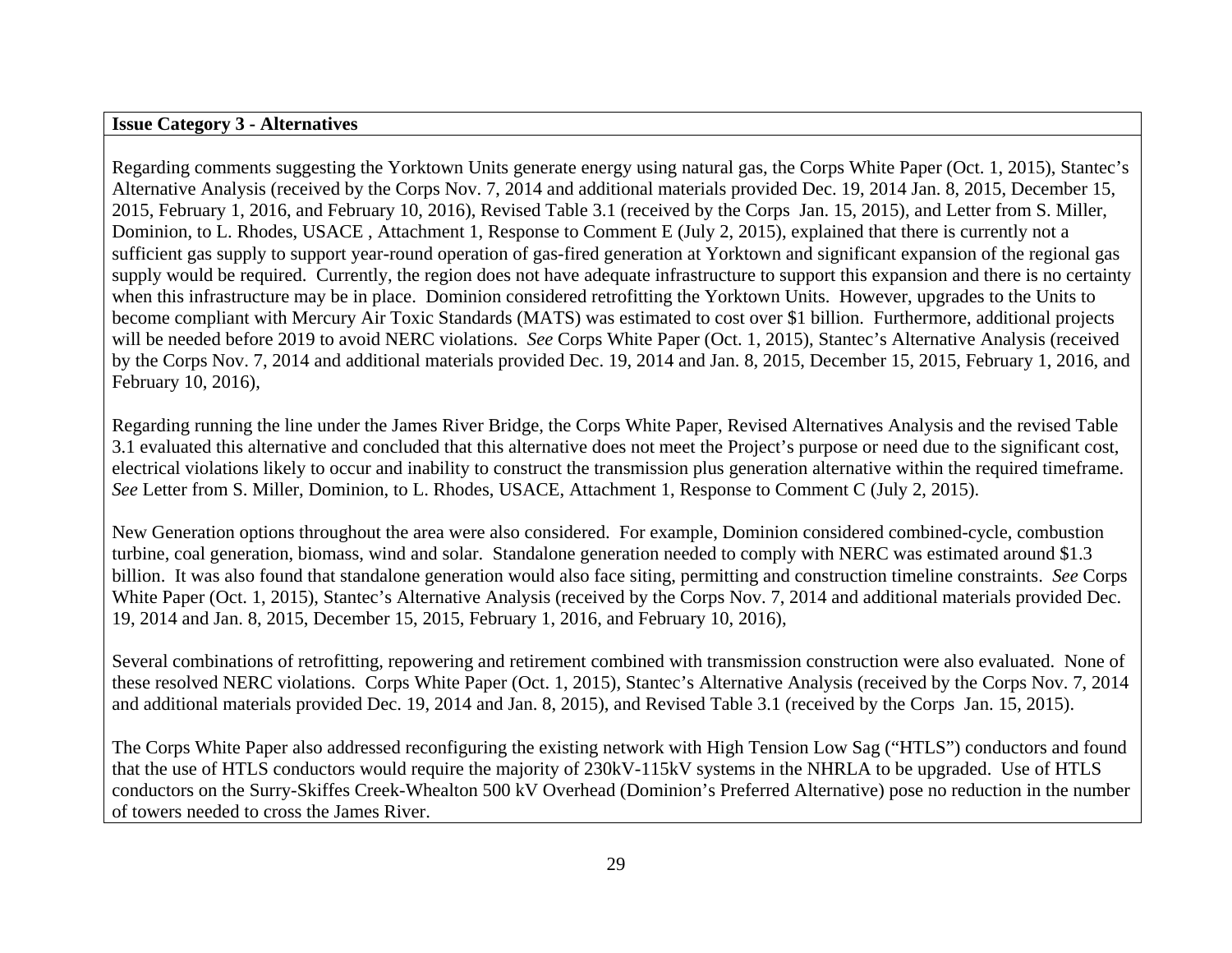**Issue Category 3 - Alternatives**

Regarding comments suggesting the Yorktown Units generate energy using natural gas, the Corps White Paper (Oct. 1, 2015), Stantec's Alternative Analysis (received by the Corps Nov. 7, 2014 and additional materials provided Dec. 19, 2014 Jan. 8, 2015, December 15, 2015, February 1, 2016, and February 10, 2016), Revised Table 3.1 (received by the Corps Jan. 15, 2015), and Letter from S. Miller, Dominion, to L. Rhodes, USACE , Attachment 1, Response to Comment E (July 2, 2015), explained that there is currently not a sufficient gas supply to support year-round operation of gas-fired generation at Yorktown and significant expansion of the regional gas supply would be required. Currently, the region does not have adequate infrastructure to support this expansion and there is no certainty when this infrastructure may be in place. Dominion considered retrofitting the Yorktown Units. However, upgrades to the Units to become compliant with Mercury Air Toxic Standards (MATS) was estimated to cost over $1 billion. Furthermore, additional projects will be needed before 2019 to avoid NERC violations. *See* Corps White Paper (Oct. 1, 2015), Stantec's Alternative Analysis (received by the Corps Nov. 7, 2014 and additional materials provided Dec. 19, 2014 and Jan. 8, 2015, December 15, 2015, February 1, 2016, and February 10, 2016),

Regarding running the line under the James River Bridge, the Corps White Paper, Revised Alternatives Analysis and the revised Table 3.1 evaluated this alternative and concluded that this alternative does not meet the Project's purpose or need due to the significant cost, electrical violations likely to occur and inability to construct the transmission plus generation alternative within the required timeframe. *See* Letter from S. Miller, Dominion, to L. Rhodes, USACE, Attachment 1, Response to Comment C (July 2, 2015).

New Generation options throughout the area were also considered. For example, Dominion considered combined-cycle, combustion turbine, coal generation, biomass, wind and solar. Standalone generation needed to comply with NERC was estimated around $1.3 billion. It was also found that standalone generation would also face siting, permitting and construction timeline constraints. *See* Corps White Paper (Oct. 1, 2015), Stantec's Alternative Analysis (received by the Corps Nov. 7, 2014 and additional materials provided Dec. 19, 2014 and Jan. 8, 2015, December 15, 2015, February 1, 2016, and February 10, 2016),

Several combinations of retrofitting, repowering and retirement combined with transmission construction were also evaluated. None of these resolved NERC violations. Corps White Paper (Oct. 1, 2015), Stantec's Alternative Analysis (received by the Corps Nov. 7, 2014 and additional materials provided Dec. 19, 2014 and Jan. 8, 2015), and Revised Table 3.1 (received by the Corps Jan. 15, 2015).

The Corps White Paper also addressed reconfiguring the existing network with High Tension Low Sag ("HTLS") conductors and found that the use of HTLS conductors would require the majority of 230kV-115kV systems in the NHRLA to be upgraded. Use of HTLS conductors on the Surry-Skiffes Creek-Whealton 500 kV Overhead (Dominion's Preferred Alternative) pose no reduction in the number of towers needed to cross the James River.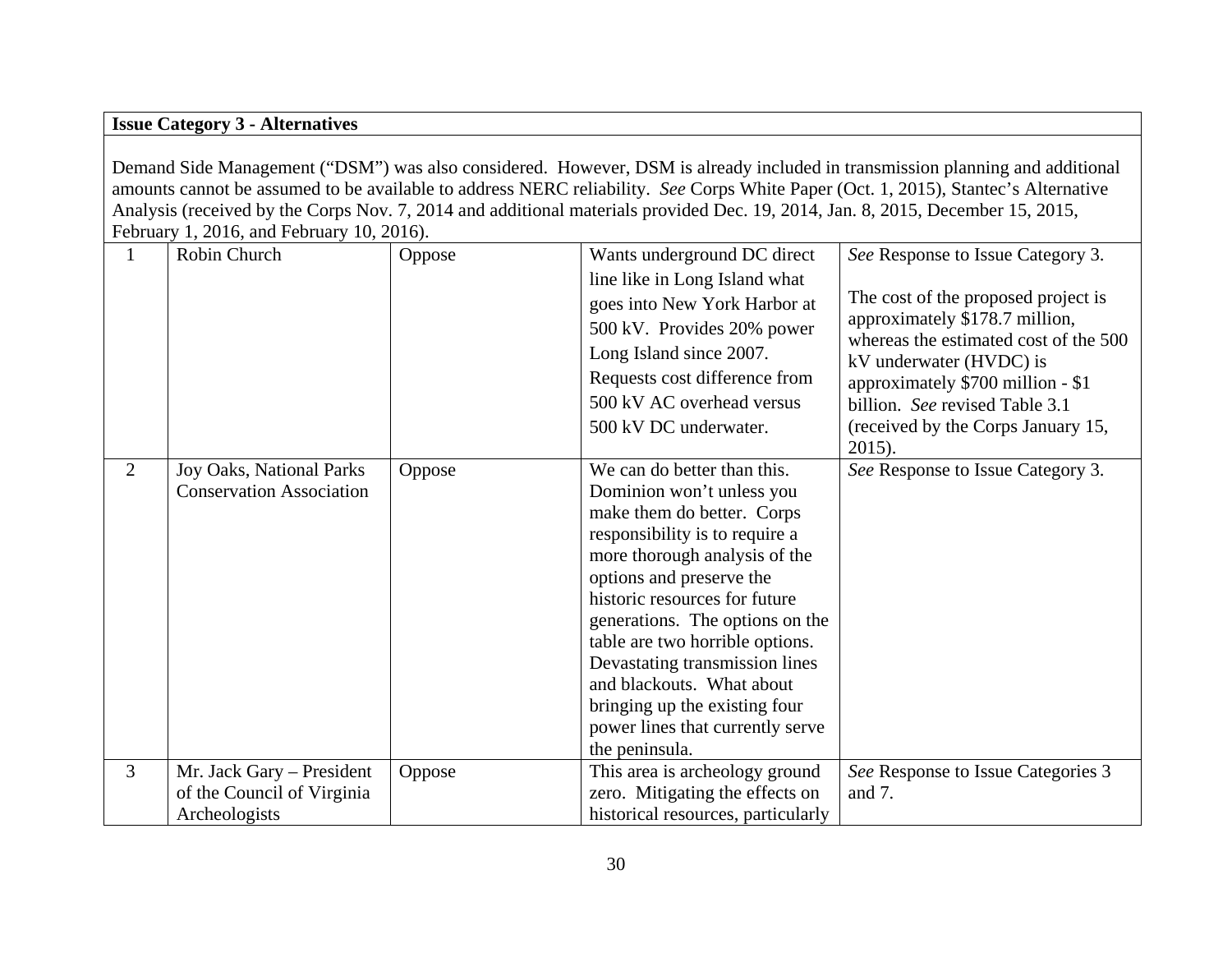**Issue Category 3 - Alternatives**

Demand Side Management ("DSM") was also considered. However, DSM is already included in transmission planning and additional amounts cannot be assumed to be available to address NERC reliability. *See* Corps White Paper (Oct. 1, 2015), Stantec's Alternative Analysis (received by the Corps Nov. 7, 2014 and additional materials provided Dec. 19, 2014, Jan. 8, 2015, December 15, 2015, February 1, 2016, and February 10, 2016).

| | | | | |
|---|---|---|---|---|
| 1 | Robin Church | Oppose | Wants underground DC direct line like in Long Island what goes into New York Harbor at 500 kV. Provides 20% power Long Island since 2007. Requests cost difference from 500 kV AC overhead versus 500 kV DC underwater. | *See* Response to Issue Category 3.<br><br>The cost of the proposed project is approximately $178.7 million, whereas the estimated cost of the 500 kV underwater (HVDC) is approximately $700 million - $1 billion. *See* revised Table 3.1 (received by the Corps January 15, 2015). |
| 2 | Joy Oaks, National Parks Conservation Association | Oppose | We can do better than this. Dominion won't unless you make them do better. Corps responsibility is to require a more thorough analysis of the options and preserve the historic resources for future generations. The options on the table are two horrible options. Devastating transmission lines and blackouts. What about bringing up the existing four power lines that currently serve the peninsula. | *See* Response to Issue Category 3. |
| 3 | Mr. Jack Gary – President of the Council of Virginia Archeologists | Oppose | This area is archeology ground zero. Mitigating the effects on historical resources, particularly | *See* Response to Issue Categories 3 and 7. |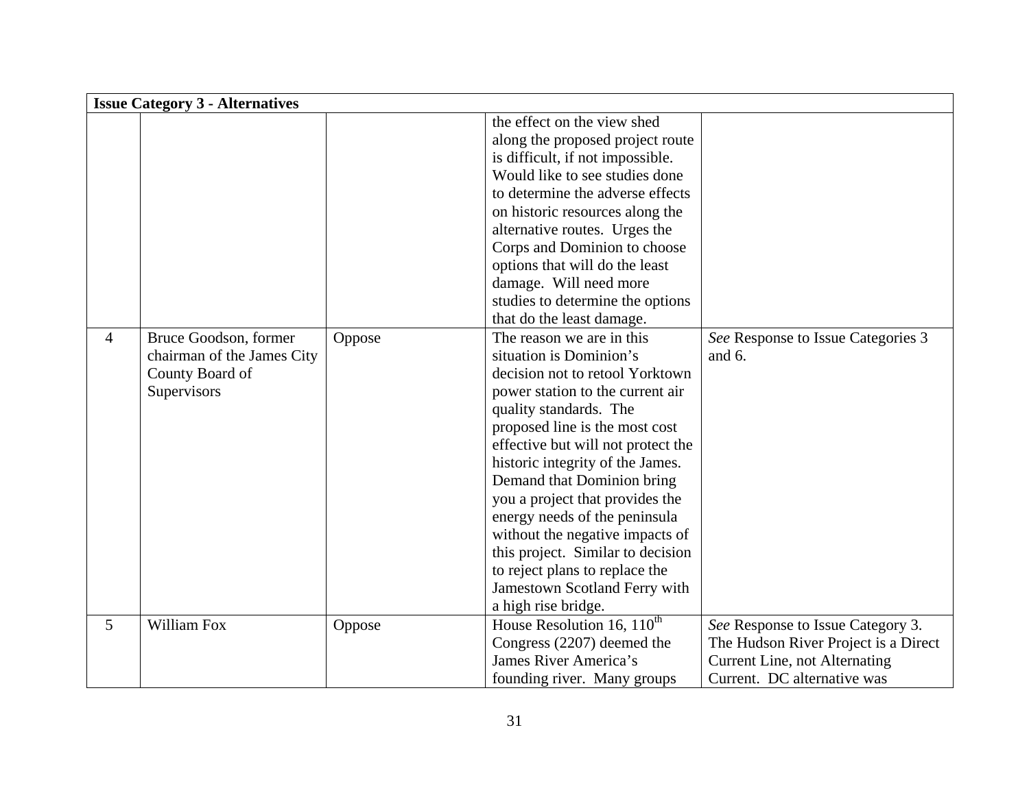| Issue Category 3 - Alternatives | | | | |
|---|---|---|---|---|
| | | | the effect on the view shed along the proposed project route is difficult, if not impossible. Would like to see studies done to determine the adverse effects on historic resources along the alternative routes. Urges the Corps and Dominion to choose options that will do the least damage. Will need more studies to determine the options that do the least damage. | |
| 4 | Bruce Goodson, former chairman of the James City County Board of Supervisors | Oppose | The reason we are in this situation is Dominion's decision not to retool Yorktown power station to the current air quality standards. The proposed line is the most cost effective but will not protect the historic integrity of the James. Demand that Dominion bring you a project that provides the energy needs of the peninsula without the negative impacts of this project. Similar to decision to reject plans to replace the Jamestown Scotland Ferry with a high rise bridge. | *See* Response to Issue Categories 3 and 6. |
| 5 | William Fox | Oppose | House Resolution 16, 110th Congress (2207) deemed the James River America's founding river. Many groups | *See* Response to Issue Category 3. The Hudson River Project is a Direct Current Line, not Alternating Current. DC alternative was |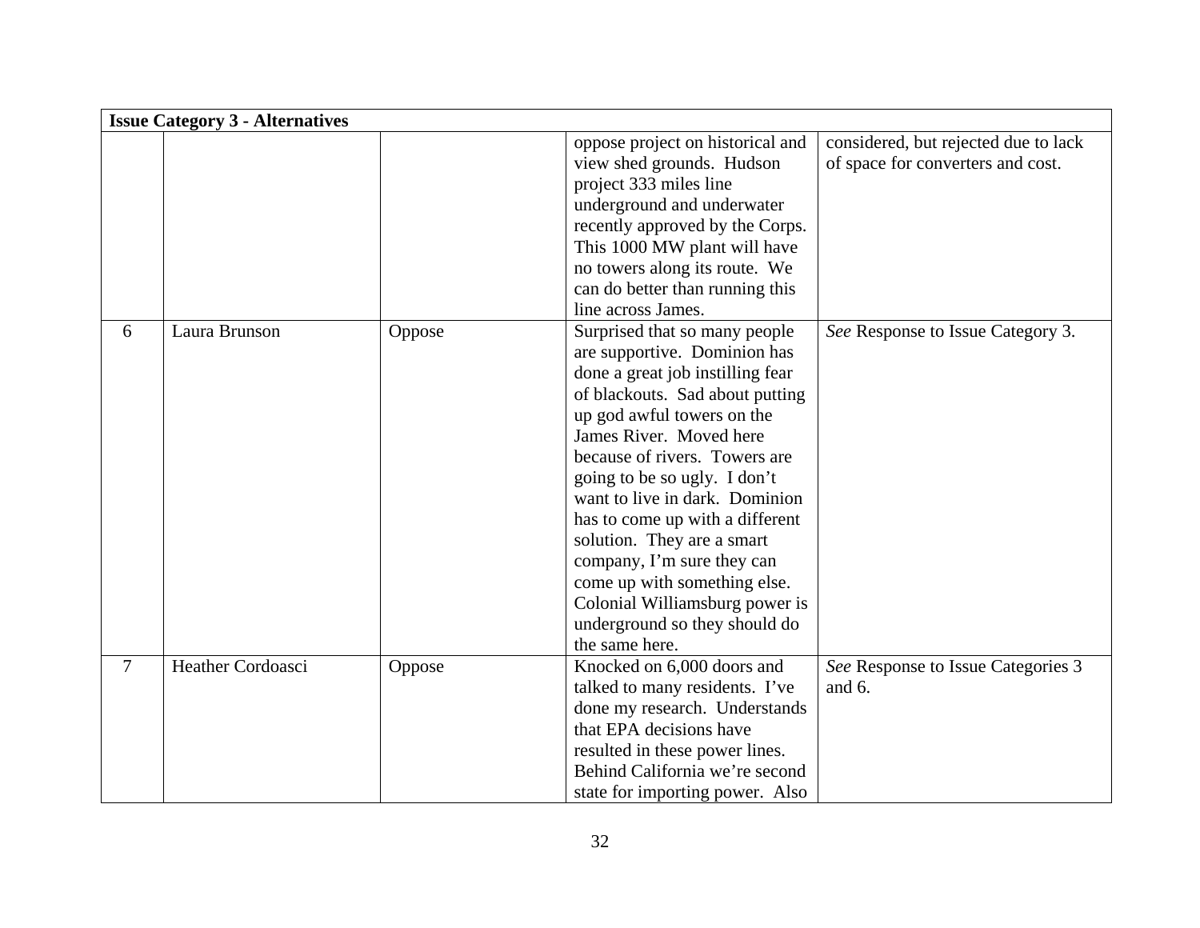| Issue Category 3 - Alternatives | | | | |
|---|---|---|---|---|
| | | | oppose project on historical and view shed grounds. Hudson project 333 miles line underground and underwater recently approved by the Corps. This 1000 MW plant will have no towers along its route. We can do better than running this line across James. | considered, but rejected due to lack of space for converters and cost. |
| 6 | Laura Brunson | Oppose | Surprised that so many people are supportive. Dominion has done a great job instilling fear of blackouts. Sad about putting up god awful towers on the James River. Moved here because of rivers. Towers are going to be so ugly. I don't want to live in dark. Dominion has to come up with a different solution. They are a smart company, I'm sure they can come up with something else. Colonial Williamsburg power is underground so they should do the same here. | *See* Response to Issue Category 3. |
| 7 | Heather Cordoasci | Oppose | Knocked on 6,000 doors and talked to many residents. I've done my research. Understands that EPA decisions have resulted in these power lines. Behind California we're second state for importing power. Also | *See* Response to Issue Categories 3 and 6. |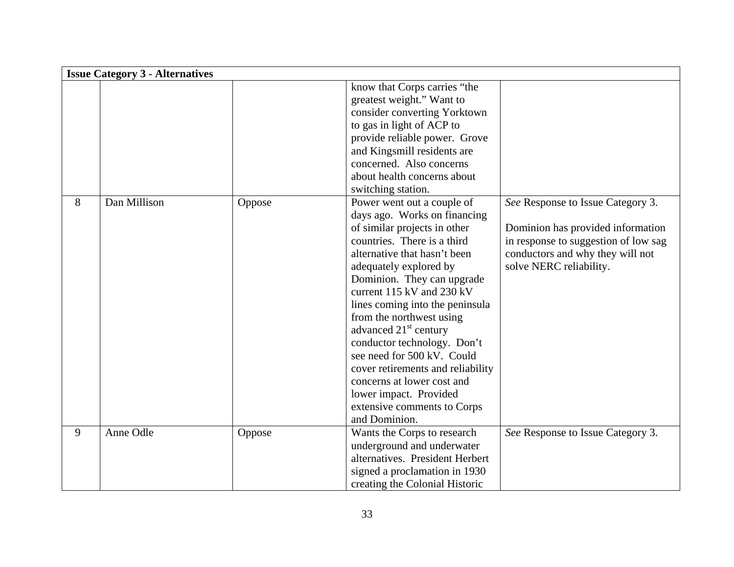| Issue Category 3 - Alternatives | | | | |
| --- | --- | --- | --- | --- |
| | | | know that Corps carries "the greatest weight." Want to consider converting Yorktown to gas in light of ACP to provide reliable power. Grove and Kingsmill residents are concerned. Also concerns about health concerns about switching station. | |
| 8 | Dan Millison | Oppose | Power went out a couple of days ago. Works on financing of similar projects in other countries. There is a third alternative that hasn't been adequately explored by Dominion. They can upgrade current 115 kV and 230 kV lines coming into the peninsula from the northwest using advanced 21st century conductor technology. Don't see need for 500 kV. Could cover retirements and reliability concerns at lower cost and lower impact. Provided extensive comments to Corps and Dominion. | *See* Response to Issue Category 3.<br><br>Dominion has provided information in response to suggestion of low sag conductors and why they will not solve NERC reliability. |
| 9 | Anne Odle | Oppose | Wants the Corps to research underground and underwater alternatives. President Herbert signed a proclamation in 1930 creating the Colonial Historic | *See* Response to Issue Category 3. |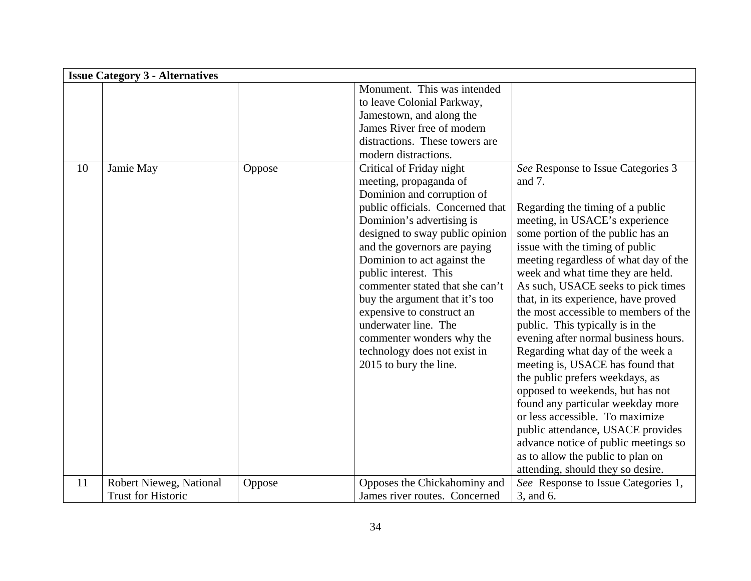| Issue Category 3 - Alternatives | | | | |
|---|---|---|---|---|
| | | | Monument. This was intended to leave Colonial Parkway, Jamestown, and along the James River free of modern distractions. These towers are modern distractions. | |
| 10 | Jamie May | Oppose | Critical of Friday night meeting, propaganda of Dominion and corruption of public officials. Concerned that Dominion's advertising is designed to sway public opinion and the governors are paying Dominion to act against the public interest. This commenter stated that she can't buy the argument that it's too expensive to construct an underwater line. The commenter wonders why the technology does not exist in 2015 to bury the line. | *See* Response to Issue Categories 3 and 7.<br><br>Regarding the timing of a public meeting, in USACE's experience some portion of the public has an issue with the timing of public meeting regardless of what day of the week and what time they are held. As such, USACE seeks to pick times that, in its experience, have proved the most accessible to members of the public. This typically is in the evening after normal business hours. Regarding what day of the week a meeting is, USACE has found that the public prefers weekdays, as opposed to weekends, but has not found any particular weekday more or less accessible. To maximize public attendance, USACE provides advance notice of public meetings so as to allow the public to plan on attending, should they so desire. |
| 11 | Robert Nieweg, National Trust for Historic | Oppose | Opposes the Chickahominy and James river routes. Concerned | *See* Response to Issue Categories 1, 3, and 6. |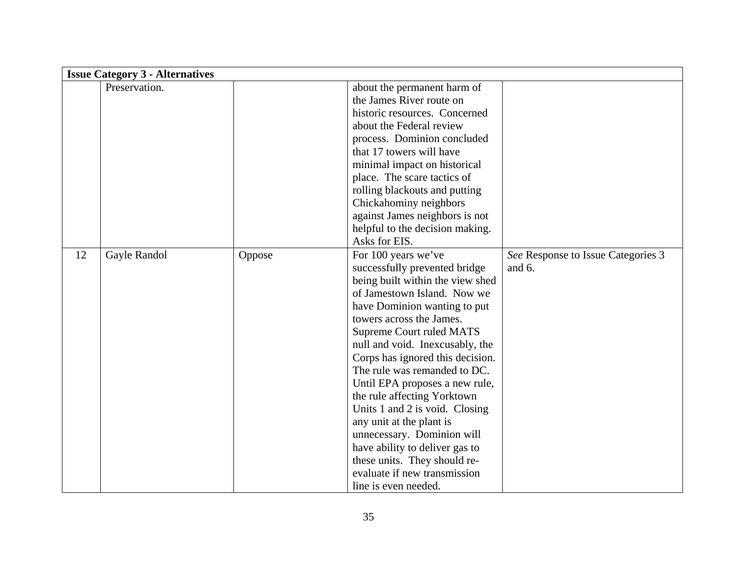| Issue Category 3 - Alternatives | | | | |
|---|---|---|---|---|
| | Preservation. | | about the permanent harm of the James River route on historic resources. Concerned about the Federal review process. Dominion concluded that 17 towers will have minimal impact on historical place. The scare tactics of rolling blackouts and putting Chickahominy neighbors against James neighbors is not helpful to the decision making. Asks for EIS. | |
| 12 | Gayle Randol | Oppose | For 100 years we've successfully prevented bridge being built within the view shed of Jamestown Island. Now we have Dominion wanting to put towers across the James. Supreme Court ruled MATS null and void. Inexcusably, the Corps has ignored this decision. The rule was remanded to DC. Until EPA proposes a new rule, the rule affecting Yorktown Units 1 and 2 is void. Closing any unit at the plant is unnecessary. Dominion will have ability to deliver gas to these units. They should re-evaluate if new transmission line is even needed. | *See* Response to Issue Categories 3 and 6. |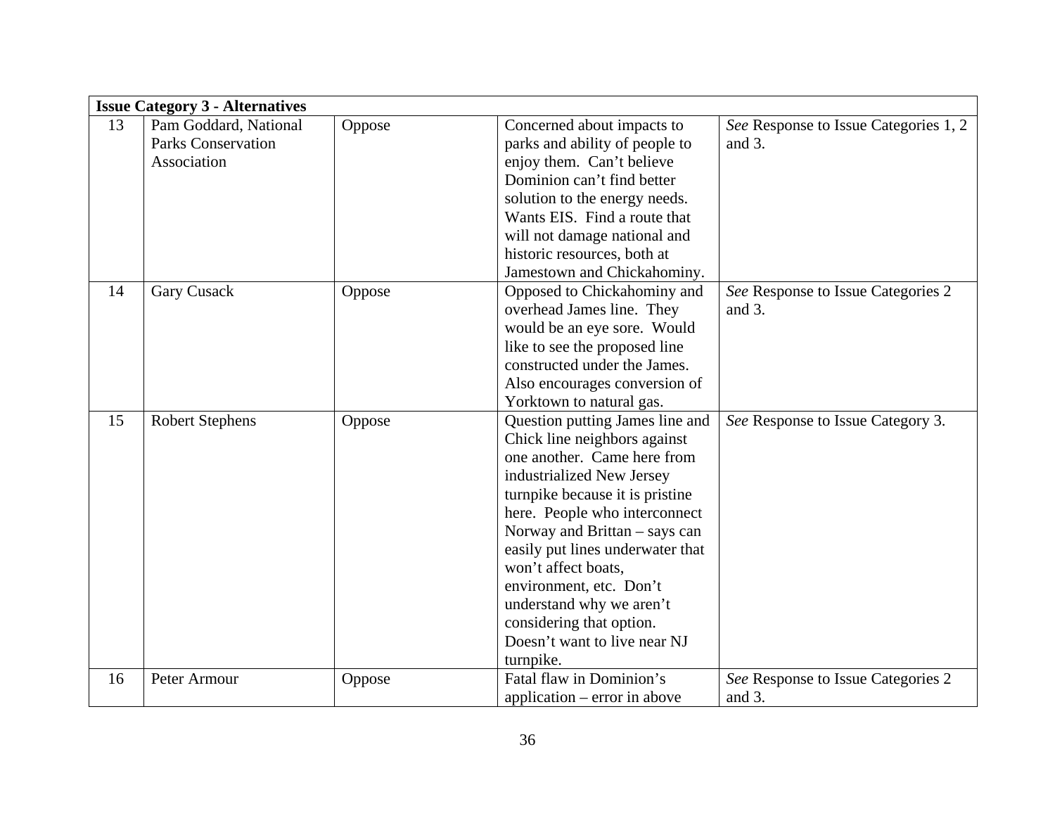| **Issue Category 3 - Alternatives** | | | | |
|---|---|---|---|---|
| 13 | Pam Goddard, National Parks Conservation Association | Oppose | Concerned about impacts to parks and ability of people to enjoy them. Can't believe Dominion can't find better solution to the energy needs. Wants EIS. Find a route that will not damage national and historic resources, both at Jamestown and Chickahominy. | *See* Response to Issue Categories 1, 2 and 3. |
| 14 | Gary Cusack | Oppose | Opposed to Chickahominy and overhead James line. They would be an eye sore. Would like to see the proposed line constructed under the James. Also encourages conversion of Yorktown to natural gas. | *See* Response to Issue Categories 2 and 3. |
| 15 | Robert Stephens | Oppose | Question putting James line and Chick line neighbors against one another. Came here from industrialized New Jersey turnpike because it is pristine here. People who interconnect Norway and Brittan – says can easily put lines underwater that won't affect boats, environment, etc. Don't understand why we aren't considering that option. Doesn't want to live near NJ turnpike. | *See* Response to Issue Category 3. |
| 16 | Peter Armour | Oppose | Fatal flaw in Dominion's application – error in above | *See* Response to Issue Categories 2 and 3. |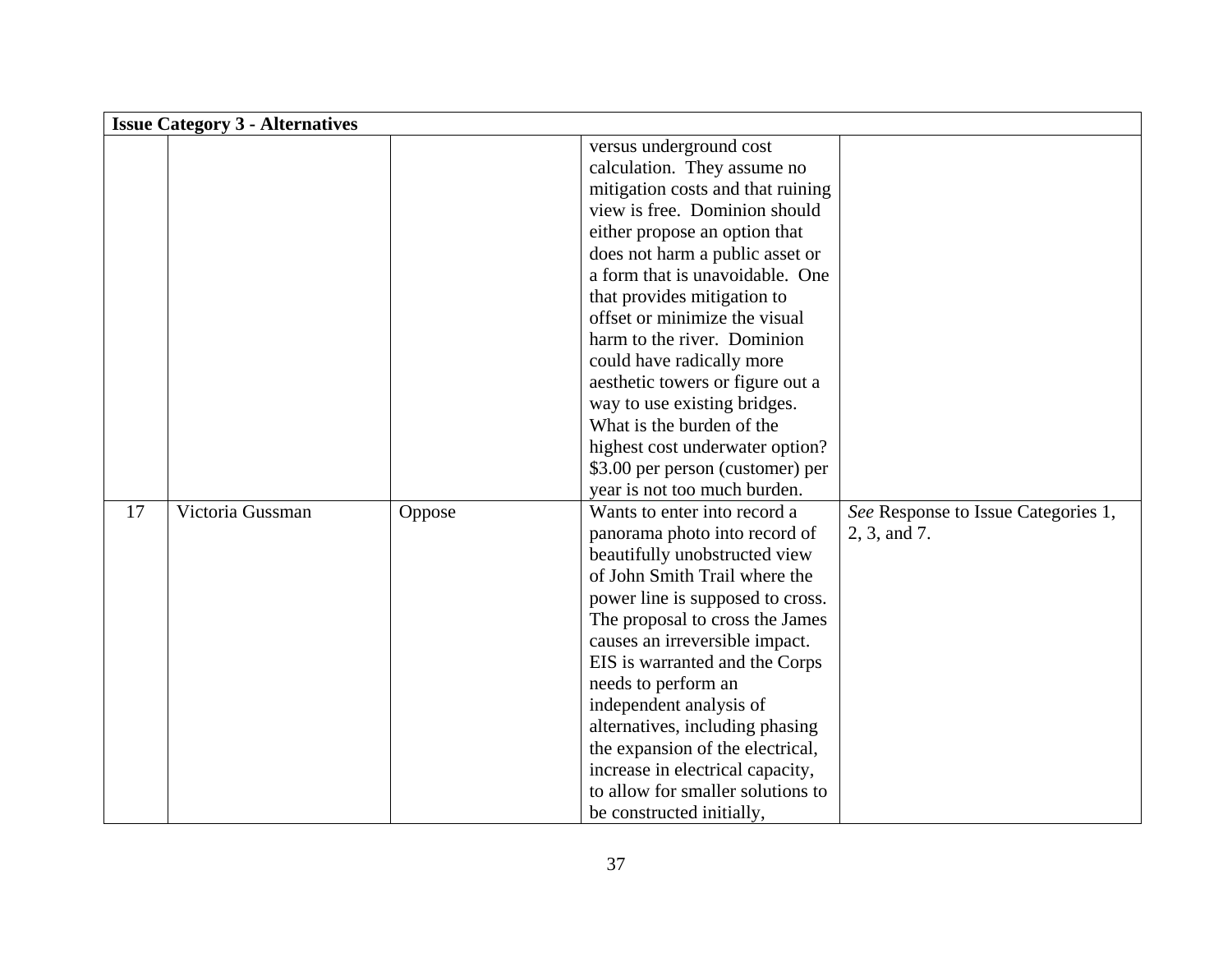| Issue Category 3 - Alternatives | | | | |
|---|---|---|---|---|
| | | | versus underground cost calculation. They assume no mitigation costs and that ruining view is free. Dominion should either propose an option that does not harm a public asset or a form that is unavoidable. One that provides mitigation to offset or minimize the visual harm to the river. Dominion could have radically more aesthetic towers or figure out a way to use existing bridges. What is the burden of the highest cost underwater option? $3.00 per person (customer) per year is not too much burden. | |
| 17 | Victoria Gussman | Oppose | Wants to enter into record a panorama photo into record of beautifully unobstructed view of John Smith Trail where the power line is supposed to cross. The proposal to cross the James causes an irreversible impact. EIS is warranted and the Corps needs to perform an independent analysis of alternatives, including phasing the expansion of the electrical, increase in electrical capacity, to allow for smaller solutions to be constructed initially, | *See* Response to Issue Categories 1, 2, 3, and 7. |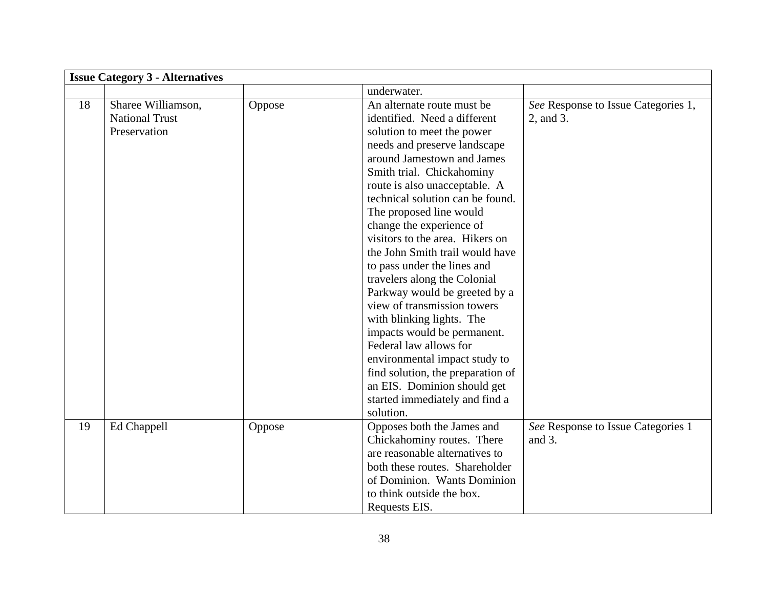| Issue Category 3 - Alternatives | | | | |
|---|---|---|---|---|
| | | | underwater. | |
| 18 | Sharee Williamson, National Trust Preservation | Oppose | An alternate route must be identified. Need a different solution to meet the power needs and preserve landscape around Jamestown and James Smith trial. Chickahominy route is also unacceptable. A technical solution can be found. The proposed line would change the experience of visitors to the area. Hikers on the John Smith trail would have to pass under the lines and travelers along the Colonial Parkway would be greeted by a view of transmission towers with blinking lights. The impacts would be permanent. Federal law allows for environmental impact study to find solution, the preparation of an EIS. Dominion should get started immediately and find a solution. | *See* Response to Issue Categories 1, 2, and 3. |
| 19 | Ed Chappell | Oppose | Opposes both the James and Chickahominy routes. There are reasonable alternatives to both these routes. Shareholder of Dominion. Wants Dominion to think outside the box. Requests EIS. | *See* Response to Issue Categories 1 and 3. |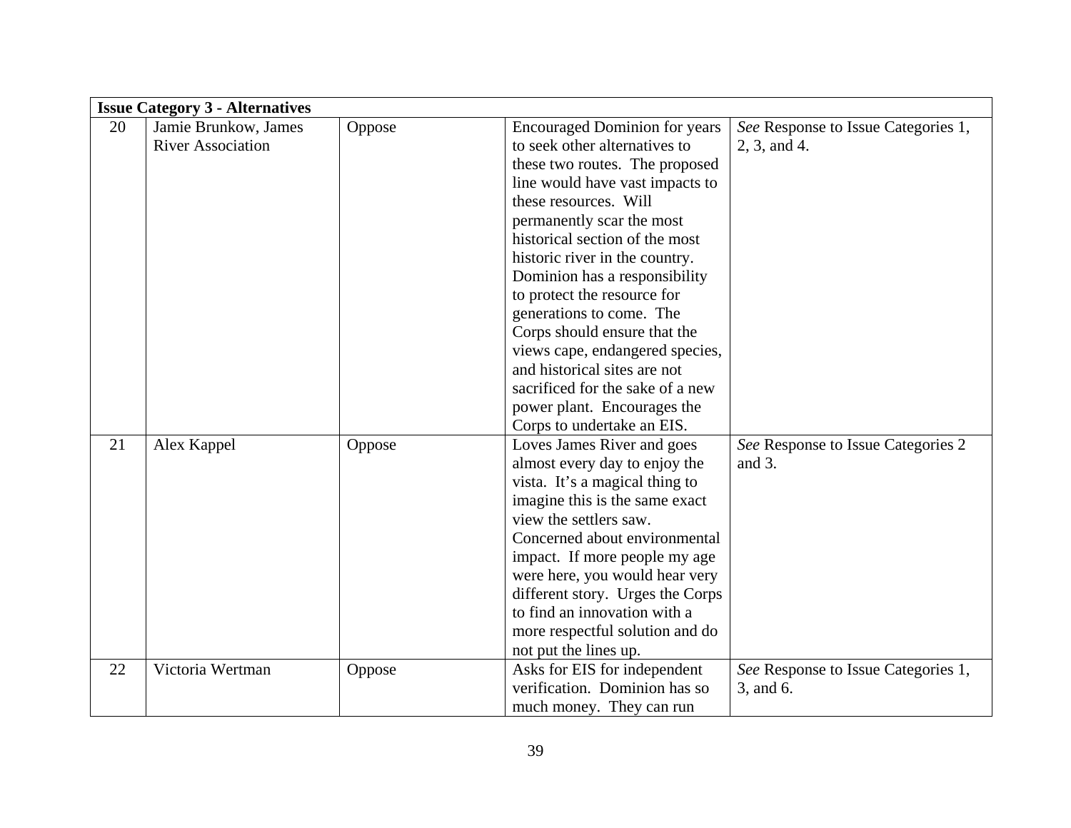| **Issue Category 3 - Alternatives** | | | | |
|---|---|---|---|---|
| 20 | Jamie Brunkow, James River Association | Oppose | Encouraged Dominion for years to seek other alternatives to these two routes. The proposed line would have vast impacts to these resources. Will permanently scar the most historical section of the most historic river in the country. Dominion has a responsibility to protect the resource for generations to come. The Corps should ensure that the views cape, endangered species, and historical sites are not sacrificed for the sake of a new power plant. Encourages the Corps to undertake an EIS. | *See* Response to Issue Categories 1, 2, 3, and 4. |
| 21 | Alex Kappel | Oppose | Loves James River and goes almost every day to enjoy the vista. It's a magical thing to imagine this is the same exact view the settlers saw. Concerned about environmental impact. If more people my age were here, you would hear very different story. Urges the Corps to find an innovation with a more respectful solution and do not put the lines up. | *See* Response to Issue Categories 2 and 3. |
| 22 | Victoria Wertman | Oppose | Asks for EIS for independent verification. Dominion has so much money. They can run | *See* Response to Issue Categories 1, 3, and 6. |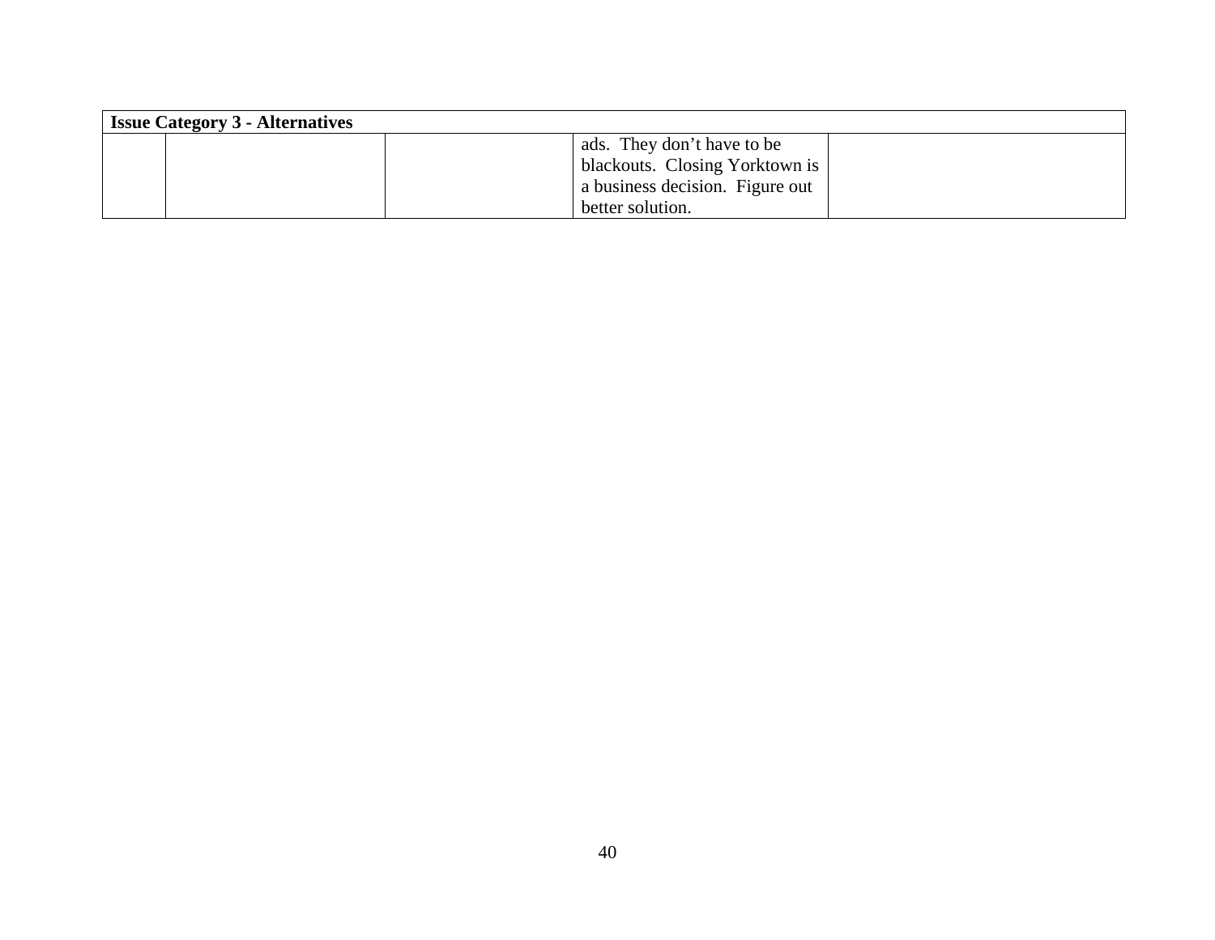| Issue Category 3 - Alternatives | | | | |
|---|---|---|---|---|
| | | | ads. They don't have to be blackouts. Closing Yorktown is a business decision. Figure out better solution. | |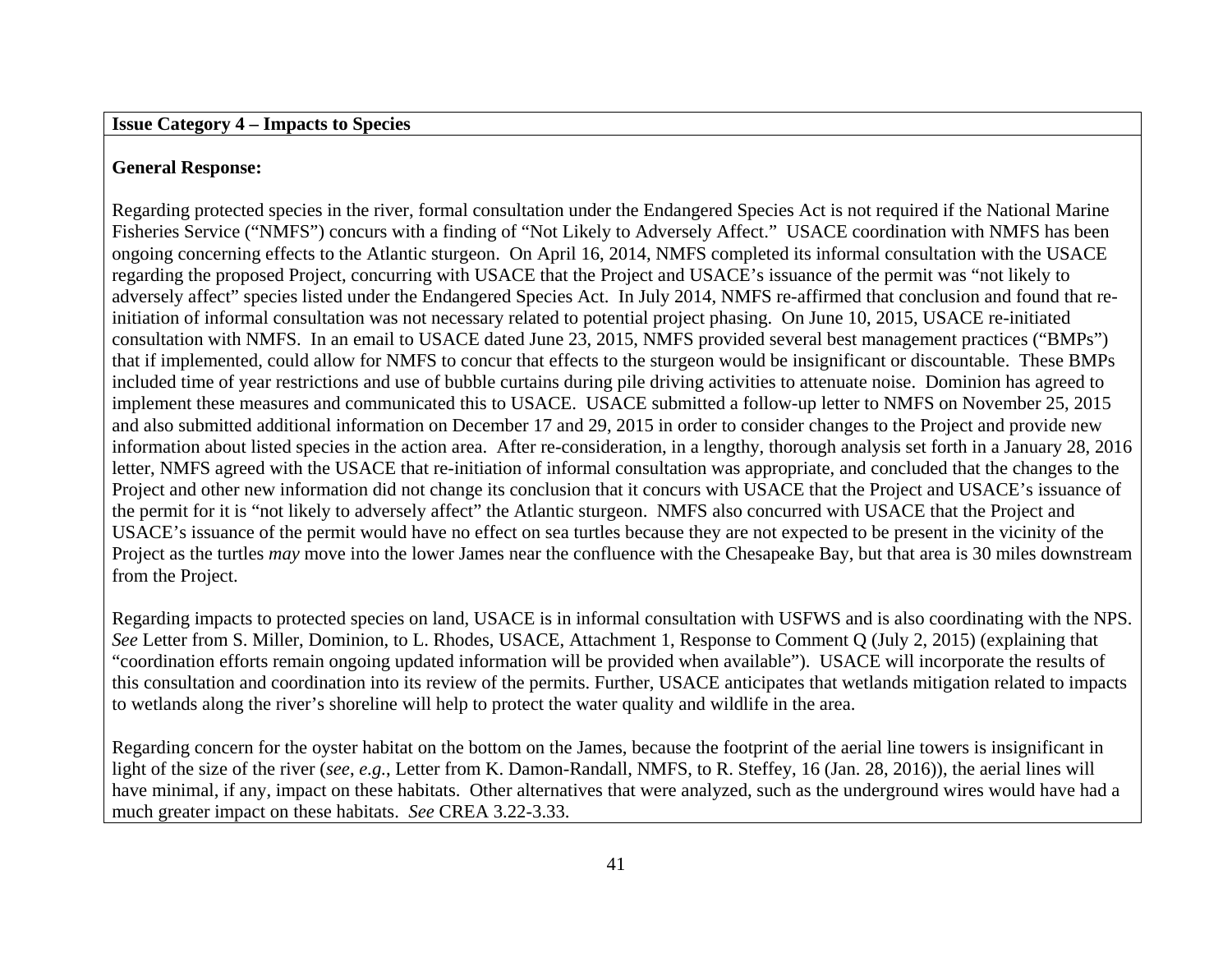**Issue Category 4 – Impacts to Species**

**General Response:**

Regarding protected species in the river, formal consultation under the Endangered Species Act is not required if the National Marine Fisheries Service ("NMFS") concurs with a finding of "Not Likely to Adversely Affect." USACE coordination with NMFS has been ongoing concerning effects to the Atlantic sturgeon. On April 16, 2014, NMFS completed its informal consultation with the USACE regarding the proposed Project, concurring with USACE that the Project and USACE's issuance of the permit was "not likely to adversely affect" species listed under the Endangered Species Act. In July 2014, NMFS re-affirmed that conclusion and found that re-initiation of informal consultation was not necessary related to potential project phasing. On June 10, 2015, USACE re-initiated consultation with NMFS. In an email to USACE dated June 23, 2015, NMFS provided several best management practices ("BMPs") that if implemented, could allow for NMFS to concur that effects to the sturgeon would be insignificant or discountable. These BMPs included time of year restrictions and use of bubble curtains during pile driving activities to attenuate noise. Dominion has agreed to implement these measures and communicated this to USACE. USACE submitted a follow-up letter to NMFS on November 25, 2015 and also submitted additional information on December 17 and 29, 2015 in order to consider changes to the Project and provide new information about listed species in the action area. After re-consideration, in a lengthy, thorough analysis set forth in a January 28, 2016 letter, NMFS agreed with the USACE that re-initiation of informal consultation was appropriate, and concluded that the changes to the Project and other new information did not change its conclusion that it concurs with USACE that the Project and USACE's issuance of the permit for it is "not likely to adversely affect" the Atlantic sturgeon. NMFS also concurred with USACE that the Project and USACE's issuance of the permit would have no effect on sea turtles because they are not expected to be present in the vicinity of the Project as the turtles *may* move into the lower James near the confluence with the Chesapeake Bay, but that area is 30 miles downstream from the Project.

Regarding impacts to protected species on land, USACE is in informal consultation with USFWS and is also coordinating with the NPS. *See* Letter from S. Miller, Dominion, to L. Rhodes, USACE, Attachment 1, Response to Comment Q (July 2, 2015) (explaining that "coordination efforts remain ongoing updated information will be provided when available"). USACE will incorporate the results of this consultation and coordination into its review of the permits. Further, USACE anticipates that wetlands mitigation related to impacts to wetlands along the river's shoreline will help to protect the water quality and wildlife in the area.

Regarding concern for the oyster habitat on the bottom on the James, because the footprint of the aerial line towers is insignificant in light of the size of the river (*see, e.g.*, Letter from K. Damon-Randall, NMFS, to R. Steffey, 16 (Jan. 28, 2016)), the aerial lines will have minimal, if any, impact on these habitats. Other alternatives that were analyzed, such as the underground wires would have had a much greater impact on these habitats. *See* CREA 3.22-3.33.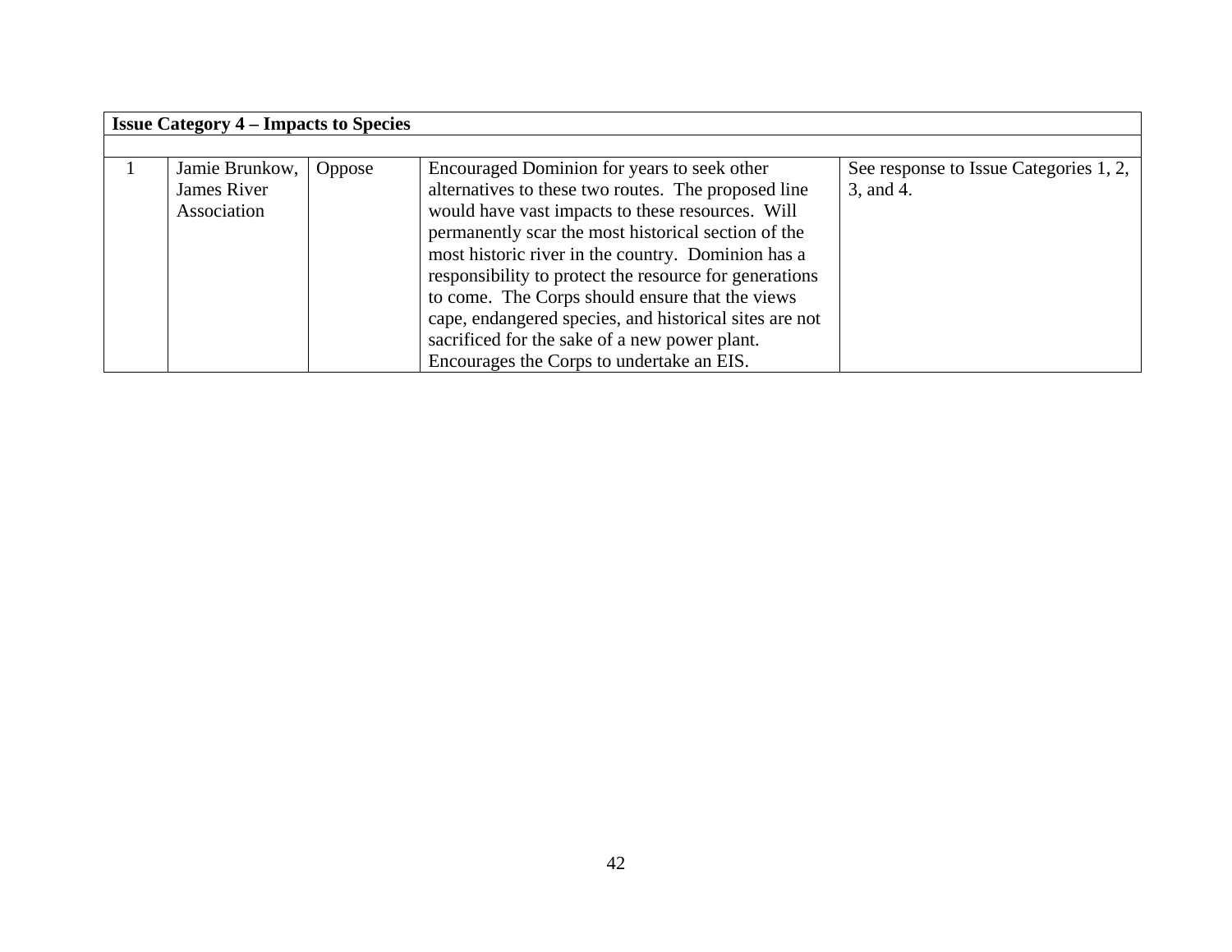| Issue Category 4 – Impacts to Species | | | | |
|---|---|---|---|---|
| | | | | |
| 1 | Jamie Brunkow, James River Association | Oppose | Encouraged Dominion for years to seek other alternatives to these two routes. The proposed line would have vast impacts to these resources. Will permanently scar the most historical section of the most historic river in the country. Dominion has a responsibility to protect the resource for generations to come. The Corps should ensure that the views cape, endangered species, and historical sites are not sacrificed for the sake of a new power plant. Encourages the Corps to undertake an EIS. | See response to Issue Categories 1, 2, 3, and 4. |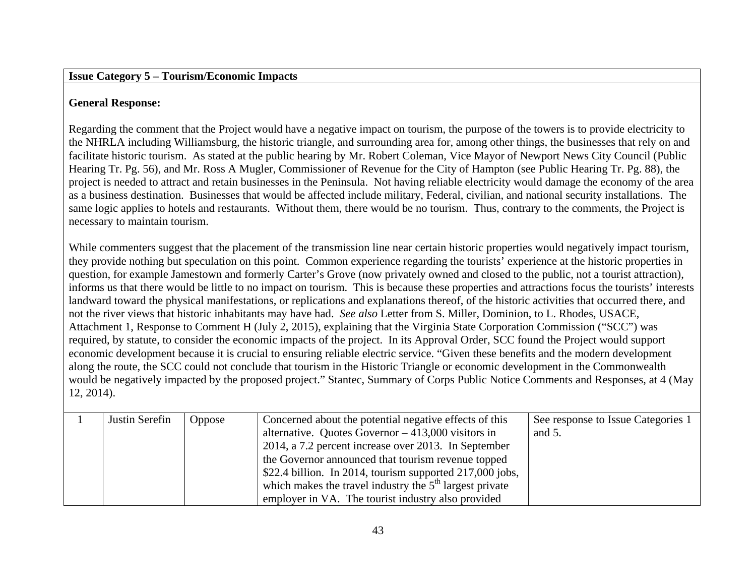**Issue Category 5 – Tourism/Economic Impacts**

**General Response:**

Regarding the comment that the Project would have a negative impact on tourism, the purpose of the towers is to provide electricity to the NHRLA including Williamsburg, the historic triangle, and surrounding area for, among other things, the businesses that rely on and facilitate historic tourism. As stated at the public hearing by Mr. Robert Coleman, Vice Mayor of Newport News City Council (Public Hearing Tr. Pg. 56), and Mr. Ross A Mugler, Commissioner of Revenue for the City of Hampton (see Public Hearing Tr. Pg. 88), the project is needed to attract and retain businesses in the Peninsula. Not having reliable electricity would damage the economy of the area as a business destination. Businesses that would be affected include military, Federal, civilian, and national security installations. The same logic applies to hotels and restaurants. Without them, there would be no tourism. Thus, contrary to the comments, the Project is necessary to maintain tourism.

While commenters suggest that the placement of the transmission line near certain historic properties would negatively impact tourism, they provide nothing but speculation on this point. Common experience regarding the tourists' experience at the historic properties in question, for example Jamestown and formerly Carter's Grove (now privately owned and closed to the public, not a tourist attraction), informs us that there would be little to no impact on tourism. This is because these properties and attractions focus the tourists' interests landward toward the physical manifestations, or replications and explanations thereof, of the historic activities that occurred there, and not the river views that historic inhabitants may have had. *See also* Letter from S. Miller, Dominion, to L. Rhodes, USACE, Attachment 1, Response to Comment H (July 2, 2015), explaining that the Virginia State Corporation Commission ("SCC") was required, by statute, to consider the economic impacts of the project. In its Approval Order, SCC found the Project would support economic development because it is crucial to ensuring reliable electric service. "Given these benefits and the modern development along the route, the SCC could not conclude that tourism in the Historic Triangle or economic development in the Commonwealth would be negatively impacted by the proposed project." Stantec, Summary of Corps Public Notice Comments and Responses, at 4 (May 12, 2014).

| | | | | |
|---|---|---|---|---|
| 1 | Justin Serefin | Oppose | Concerned about the potential negative effects of this alternative. Quotes Governor – 413,000 visitors in 2014, a 7.2 percent increase over 2013. In September the Governor announced that tourism revenue topped \$22.4 billion. In 2014, tourism supported 217,000 jobs, which makes the travel industry the 5th largest private employer in VA. The tourist industry also provided | See response to Issue Categories 1 and 5. |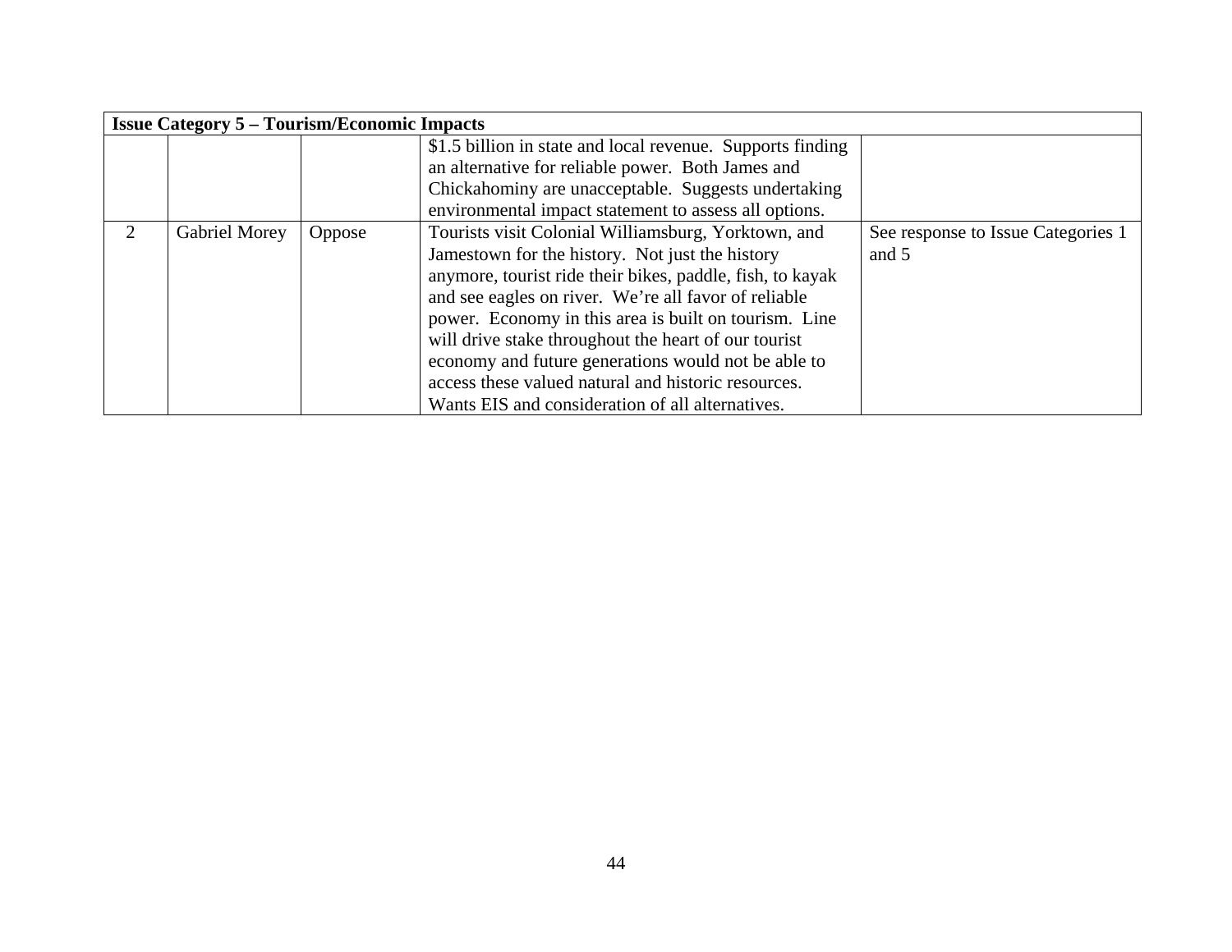| Issue Category 5 – Tourism/Economic Impacts | | | | |
|---|---|---|---|---|
| | | | $1.5 billion in state and local revenue. Supports finding an alternative for reliable power. Both James and Chickahominy are unacceptable. Suggests undertaking environmental impact statement to assess all options. | |
| 2 | Gabriel Morey | Oppose | Tourists visit Colonial Williamsburg, Yorktown, and Jamestown for the history. Not just the history anymore, tourist ride their bikes, paddle, fish, to kayak and see eagles on river. We're all favor of reliable power. Economy in this area is built on tourism. Line will drive stake throughout the heart of our tourist economy and future generations would not be able to access these valued natural and historic resources. Wants EIS and consideration of all alternatives. | See response to Issue Categories 1 and 5 |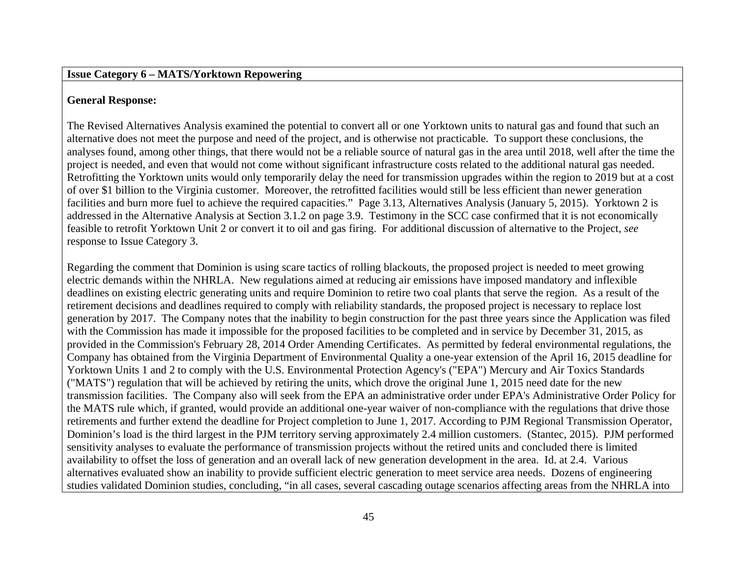**Issue Category 6 – MATS/Yorktown Repowering**

**General Response:**

The Revised Alternatives Analysis examined the potential to convert all or one Yorktown units to natural gas and found that such an alternative does not meet the purpose and need of the project, and is otherwise not practicable. To support these conclusions, the analyses found, among other things, that there would not be a reliable source of natural gas in the area until 2018, well after the time the project is needed, and even that would not come without significant infrastructure costs related to the additional natural gas needed. Retrofitting the Yorktown units would only temporarily delay the need for transmission upgrades within the region to 2019 but at a cost of over $1 billion to the Virginia customer. Moreover, the retrofitted facilities would still be less efficient than newer generation facilities and burn more fuel to achieve the required capacities." Page 3.13, Alternatives Analysis (January 5, 2015). Yorktown 2 is addressed in the Alternative Analysis at Section 3.1.2 on page 3.9. Testimony in the SCC case confirmed that it is not economically feasible to retrofit Yorktown Unit 2 or convert it to oil and gas firing. For additional discussion of alternative to the Project, *see* response to Issue Category 3.

Regarding the comment that Dominion is using scare tactics of rolling blackouts, the proposed project is needed to meet growing electric demands within the NHRLA. New regulations aimed at reducing air emissions have imposed mandatory and inflexible deadlines on existing electric generating units and require Dominion to retire two coal plants that serve the region. As a result of the retirement decisions and deadlines required to comply with reliability standards, the proposed project is necessary to replace lost generation by 2017. The Company notes that the inability to begin construction for the past three years since the Application was filed with the Commission has made it impossible for the proposed facilities to be completed and in service by December 31, 2015, as provided in the Commission's February 28, 2014 Order Amending Certificates. As permitted by federal environmental regulations, the Company has obtained from the Virginia Department of Environmental Quality a one-year extension of the April 16, 2015 deadline for Yorktown Units 1 and 2 to comply with the U.S. Environmental Protection Agency's ("EPA") Mercury and Air Toxics Standards ("MATS") regulation that will be achieved by retiring the units, which drove the original June 1, 2015 need date for the new transmission facilities. The Company also will seek from the EPA an administrative order under EPA's Administrative Order Policy for the MATS rule which, if granted, would provide an additional one-year waiver of non-compliance with the regulations that drive those retirements and further extend the deadline for Project completion to June 1, 2017. According to PJM Regional Transmission Operator, Dominion's load is the third largest in the PJM territory serving approximately 2.4 million customers. (Stantec, 2015). PJM performed sensitivity analyses to evaluate the performance of transmission projects without the retired units and concluded there is limited availability to offset the loss of generation and an overall lack of new generation development in the area. Id. at 2.4. Various alternatives evaluated show an inability to provide sufficient electric generation to meet service area needs. Dozens of engineering studies validated Dominion studies, concluding, "in all cases, several cascading outage scenarios affecting areas from the NHRLA into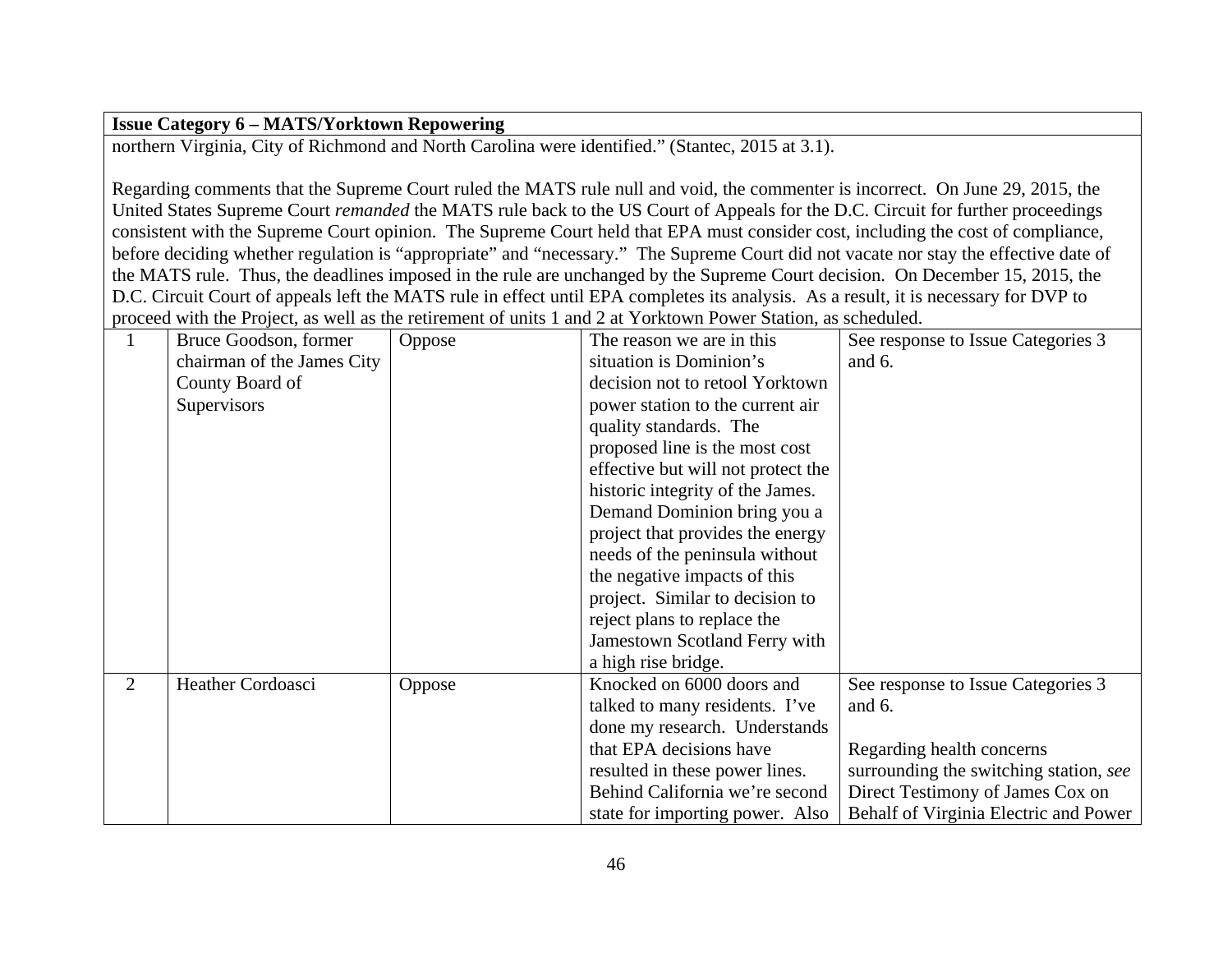**Issue Category 6 – MATS/Yorktown Repowering**

northern Virginia, City of Richmond and North Carolina were identified." (Stantec, 2015 at 3.1).

Regarding comments that the Supreme Court ruled the MATS rule null and void, the commenter is incorrect. On June 29, 2015, the United States Supreme Court *remanded* the MATS rule back to the US Court of Appeals for the D.C. Circuit for further proceedings consistent with the Supreme Court opinion. The Supreme Court held that EPA must consider cost, including the cost of compliance, before deciding whether regulation is "appropriate" and "necessary." The Supreme Court did not vacate nor stay the effective date of the MATS rule. Thus, the deadlines imposed in the rule are unchanged by the Supreme Court decision. On December 15, 2015, the D.C. Circuit Court of appeals left the MATS rule in effect until EPA completes its analysis. As a result, it is necessary for DVP to proceed with the Project, as well as the retirement of units 1 and 2 at Yorktown Power Station, as scheduled.

| | | | | |
|---|---|---|---|---|
| 1 | Bruce Goodson, former chairman of the James City County Board of Supervisors | Oppose | The reason we are in this situation is Dominion's decision not to retool Yorktown power station to the current air quality standards. The proposed line is the most cost effective but will not protect the historic integrity of the James. Demand Dominion bring you a project that provides the energy needs of the peninsula without the negative impacts of this project. Similar to decision to reject plans to replace the Jamestown Scotland Ferry with a high rise bridge. | See response to Issue Categories 3 and 6. |
| 2 | Heather Cordoasci | Oppose | Knocked on 6000 doors and talked to many residents. I've done my research. Understands that EPA decisions have resulted in these power lines. Behind California we're second state for importing power. Also | See response to Issue Categories 3 and 6.<br><br>Regarding health concerns surrounding the switching station, *see* Direct Testimony of James Cox on Behalf of Virginia Electric and Power |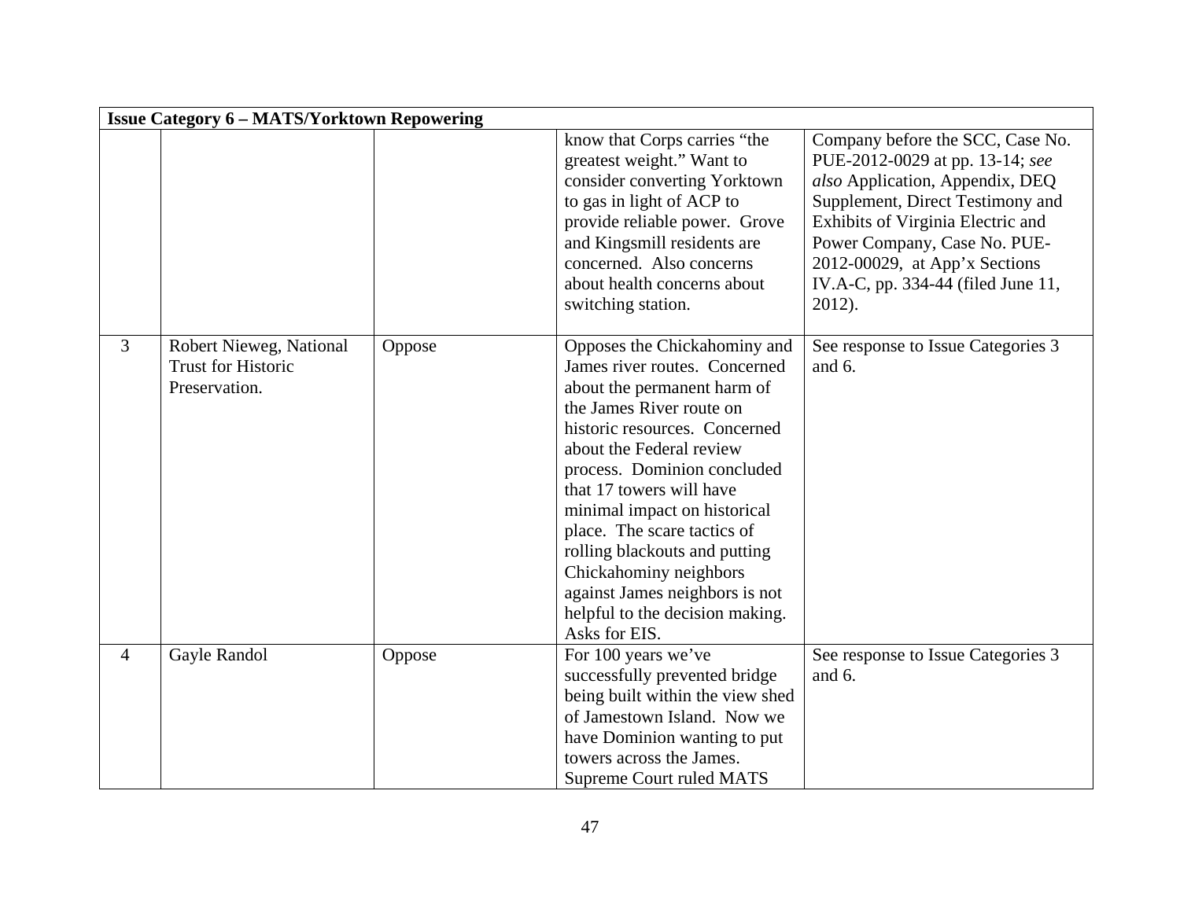| Issue Category 6 – MATS/Yorktown Repowering | | | | |
|---|---|---|---|---|
| | | | know that Corps carries "the greatest weight." Want to consider converting Yorktown to gas in light of ACP to provide reliable power. Grove and Kingsmill residents are concerned. Also concerns about health concerns about switching station. | Company before the SCC, Case No. PUE-2012-0029 at pp. 13-14; *see also* Application, Appendix, DEQ Supplement, Direct Testimony and Exhibits of Virginia Electric and Power Company, Case No. PUE-2012-00029, at App'x Sections IV.A-C, pp. 334-44 (filed June 11, 2012). |
| 3 | Robert Nieweg, National Trust for Historic Preservation. | Oppose | Opposes the Chickahominy and James river routes. Concerned about the permanent harm of the James River route on historic resources. Concerned about the Federal review process. Dominion concluded that 17 towers will have minimal impact on historical place. The scare tactics of rolling blackouts and putting Chickahominy neighbors against James neighbors is not helpful to the decision making. Asks for EIS. | See response to Issue Categories 3 and 6. |
| 4 | Gayle Randol | Oppose | For 100 years we've successfully prevented bridge being built within the view shed of Jamestown Island. Now we have Dominion wanting to put towers across the James. Supreme Court ruled MATS | See response to Issue Categories 3 and 6. |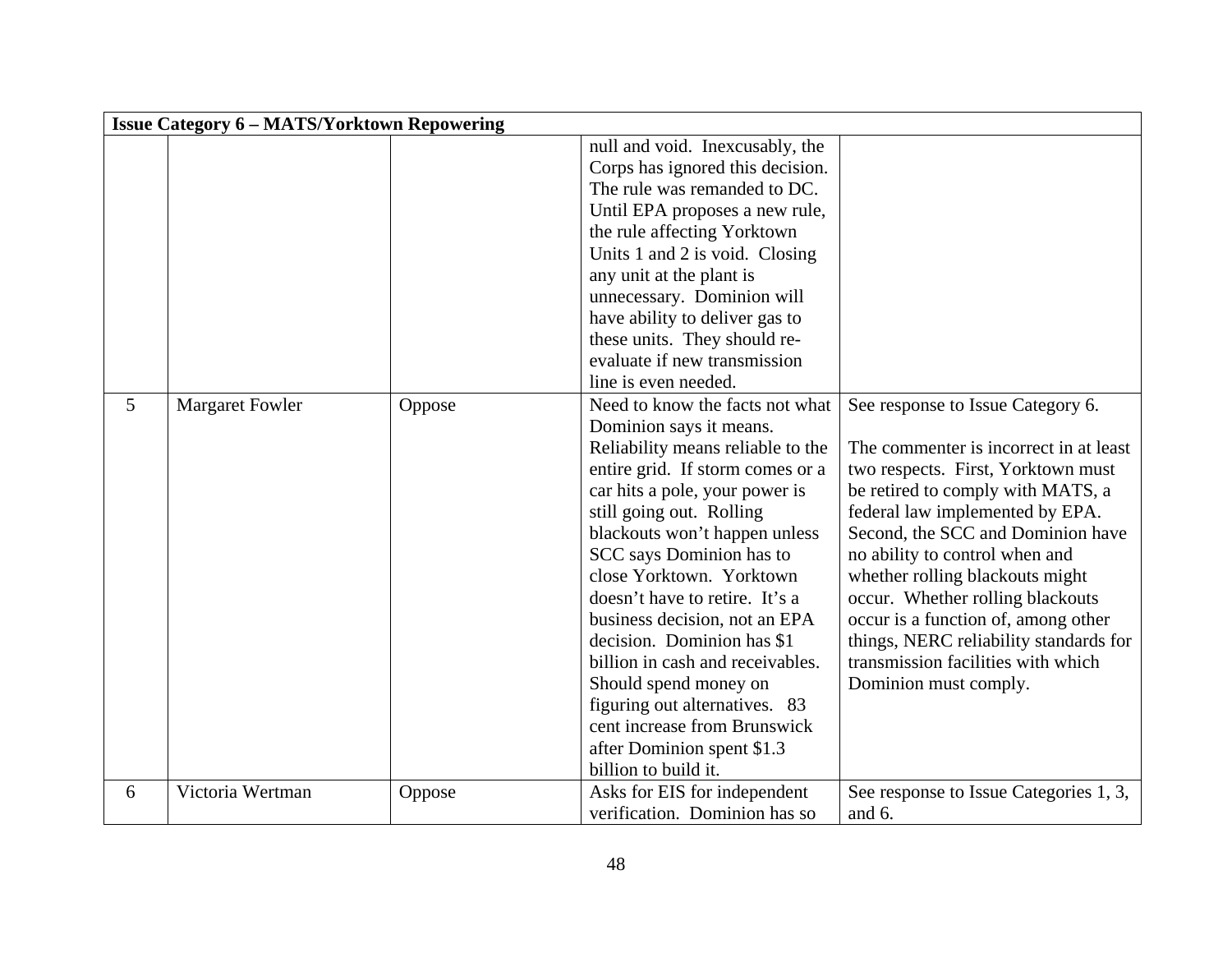| Issue Category 6 – MATS/Yorktown Repowering | | | | |
|---|---|---|---|---|
| | | | null and void. Inexcusably, the Corps has ignored this decision. The rule was remanded to DC. Until EPA proposes a new rule, the rule affecting Yorktown Units 1 and 2 is void. Closing any unit at the plant is unnecessary. Dominion will have ability to deliver gas to these units. They should re-evaluate if new transmission line is even needed. | |
| 5 | Margaret Fowler | Oppose | Need to know the facts not what Dominion says it means. Reliability means reliable to the entire grid. If storm comes or a car hits a pole, your power is still going out. Rolling blackouts won't happen unless SCC says Dominion has to close Yorktown. Yorktown doesn't have to retire. It's a business decision, not an EPA decision. Dominion has $1 billion in cash and receivables. Should spend money on figuring out alternatives. 83 cent increase from Brunswick after Dominion spent $1.3 billion to build it. | See response to Issue Category 6.<br><br>The commenter is incorrect in at least two respects. First, Yorktown must be retired to comply with MATS, a federal law implemented by EPA. Second, the SCC and Dominion have no ability to control when and whether rolling blackouts might occur. Whether rolling blackouts occur is a function of, among other things, NERC reliability standards for transmission facilities with which Dominion must comply. |
| 6 | Victoria Wertman | Oppose | Asks for EIS for independent verification. Dominion has so | See response to Issue Categories 1, 3, and 6. |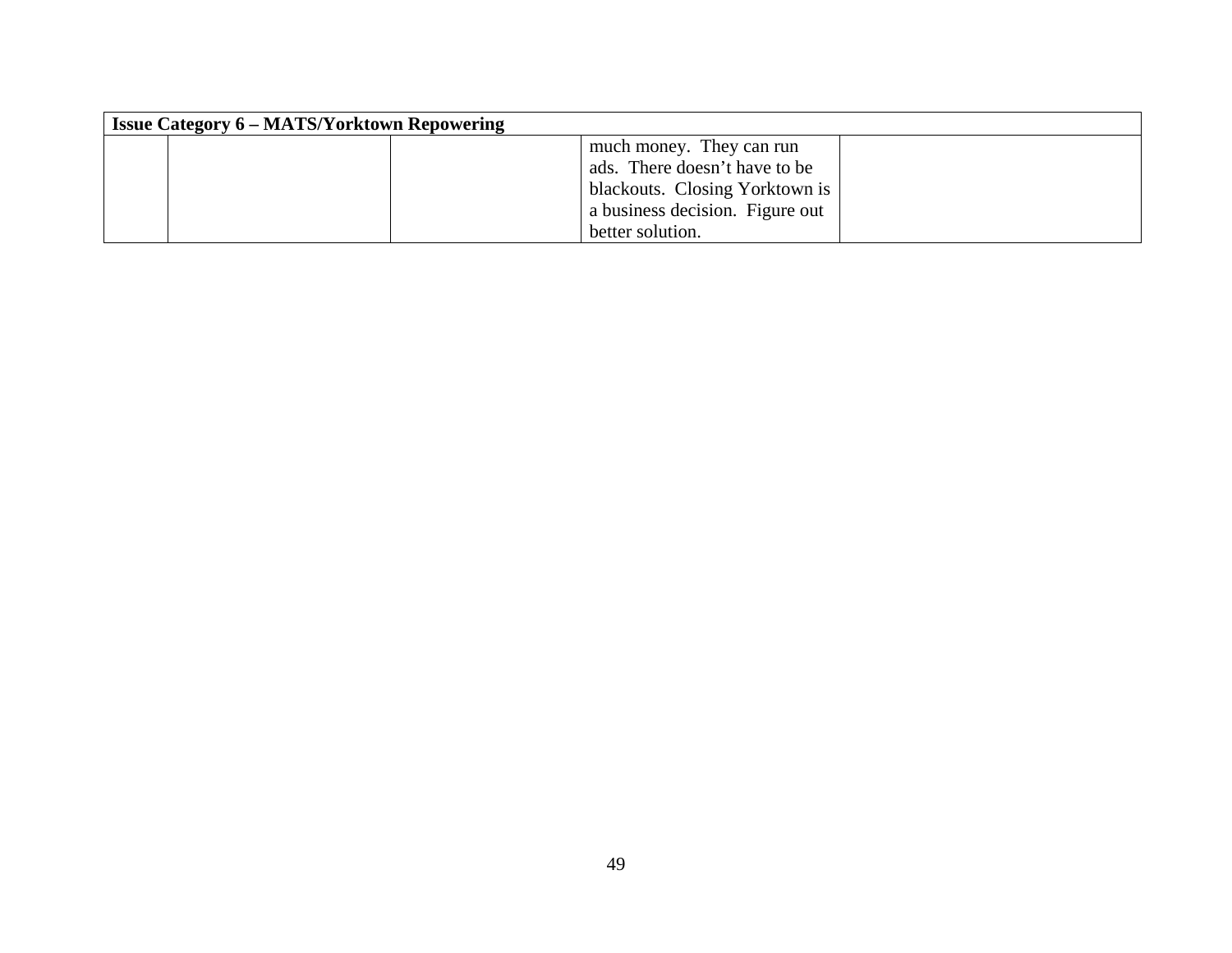| Issue Category 6 – MATS/Yorktown Repowering | | | | |
|---|---|---|---|---|
| | | | much money. They can run ads. There doesn't have to be blackouts. Closing Yorktown is a business decision. Figure out better solution. | |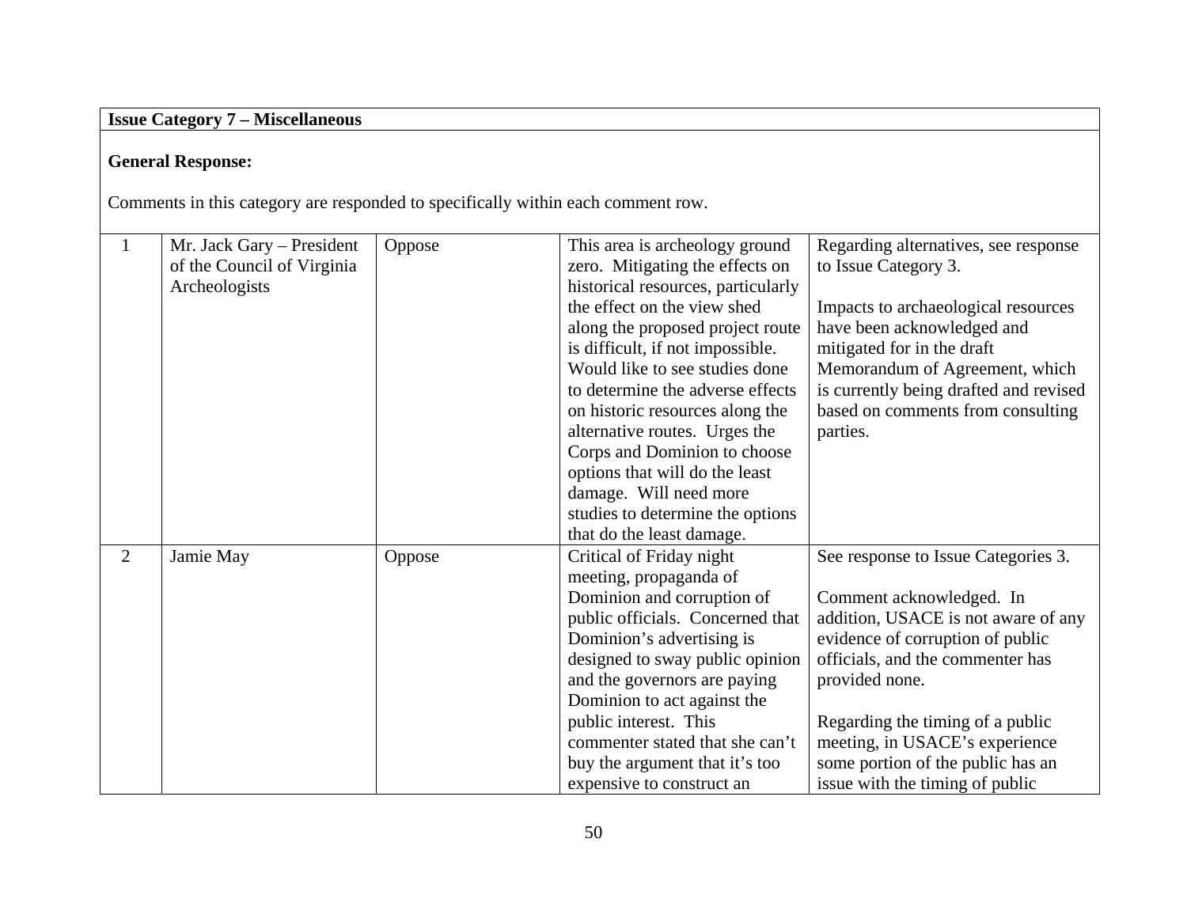**Issue Category 7 – Miscellaneous**

**General Response:**

Comments in this category are responded to specifically within each comment row.

| | | | | |
|---|---|---|---|---|
| 1 | Mr. Jack Gary – President of the Council of Virginia Archeologists | Oppose | This area is archeology ground zero. Mitigating the effects on historical resources, particularly the effect on the view shed along the proposed project route is difficult, if not impossible. Would like to see studies done to determine the adverse effects on historic resources along the alternative routes. Urges the Corps and Dominion to choose options that will do the least damage. Will need more studies to determine the options that do the least damage. | Regarding alternatives, see response to Issue Category 3.<br><br>Impacts to archaeological resources have been acknowledged and mitigated for in the draft Memorandum of Agreement, which is currently being drafted and revised based on comments from consulting parties. |
| 2 | Jamie May | Oppose | Critical of Friday night meeting, propaganda of Dominion and corruption of public officials. Concerned that Dominion's advertising is designed to sway public opinion and the governors are paying Dominion to act against the public interest. This commenter stated that she can't buy the argument that it's too expensive to construct an | See response to Issue Categories 3.<br><br>Comment acknowledged. In addition, USACE is not aware of any evidence of corruption of public officials, and the commenter has provided none.<br><br>Regarding the timing of a public meeting, in USACE's experience some portion of the public has an issue with the timing of public |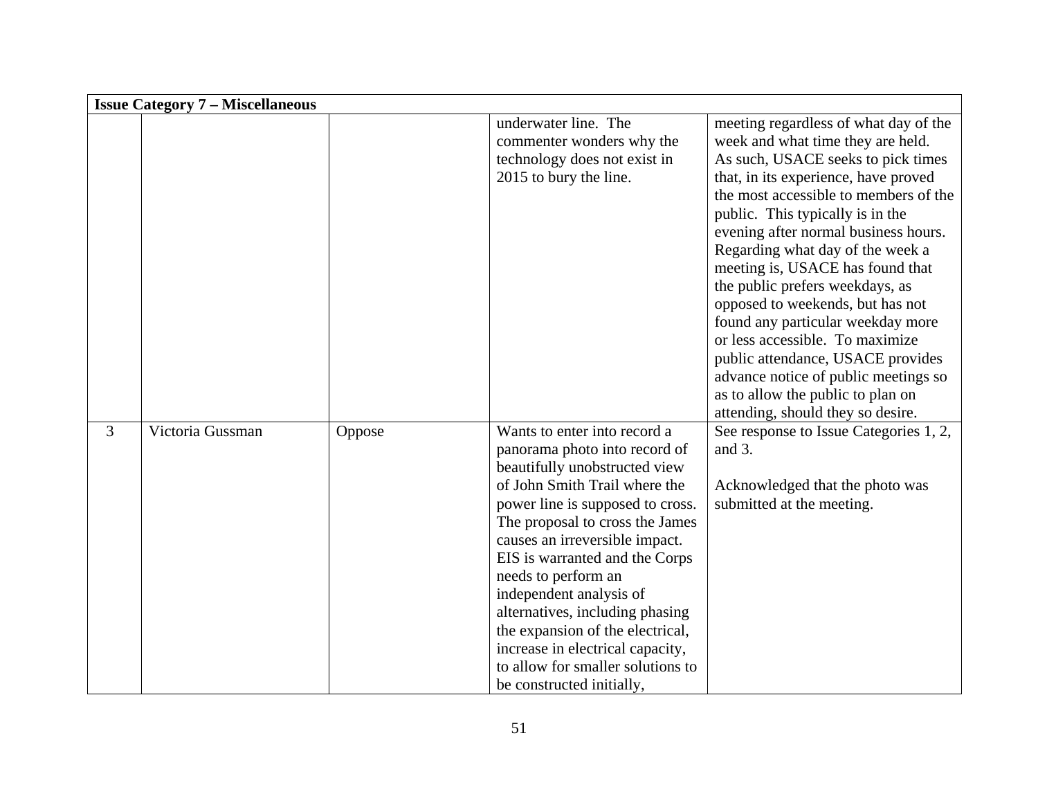| Issue Category 7 – Miscellaneous | | | | |
|---|---|---|---|---|
| | | | underwater line. The commenter wonders why the technology does not exist in 2015 to bury the line. | meeting regardless of what day of the week and what time they are held. As such, USACE seeks to pick times that, in its experience, have proved the most accessible to members of the public. This typically is in the evening after normal business hours. Regarding what day of the week a meeting is, USACE has found that the public prefers weekdays, as opposed to weekends, but has not found any particular weekday more or less accessible. To maximize public attendance, USACE provides advance notice of public meetings so as to allow the public to plan on attending, should they so desire. |
| 3 | Victoria Gussman | Oppose | Wants to enter into record a panorama photo into record of beautifully unobstructed view of John Smith Trail where the power line is supposed to cross. The proposal to cross the James causes an irreversible impact. EIS is warranted and the Corps needs to perform an independent analysis of alternatives, including phasing the expansion of the electrical, increase in electrical capacity, to allow for smaller solutions to be constructed initially, | See response to Issue Categories 1, 2, and 3.<br><br>Acknowledged that the photo was submitted at the meeting. |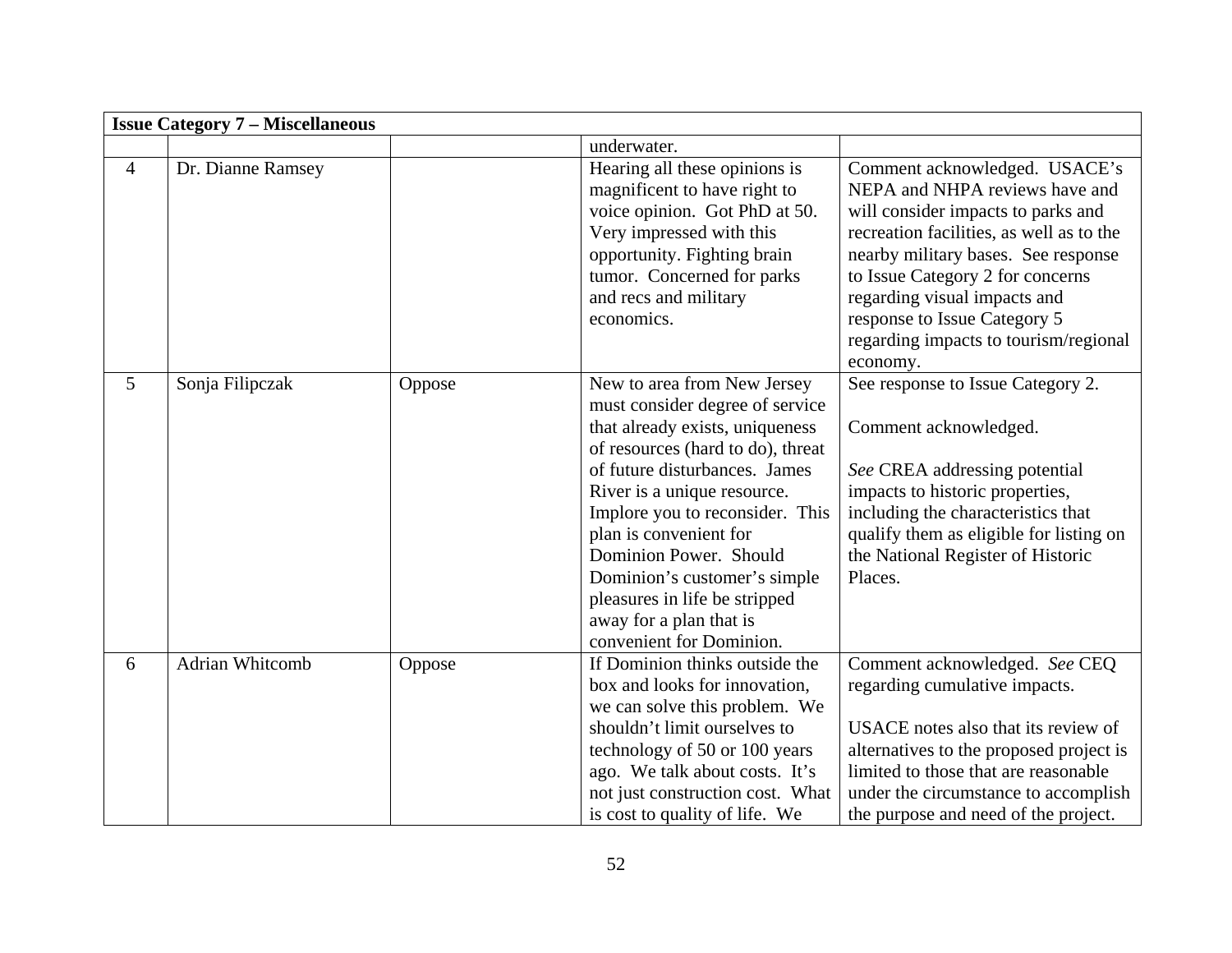| Issue Category 7 – Miscellaneous | | | | |
|---|---|---|---|---|
| | | | underwater. | |
| 4 | Dr. Dianne Ramsey | | Hearing all these opinions is magnificent to have right to voice opinion. Got PhD at 50. Very impressed with this opportunity. Fighting brain tumor. Concerned for parks and recs and military economics. | Comment acknowledged. USACE's NEPA and NHPA reviews have and will consider impacts to parks and recreation facilities, as well as to the nearby military bases. See response to Issue Category 2 for concerns regarding visual impacts and response to Issue Category 5 regarding impacts to tourism/regional economy. |
| 5 | Sonja Filipczak | Oppose | New to area from New Jersey must consider degree of service that already exists, uniqueness of resources (hard to do), threat of future disturbances. James River is a unique resource. Implore you to reconsider. This plan is convenient for Dominion Power. Should Dominion's customer's simple pleasures in life be stripped away for a plan that is convenient for Dominion. | See response to Issue Category 2.<br><br>Comment acknowledged.<br><br>*See* CREA addressing potential impacts to historic properties, including the characteristics that qualify them as eligible for listing on the National Register of Historic Places. |
| 6 | Adrian Whitcomb | Oppose | If Dominion thinks outside the box and looks for innovation, we can solve this problem. We shouldn't limit ourselves to technology of 50 or 100 years ago. We talk about costs. It's not just construction cost. What is cost to quality of life. We | Comment acknowledged. *See* CEQ regarding cumulative impacts.<br><br>USACE notes also that its review of alternatives to the proposed project is limited to those that are reasonable under the circumstance to accomplish the purpose and need of the project. |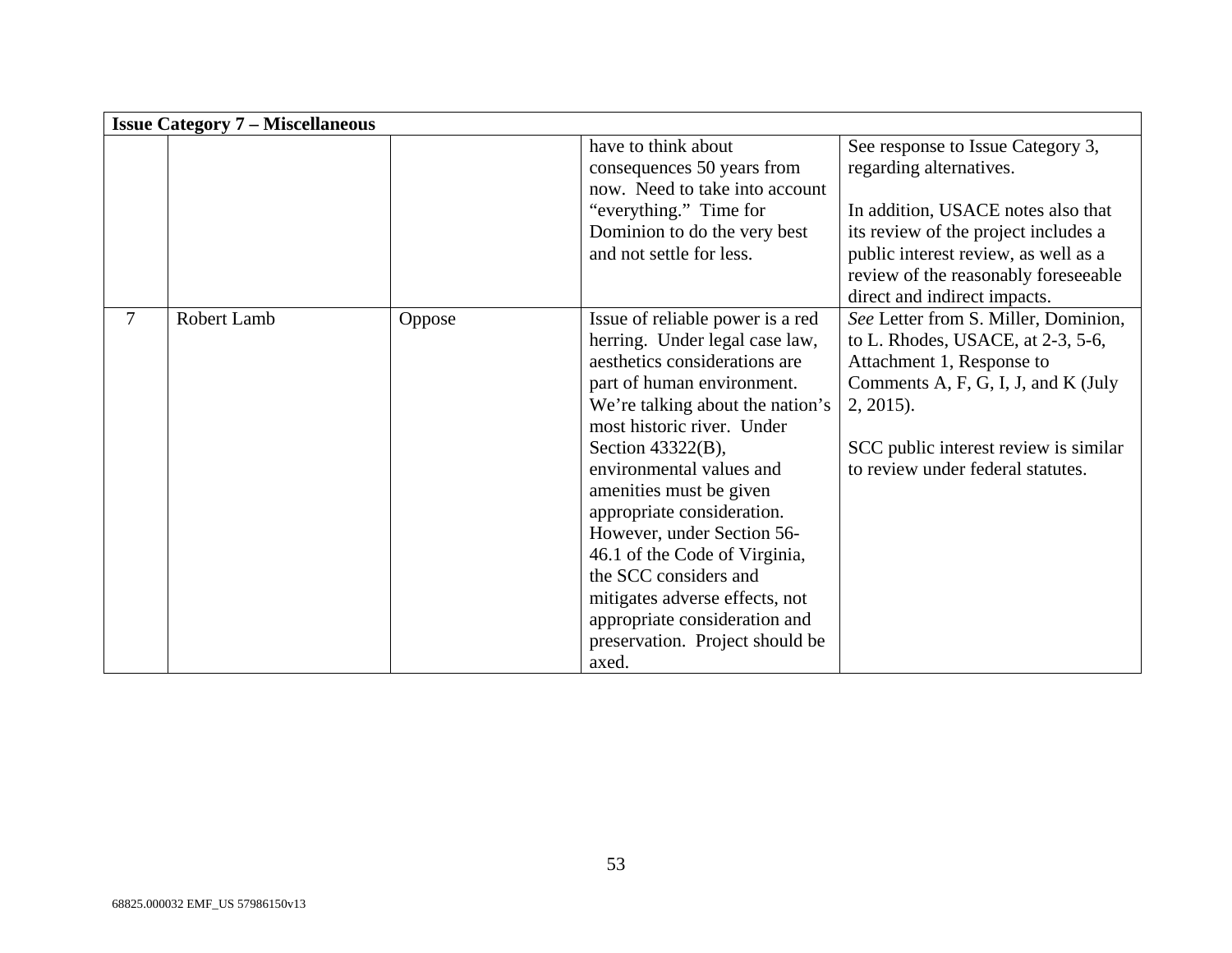| Issue Category 7 – Miscellaneous | | | | |
|---|---|---|---|---|
| | | | have to think about consequences 50 years from now. Need to take into account "everything." Time for Dominion to do the very best and not settle for less. | See response to Issue Category 3, regarding alternatives.<br><br>In addition, USACE notes also that its review of the project includes a public interest review, as well as a review of the reasonably foreseeable direct and indirect impacts. |
| 7 | Robert Lamb | Oppose | Issue of reliable power is a red herring. Under legal case law, aesthetics considerations are part of human environment. We're talking about the nation's most historic river. Under Section 43322(B), environmental values and amenities must be given appropriate consideration. However, under Section 56-46.1 of the Code of Virginia, the SCC considers and mitigates adverse effects, not appropriate consideration and preservation. Project should be axed. | *See* Letter from S. Miller, Dominion, to L. Rhodes, USACE, at 2-3, 5-6, Attachment 1, Response to Comments A, F, G, I, J, and K (July 2, 2015).<br><br>SCC public interest review is similar to review under federal statutes. |

68825.000032 EMF_US 57986150v13